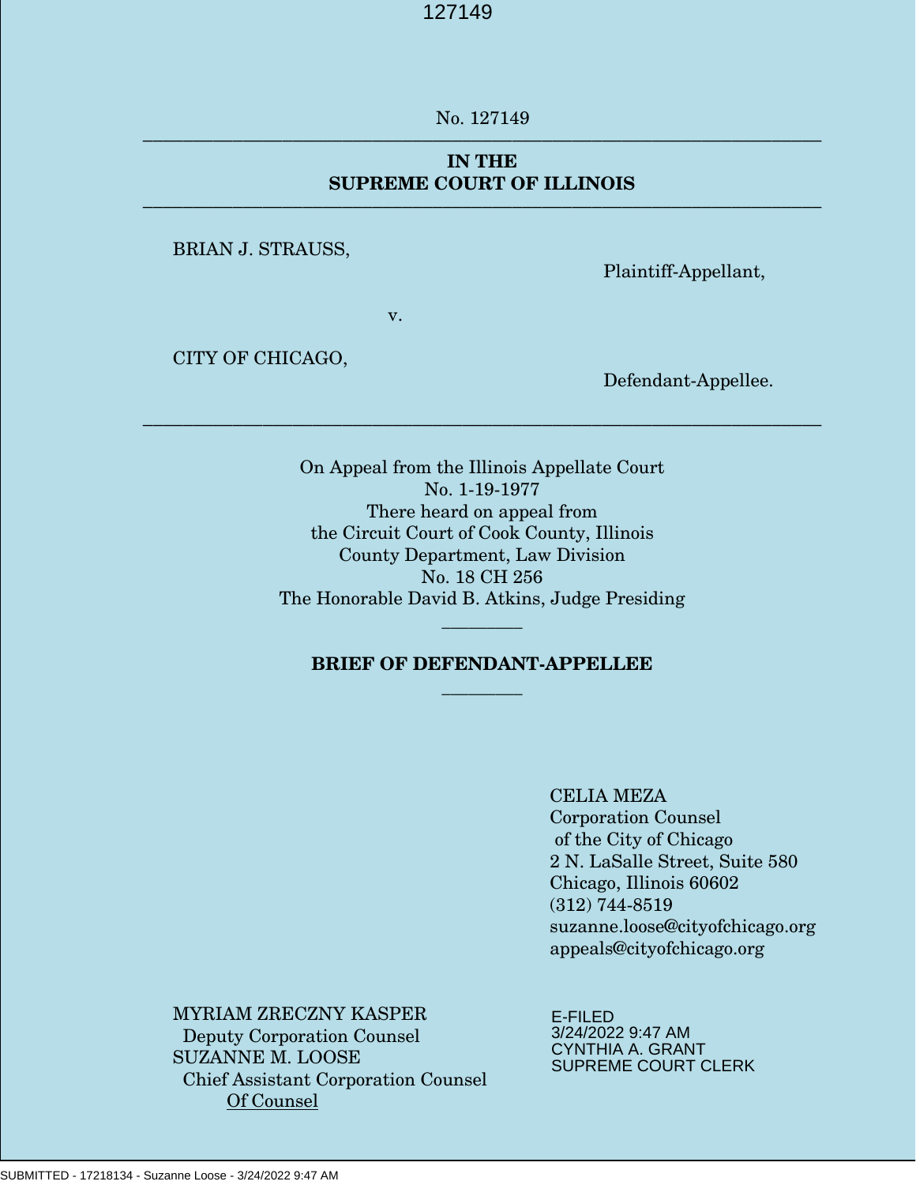No. 127149

---

**IN THE**
**SUPREME COURT OF ILLINOIS**

---

BRIAN J. STRAUSS,

Plaintiff-Appellant,

v.

CITY OF CHICAGO,

Defendant-Appellee.

---

On Appeal from the Illinois Appellate Court
No. 1-19-1977
There heard on appeal from
the Circuit Court of Cook County, Illinois
County Department, Law Division
No. 18 CH 256
The Honorable David B. Atkins, Judge Presiding

**BRIEF OF DEFENDANT-APPELLEE**

CELIA MEZA
Corporation Counsel
of the City of Chicago
2 N. LaSalle Street, Suite 580
Chicago, Illinois 60602
(312) 744-8519
suzanne.loose@cityofchicago.org
appeals@cityofchicago.org

MYRIAM ZRECZNY KASPER
Deputy Corporation Counsel
SUZANNE M. LOOSE
Chief Assistant Corporation Counsel
Of Counsel

E-FILED
3/24/2022 9:47 AM
CYNTHIA A. GRANT
SUPREME COURT CLERK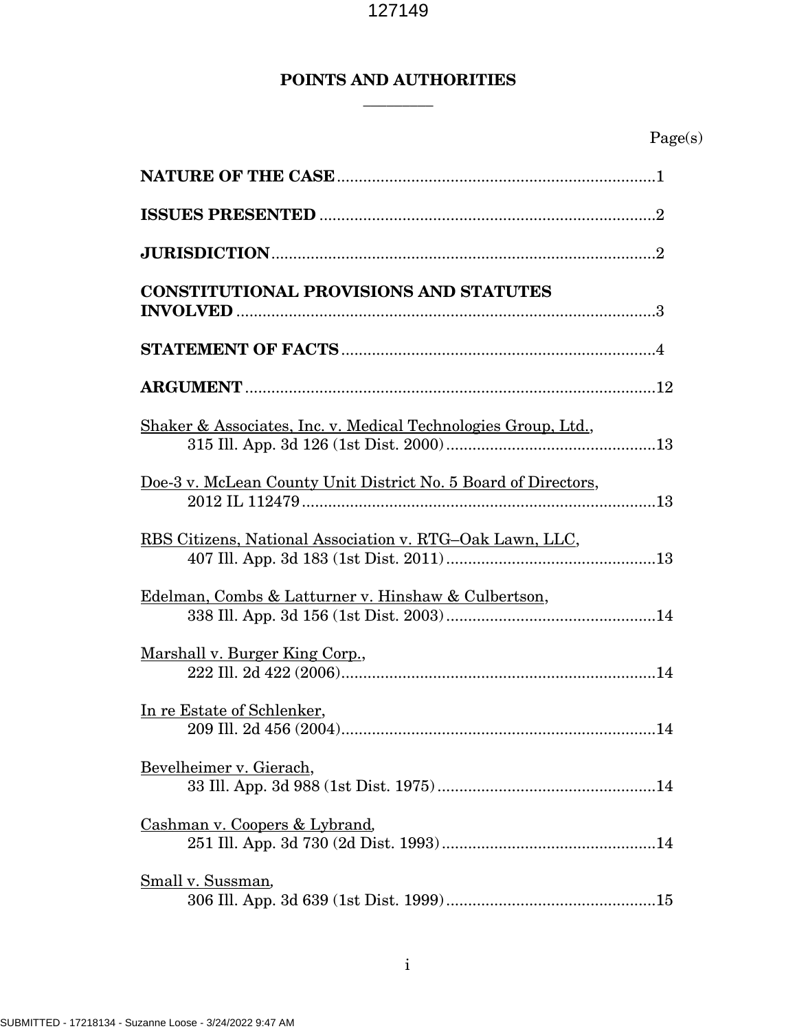# POINTS AND AUTHORITIES

Page(s)

**NATURE OF THE CASE**...........................................................................1

**ISSUES PRESENTED**..............................................................................2

**JURISDICTION**.........................................................................................2

**CONSTITUTIONAL PROVISIONS AND STATUTES INVOLVED**..................................................................................................3

**STATEMENT OF FACTS**..........................................................................4

**ARGUMENT**...............................................................................................12

Shaker & Associates, Inc. v. Medical Technologies Group, Ltd., 315 Ill. App. 3d 126 (1st Dist. 2000).................................................13

Doe-3 v. McLean County Unit District No. 5 Board of Directors, 2012 IL 112479..................................................................................13

RBS Citizens, National Association v. RTG–Oak Lawn, LLC, 407 Ill. App. 3d 183 (1st Dist. 2011).................................................13

Edelman, Combs & Latturner v. Hinshaw & Culbertson, 338 Ill. App. 3d 156 (1st Dist. 2003).................................................14

Marshall v. Burger King Corp., 222 Ill. 2d 422 (2006).........................................................................14

In re Estate of Schlenker, 209 Ill. 2d 456 (2004).........................................................................14

Bevelheimer v. Gierach, 33 Ill. App. 3d 988 (1st Dist. 1975)...................................................14

Cashman v. Coopers & Lybrand, 251 Ill. App. 3d 730 (2d Dist. 1993)..................................................14

Small v. Sussman, 306 Ill. App. 3d 639 (1st Dist. 1999).................................................15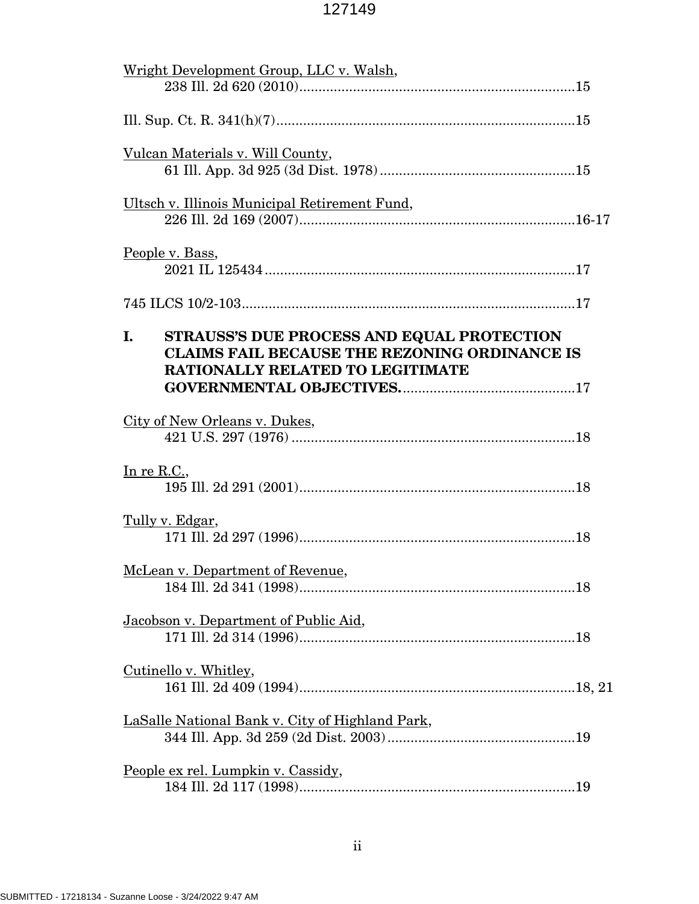Wright Development Group, LLC v. Walsh,
238 Ill. 2d 620 (2010)........................................................................15

Ill. Sup. Ct. R. 341(h)(7)..............................................................................15

Vulcan Materials v. Will County,
61 Ill. App. 3d 925 (3d Dist. 1978)...................................................15

Ultsch v. Illinois Municipal Retirement Fund,
226 Ill. 2d 169 (2007)........................................................................16-17

People v. Bass,
2021 IL 125434.................................................................................17

745 ILCS 10/2-103.......................................................................................17

**I. STRAUSS'S DUE PROCESS AND EQUAL PROTECTION CLAIMS FAIL BECAUSE THE REZONING ORDINANCE IS RATIONALLY RELATED TO LEGITIMATE GOVERNMENTAL OBJECTIVES.**.............................................17

City of New Orleans v. Dukes,
421 U.S. 297 (1976)..........................................................................18

In re R.C.,
195 Ill. 2d 291 (2001)........................................................................18

Tully v. Edgar,
171 Ill. 2d 297 (1996)........................................................................18

McLean v. Department of Revenue,
184 Ill. 2d 341 (1998)........................................................................18

Jacobson v. Department of Public Aid,
171 Ill. 2d 314 (1996)........................................................................18

Cutinello v. Whitley,
161 Ill. 2d 409 (1994)........................................................................18, 21

LaSalle National Bank v. City of Highland Park,
344 Ill. App. 3d 259 (2d Dist. 2003).................................................19

People ex rel. Lumpkin v. Cassidy,
184 Ill. 2d 117 (1998)........................................................................19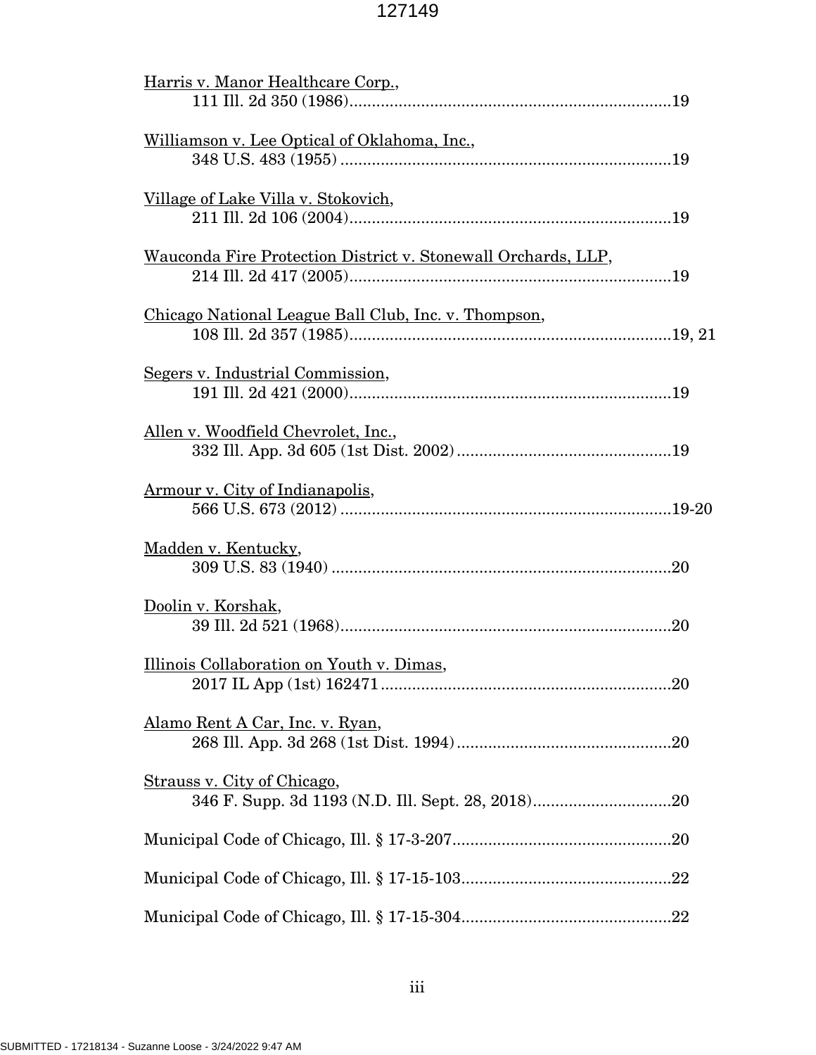Harris v. Manor Healthcare Corp.,
111 Ill. 2d 350 (1986)........................................................................19

Williamson v. Lee Optical of Oklahoma, Inc.,
348 U.S. 483 (1955) ..........................................................................19

Village of Lake Villa v. Stokovich,
211 Ill. 2d 106 (2004)........................................................................19

Wauconda Fire Protection District v. Stonewall Orchards, LLP,
214 Ill. 2d 417 (2005)........................................................................19

Chicago National League Ball Club, Inc. v. Thompson,
108 Ill. 2d 357 (1985)........................................................................19, 21

Segers v. Industrial Commission,
191 Ill. 2d 421 (2000)........................................................................19

Allen v. Woodfield Chevrolet, Inc.,
332 Ill. App. 3d 605 (1st Dist. 2002)................................................19

Armour v. City of Indianapolis,
566 U.S. 673 (2012) ..........................................................................19-20

Madden v. Kentucky,
309 U.S. 83 (1940) ............................................................................20

Doolin v. Korshak,
39 Ill. 2d 521 (1968)..........................................................................20

Illinois Collaboration on Youth v. Dimas,
2017 IL App (1st) 162471.................................................................20

Alamo Rent A Car, Inc. v. Ryan,
268 Ill. App. 3d 268 (1st Dist. 1994)................................................20

Strauss v. City of Chicago,
346 F. Supp. 3d 1193 (N.D. Ill. Sept. 28, 2018)...............................20

Municipal Code of Chicago, Ill. § 17-3-207.................................................20

Municipal Code of Chicago, Ill. § 17-15-103...............................................22

Municipal Code of Chicago, Ill. § 17-15-304...............................................22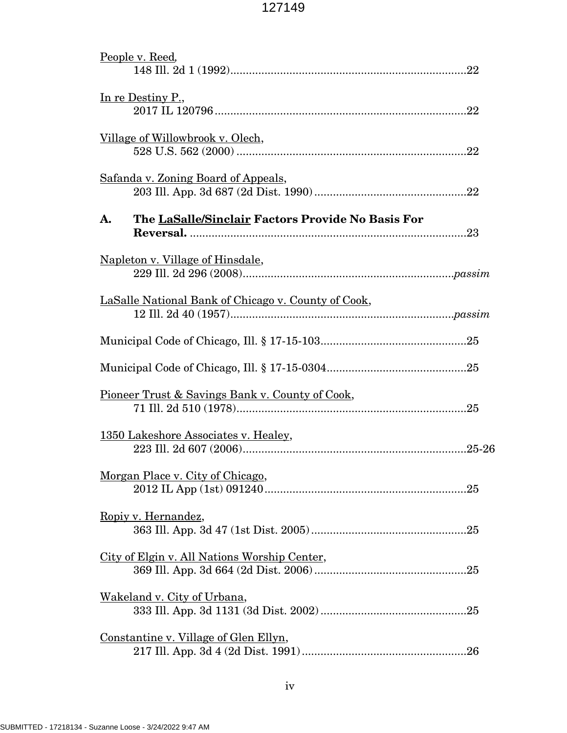People v. Reed,
148 Ill. 2d 1 (1992)........................................................................22

In re Destiny P.,
2017 IL 120796.................................................................................22

Village of Willowbrook v. Olech,
528 U.S. 562 (2000)..........................................................................22

Safanda v. Zoning Board of Appeals,
203 Ill. App. 3d 687 (2d Dist. 1990).................................................22

**A. The LaSalle/Sinclair Factors Provide No Basis For Reversal.** ........................................................................................23

Napleton v. Village of Hinsdale,
229 Ill. 2d 296 (2008)....................................................................*passim*

LaSalle National Bank of Chicago v. County of Cook,
12 Ill. 2d 40 (1957)........................................................................*passim*

Municipal Code of Chicago, Ill. § 17-15-103...............................................25

Municipal Code of Chicago, Ill. § 17-15-0304.............................................25

Pioneer Trust & Savings Bank v. County of Cook,
71 Ill. 2d 510 (1978)..........................................................................25

1350 Lakeshore Associates v. Healey,
223 Ill. 2d 607 (2006)........................................................................25-26

Morgan Place v. City of Chicago,
2012 IL App (1st) 091240.................................................................25

Ropiy v. Hernandez,
363 Ill. App. 3d 47 (1st Dist. 2005)..................................................25

City of Elgin v. All Nations Worship Center,
369 Ill. App. 3d 664 (2d Dist. 2006).................................................25

Wakeland v. City of Urbana,
333 Ill. App. 3d 1131 (3d Dist. 2002)...............................................25

Constantine v. Village of Glen Ellyn,
217 Ill. App. 3d 4 (2d Dist. 1991).....................................................26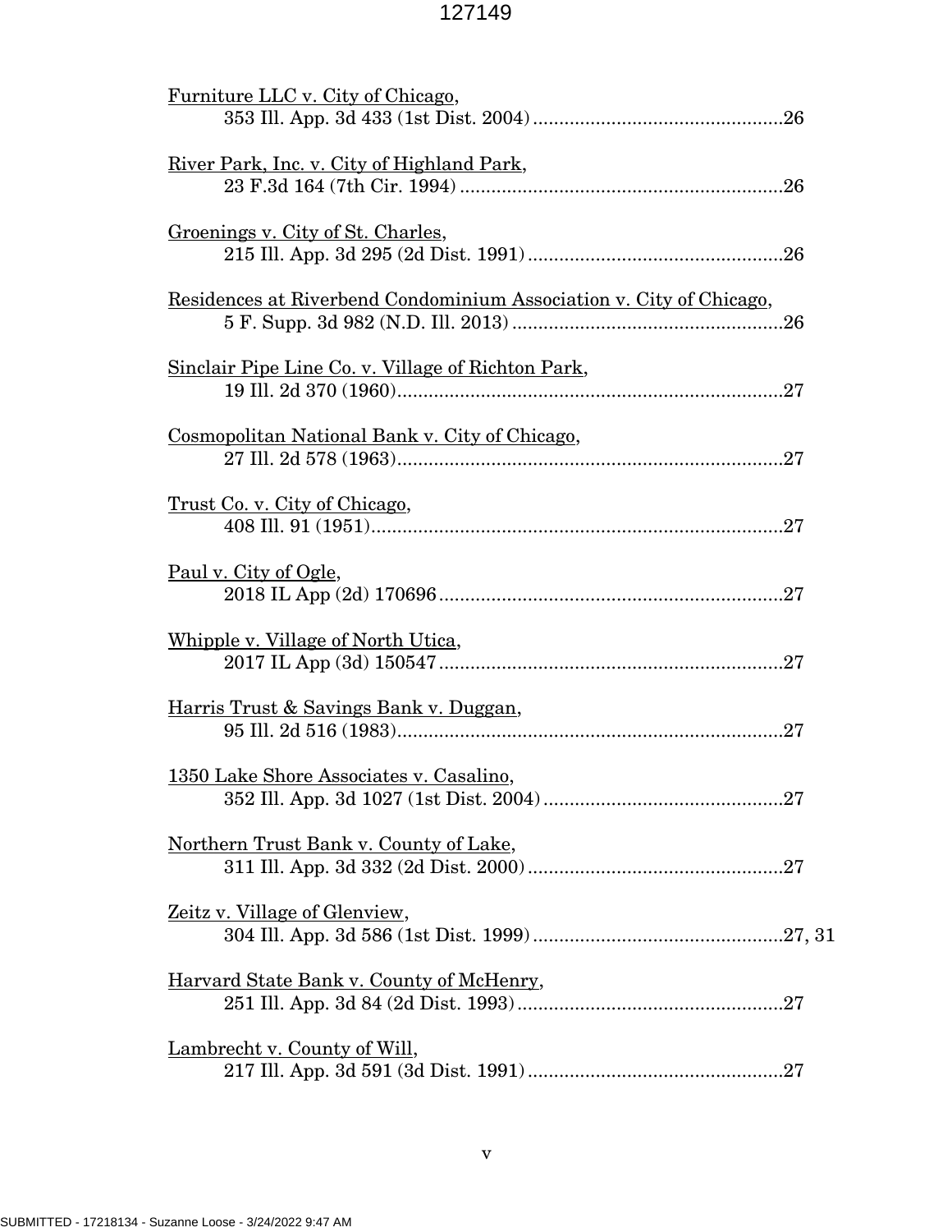Furniture LLC v. City of Chicago,
    353 Ill. App. 3d 433 (1st Dist. 2004) ................................................26

River Park, Inc. v. City of Highland Park,
    23 F.3d 164 (7th Cir. 1994) ..............................................................26

Groenings v. City of St. Charles,
    215 Ill. App. 3d 295 (2d Dist. 1991) .................................................26

Residences at Riverbend Condominium Association v. City of Chicago,
    5 F. Supp. 3d 982 (N.D. Ill. 2013) ....................................................26

Sinclair Pipe Line Co. v. Village of Richton Park,
    19 Ill. 2d 370 (1960)..........................................................................27

Cosmopolitan National Bank v. City of Chicago,
    27 Ill. 2d 578 (1963)..........................................................................27

Trust Co. v. City of Chicago,
    408 Ill. 91 (1951)...............................................................................27

Paul v. City of Ogle,
    2018 IL App (2d) 170696 ..................................................................27

Whipple v. Village of North Utica,
    2017 IL App (3d) 150547 ..................................................................27

Harris Trust & Savings Bank v. Duggan,
    95 Ill. 2d 516 (1983)..........................................................................27

1350 Lake Shore Associates v. Casalino,
    352 Ill. App. 3d 1027 (1st Dist. 2004) ..............................................27

Northern Trust Bank v. County of Lake,
    311 Ill. App. 3d 332 (2d Dist. 2000) .................................................27

Zeitz v. Village of Glenview,
    304 Ill. App. 3d 586 (1st Dist. 1999) ................................................27, 31

Harvard State Bank v. County of McHenry,
    251 Ill. App. 3d 84 (2d Dist. 1993) ...................................................27

Lambrecht v. County of Will,
    217 Ill. App. 3d 591 (3d Dist. 1991) .................................................27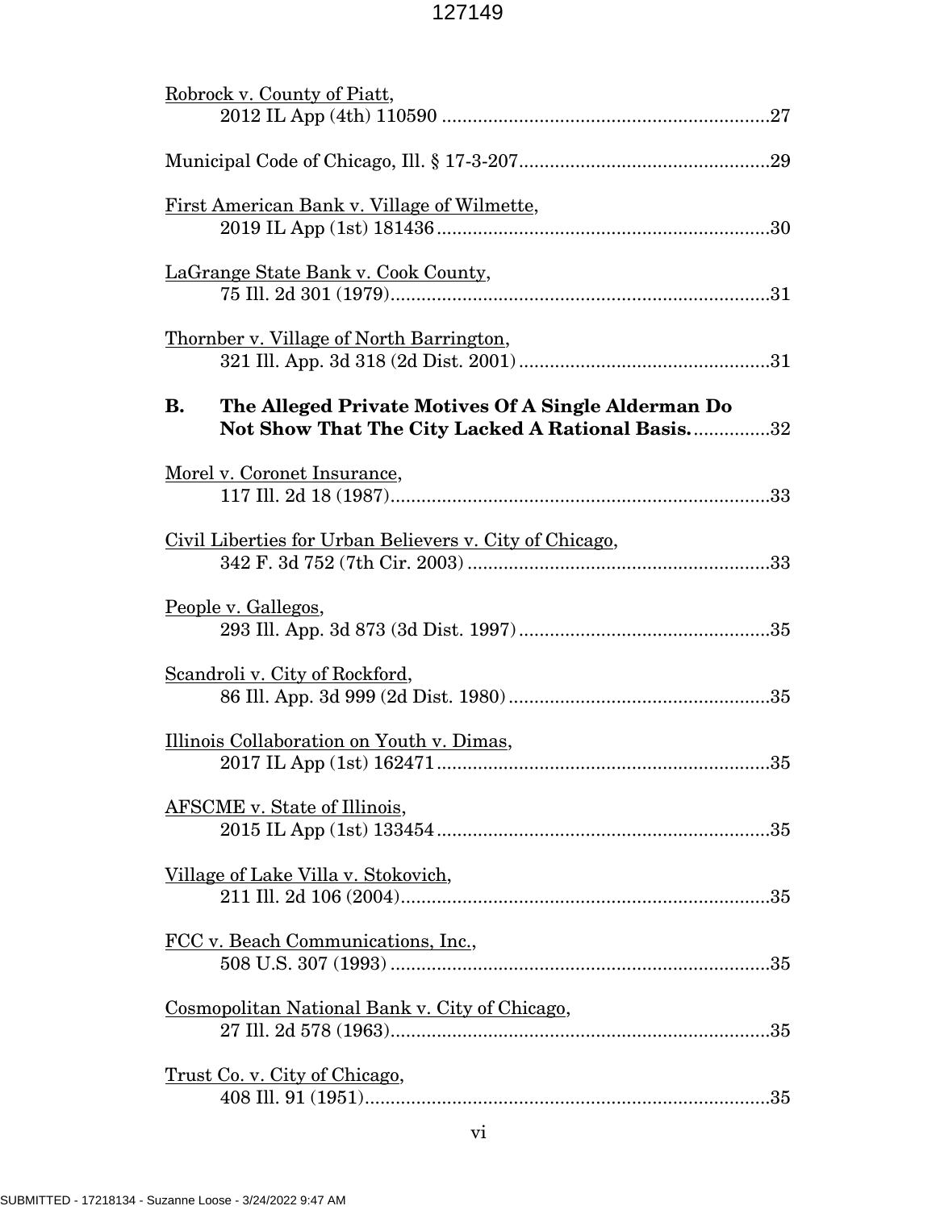Robrock v. County of Piatt,
2012 IL App (4th) 110590 ................................................................27

Municipal Code of Chicago, Ill. § 17-3-207.................................................29

First American Bank v. Village of Wilmette,
2019 IL App (1st) 181436.................................................................30

LaGrange State Bank v. Cook County,
75 Ill. 2d 301 (1979)..........................................................................31

Thornber v. Village of North Barrington,
321 Ill. App. 3d 318 (2d Dist. 2001).................................................31

**B. The Alleged Private Motives Of A Single Alderman Do Not Show That The City Lacked A Rational Basis.**...............32

Morel v. Coronet Insurance,
117 Ill. 2d 18 (1987)..........................................................................33

Civil Liberties for Urban Believers v. City of Chicago,
342 F. 3d 752 (7th Cir. 2003)...........................................................33

People v. Gallegos,
293 Ill. App. 3d 873 (3d Dist. 1997).................................................35

Scandroli v. City of Rockford,
86 Ill. App. 3d 999 (2d Dist. 1980)...................................................35

Illinois Collaboration on Youth v. Dimas,
2017 IL App (1st) 162471.................................................................35

AFSCME v. State of Illinois,
2015 IL App (1st) 133454.................................................................35

Village of Lake Villa v. Stokovich,
211 Ill. 2d 106 (2004)........................................................................35

FCC v. Beach Communications, Inc.,
508 U.S. 307 (1993)..........................................................................35

Cosmopolitan National Bank v. City of Chicago,
27 Ill. 2d 578 (1963)..........................................................................35

Trust Co. v. City of Chicago,
408 Ill. 91 (1951)...............................................................................35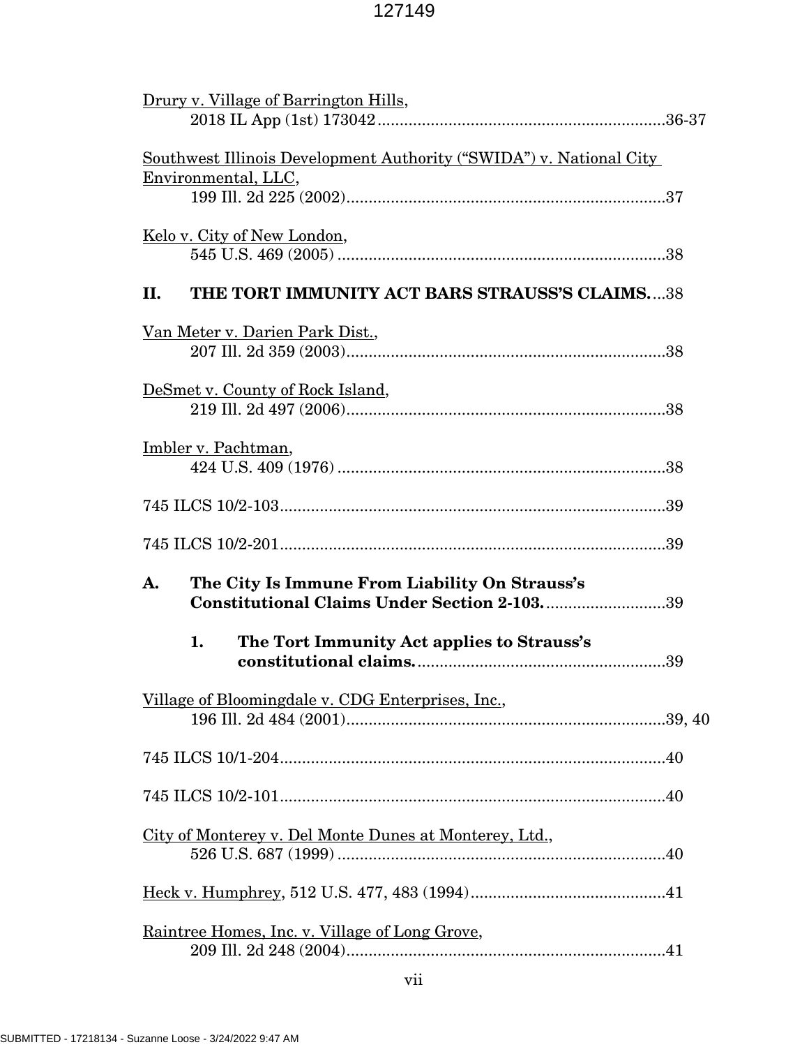Drury v. Village of Barrington Hills,
    2018 IL App (1st) 173042.................................................................36-37

Southwest Illinois Development Authority ("SWIDA") v. National City Environmental, LLC,
    199 Ill. 2d 225 (2002)........................................................................37

Kelo v. City of New London,
    545 U.S. 469 (2005) ..........................................................................38

**II. THE TORT IMMUNITY ACT BARS STRAUSS'S CLAIMS.**...38

Van Meter v. Darien Park Dist.,
    207 Ill. 2d 359 (2003)........................................................................38

DeSmet v. County of Rock Island,
    219 Ill. 2d 497 (2006)........................................................................38

Imbler v. Pachtman,
    424 U.S. 409 (1976) ..........................................................................38

745 ILCS 10/2-103.......................................................................................39

745 ILCS 10/2-201.......................................................................................39

**A. The City Is Immune From Liability On Strauss's Constitutional Claims Under Section 2-103.**...........................39

**1. The Tort Immunity Act applies to Strauss's constitutional claims.**.........................................................39

Village of Bloomingdale v. CDG Enterprises, Inc.,
    196 Ill. 2d 484 (2001)........................................................................39, 40

745 ILCS 10/1-204.......................................................................................40

745 ILCS 10/2-101.......................................................................................40

City of Monterey v. Del Monte Dunes at Monterey, Ltd.,
    526 U.S. 687 (1999) ..........................................................................40

Heck v. Humphrey, 512 U.S. 477, 483 (1994)............................................41

Raintree Homes, Inc. v. Village of Long Grove,
    209 Ill. 2d 248 (2004)........................................................................41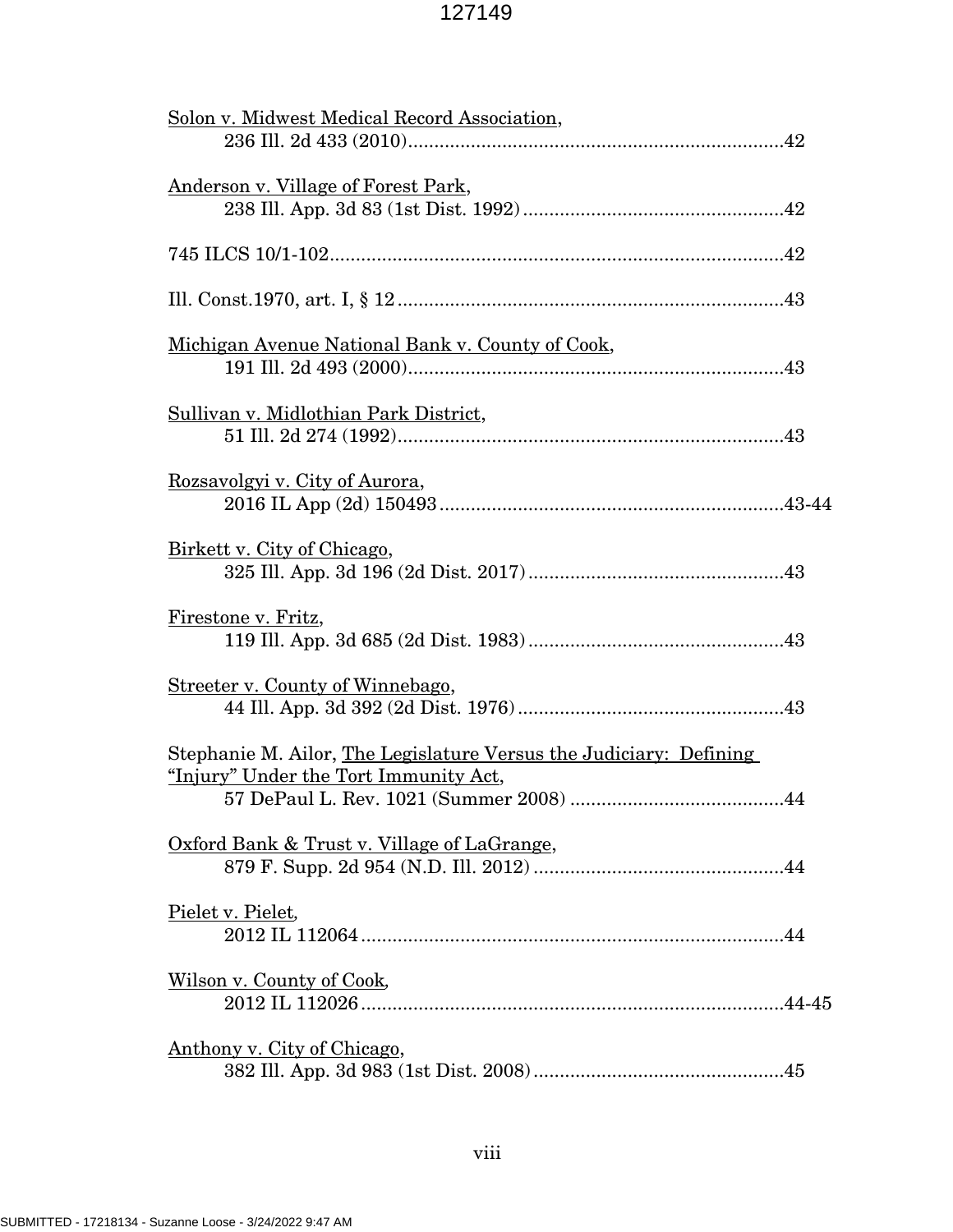Solon v. Midwest Medical Record Association,
236 Ill. 2d 433 (2010)........................................................................42

Anderson v. Village of Forest Park,
238 Ill. App. 3d 83 (1st Dist. 1992)..................................................42

745 ILCS 10/1-102......................................................................................42

Ill. Const.1970, art. I, § 12.........................................................................43

Michigan Avenue National Bank v. County of Cook,
191 Ill. 2d 493 (2000)........................................................................43

Sullivan v. Midlothian Park District,
51 Ill. 2d 274 (1992)..........................................................................43

Rozsavolgyi v. City of Aurora,
2016 IL App (2d) 150493..................................................................43-44

Birkett v. City of Chicago,
325 Ill. App. 3d 196 (2d Dist. 2017).................................................43

Firestone v. Fritz,
119 Ill. App. 3d 685 (2d Dist. 1983).................................................43

Streeter v. County of Winnebago,
44 Ill. App. 3d 392 (2d Dist. 1976)...................................................43

Stephanie M. Ailor, The Legislature Versus the Judiciary: Defining "Injury" Under the Tort Immunity Act,
57 DePaul L. Rev. 1021 (Summer 2008) .........................................44

Oxford Bank & Trust v. Village of LaGrange,
879 F. Supp. 2d 954 (N.D. Ill. 2012)................................................44

Pielet v. Pielet,
2012 IL 112064.................................................................................44

Wilson v. County of Cook,
2012 IL 112026.................................................................................44-45

Anthony v. City of Chicago,
382 Ill. App. 3d 983 (1st Dist. 2008)................................................45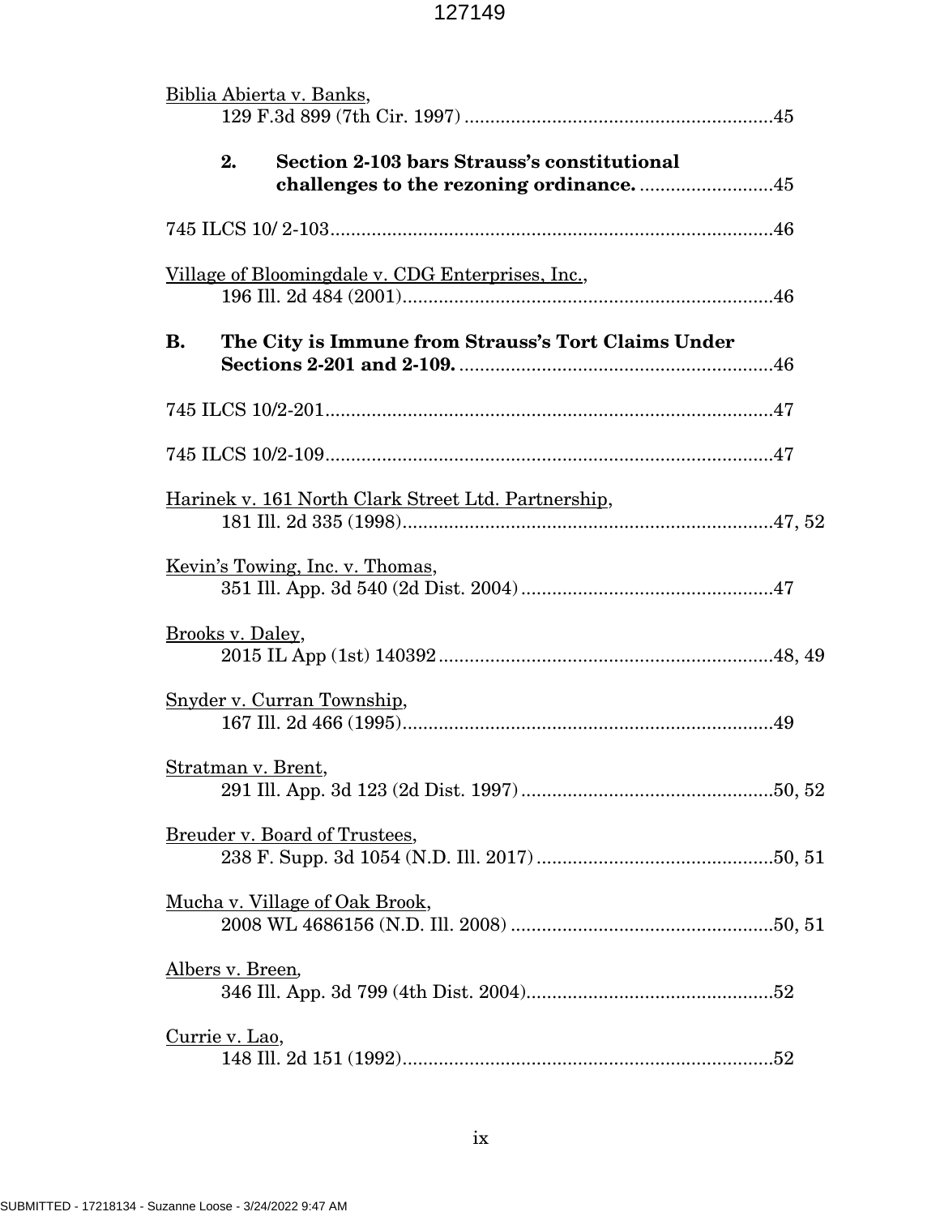Biblia Abierta v. Banks,
129 F.3d 899 (7th Cir. 1997) ............................................................45

**2. Section 2-103 bars Strauss's constitutional challenges to the rezoning ordinance.** ..........................45

745 ILCS 10/ 2-103.......................................................................................46

Village of Bloomingdale v. CDG Enterprises, Inc.,
196 Ill. 2d 484 (2001).........................................................................46

**B. The City is Immune from Strauss's Tort Claims Under Sections 2-201 and 2-109.** .............................................................46

745 ILCS 10/2-201.......................................................................................47

745 ILCS 10/2-109.......................................................................................47

Harinek v. 161 North Clark Street Ltd. Partnership,
181 Ill. 2d 335 (1998).........................................................................47, 52

Kevin's Towing, Inc. v. Thomas,
351 Ill. App. 3d 540 (2d Dist. 2004).................................................47

Brooks v. Daley,
2015 IL App (1st) 140392.................................................................48, 49

Snyder v. Curran Township,
167 Ill. 2d 466 (1995).........................................................................49

Stratman v. Brent,
291 Ill. App. 3d 123 (2d Dist. 1997).................................................50, 52

Breuder v. Board of Trustees,
238 F. Supp. 3d 1054 (N.D. Ill. 2017)..............................................50, 51

Mucha v. Village of Oak Brook,
2008 WL 4686156 (N.D. Ill. 2008)...................................................50, 51

Albers v. Breen,
346 Ill. App. 3d 799 (4th Dist. 2004)................................................52

Currie v. Lao,
148 Ill. 2d 151 (1992).........................................................................52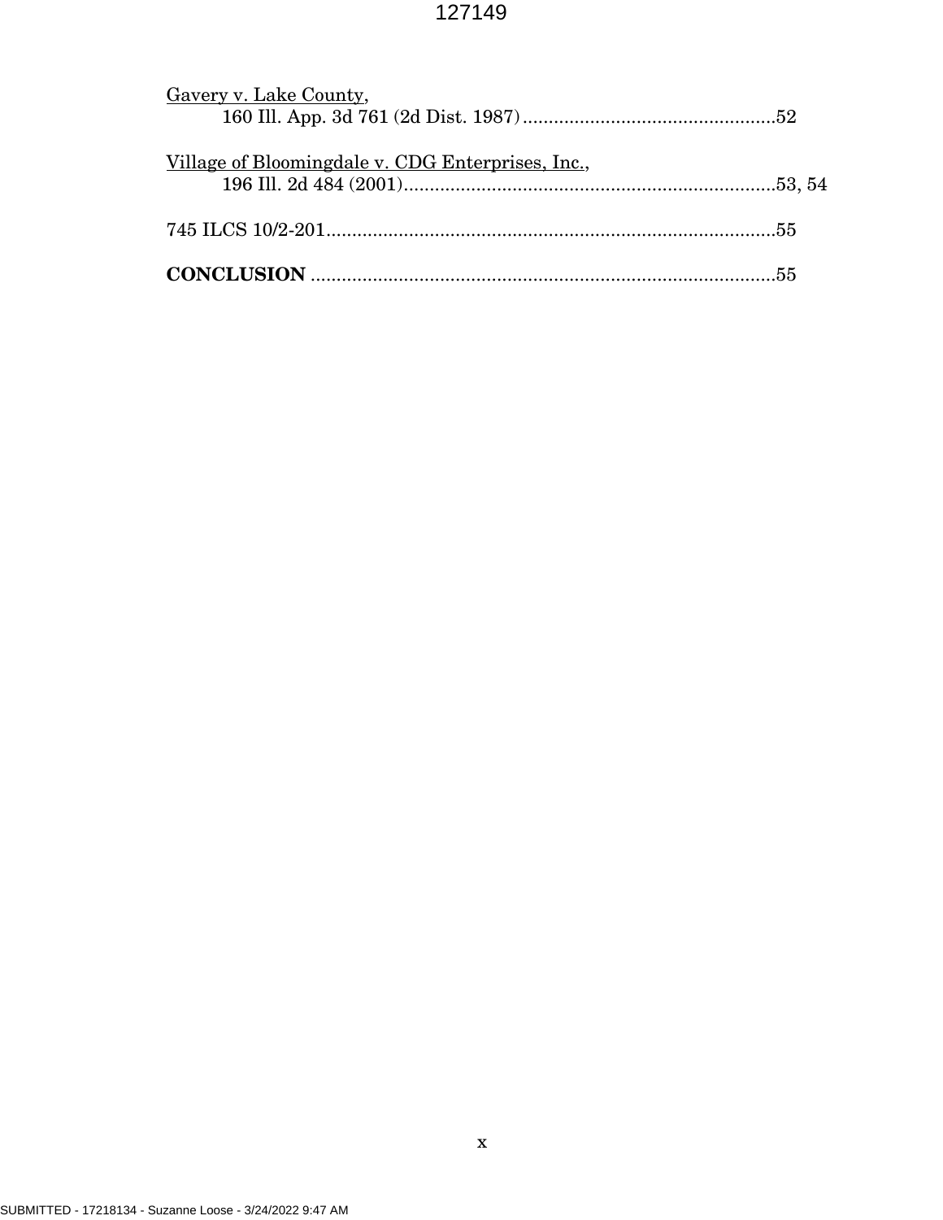Gavery v. Lake County,
160 Ill. App. 3d 761 (2d Dist. 1987) ....................................................52

Village of Bloomingdale v. CDG Enterprises, Inc.,
196 Ill. 2d 484 (2001) ....................................................................53, 54

745 ILCS 10/2-201 .......................................................................................55

**CONCLUSION** ..........................................................................................55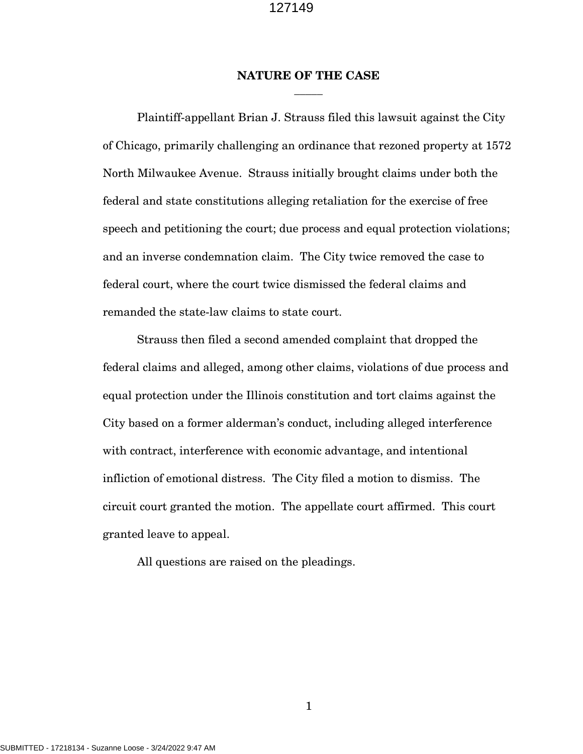## NATURE OF THE CASE

Plaintiff-appellant Brian J. Strauss filed this lawsuit against the City of Chicago, primarily challenging an ordinance that rezoned property at 1572 North Milwaukee Avenue. Strauss initially brought claims under both the federal and state constitutions alleging retaliation for the exercise of free speech and petitioning the court; due process and equal protection violations; and an inverse condemnation claim. The City twice removed the case to federal court, where the court twice dismissed the federal claims and remanded the state-law claims to state court.

Strauss then filed a second amended complaint that dropped the federal claims and alleged, among other claims, violations of due process and equal protection under the Illinois constitution and tort claims against the City based on a former alderman's conduct, including alleged interference with contract, interference with economic advantage, and intentional infliction of emotional distress. The City filed a motion to dismiss. The circuit court granted the motion. The appellate court affirmed. This court granted leave to appeal.

All questions are raised on the pleadings.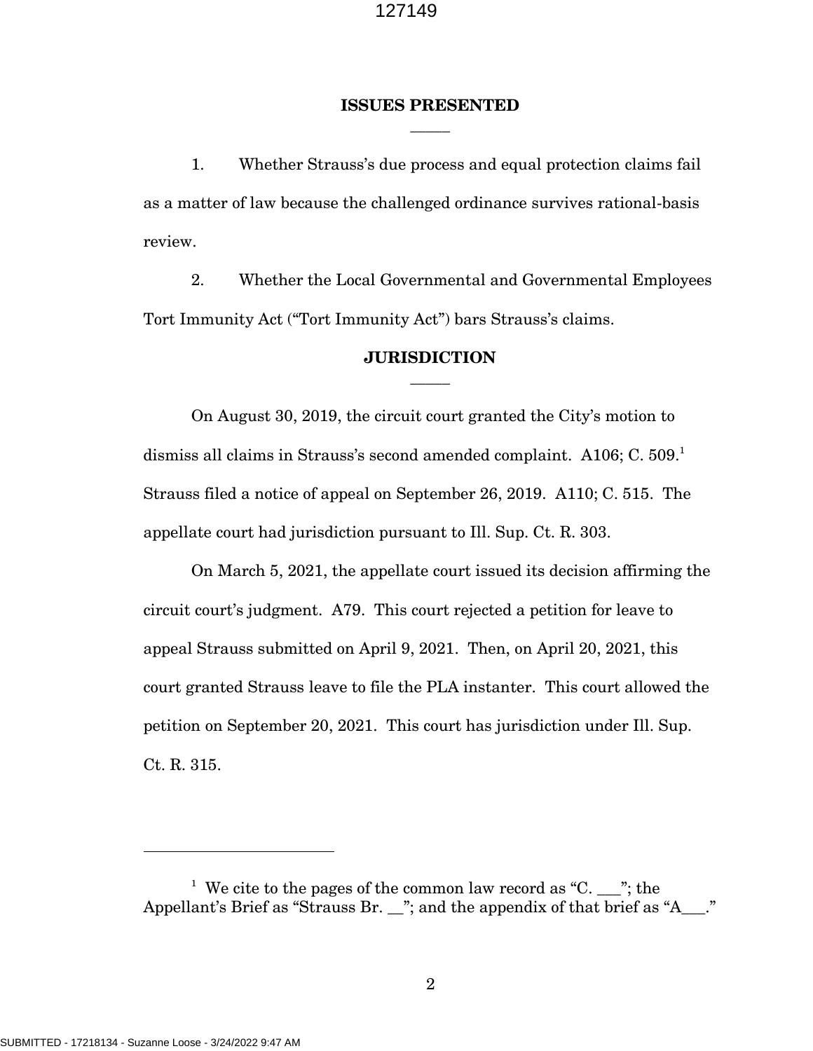## ISSUES PRESENTED

1. Whether Strauss's due process and equal protection claims fail as a matter of law because the challenged ordinance survives rational-basis review.

2. Whether the Local Governmental and Governmental Employees Tort Immunity Act ("Tort Immunity Act") bars Strauss's claims.

## JURISDICTION

On August 30, 2019, the circuit court granted the City's motion to dismiss all claims in Strauss's second amended complaint. A106; C. 509.[1] Strauss filed a notice of appeal on September 26, 2019. A110; C. 515. The appellate court had jurisdiction pursuant to Ill. Sup. Ct. R. 303.

On March 5, 2021, the appellate court issued its decision affirming the circuit court's judgment. A79. This court rejected a petition for leave to appeal Strauss submitted on April 9, 2021. Then, on April 20, 2021, this court granted Strauss leave to file the PLA instanter. This court allowed the petition on September 20, 2021. This court has jurisdiction under Ill. Sup. Ct. R. 315.

---

[1] We cite to the pages of the common law record as "C. ___"; the Appellant's Brief as "Strauss Br. __"; and the appendix of that brief as "A___."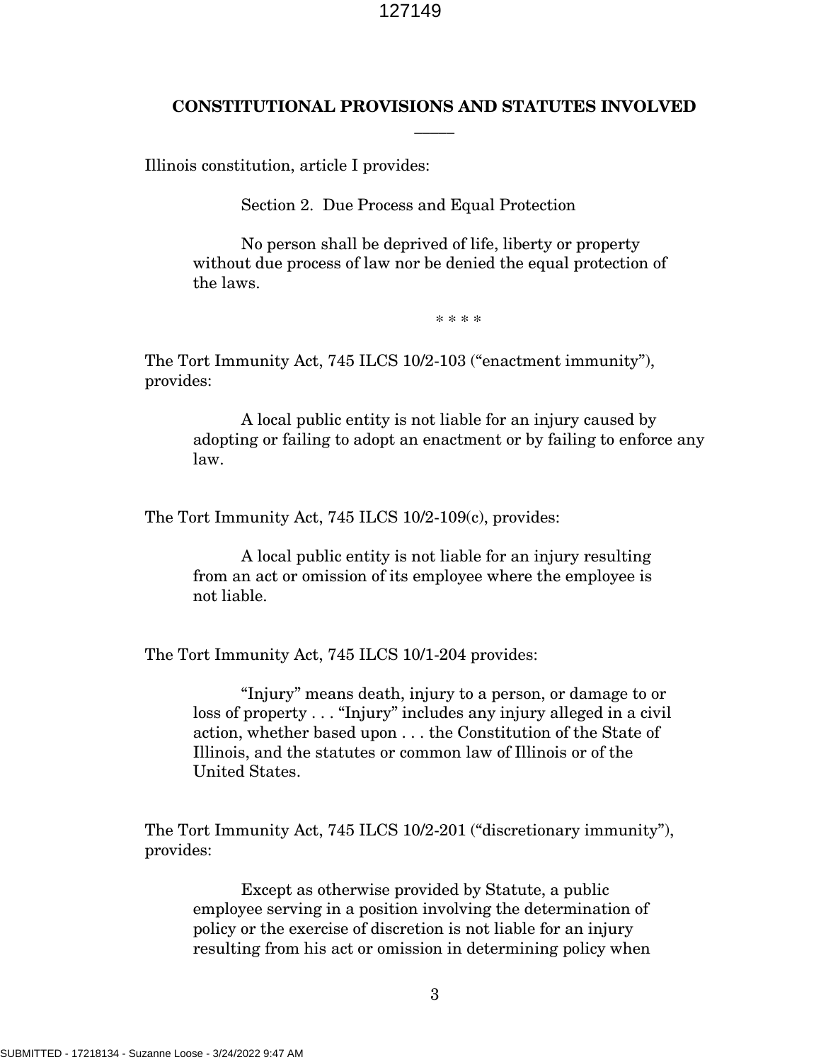## CONSTITUTIONAL PROVISIONS AND STATUTES INVOLVED

Illinois constitution, article I provides:

> Section 2. Due Process and Equal Protection
>
> No person shall be deprived of life, liberty or property without due process of law nor be denied the equal protection of the laws.

\* \* \* \*

The Tort Immunity Act, 745 ILCS 10/2-103 ("enactment immunity"), provides:

> A local public entity is not liable for an injury caused by adopting or failing to adopt an enactment or by failing to enforce any law.

The Tort Immunity Act, 745 ILCS 10/2-109(c), provides:

> A local public entity is not liable for an injury resulting from an act or omission of its employee where the employee is not liable.

The Tort Immunity Act, 745 ILCS 10/1-204 provides:

> "Injury" means death, injury to a person, or damage to or loss of property . . . "Injury" includes any injury alleged in a civil action, whether based upon . . . the Constitution of the State of Illinois, and the statutes or common law of Illinois or of the United States.

The Tort Immunity Act, 745 ILCS 10/2-201 ("discretionary immunity"), provides:

> Except as otherwise provided by Statute, a public employee serving in a position involving the determination of policy or the exercise of discretion is not liable for an injury resulting from his act or omission in determining policy when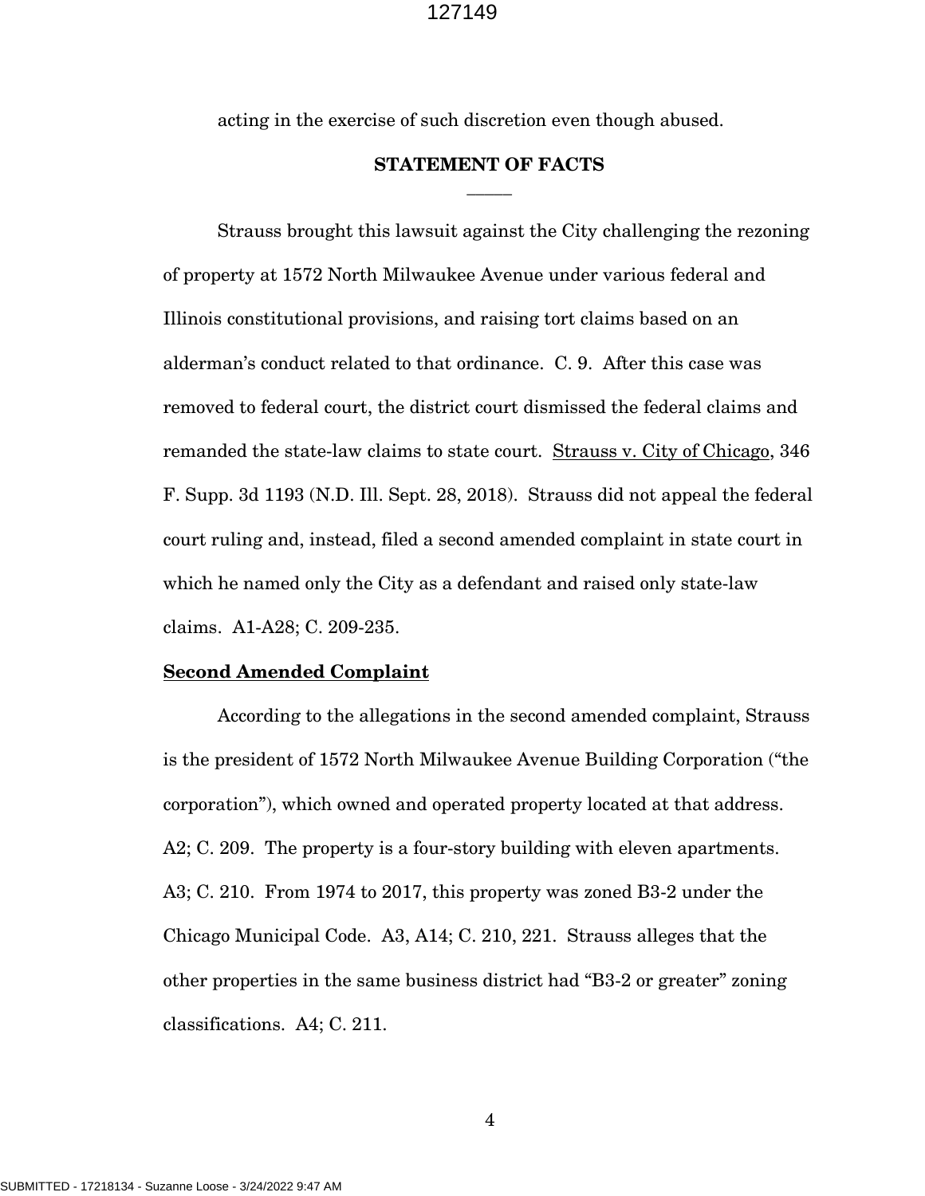acting in the exercise of such discretion even though abused.

## STATEMENT OF FACTS

Strauss brought this lawsuit against the City challenging the rezoning of property at 1572 North Milwaukee Avenue under various federal and Illinois constitutional provisions, and raising tort claims based on an alderman's conduct related to that ordinance. C. 9. After this case was removed to federal court, the district court dismissed the federal claims and remanded the state-law claims to state court. Strauss v. City of Chicago, 346 F. Supp. 3d 1193 (N.D. Ill. Sept. 28, 2018). Strauss did not appeal the federal court ruling and, instead, filed a second amended complaint in state court in which he named only the City as a defendant and raised only state-law claims. A1-A28; C. 209-235.

**Second Amended Complaint**

According to the allegations in the second amended complaint, Strauss is the president of 1572 North Milwaukee Avenue Building Corporation ("the corporation"), which owned and operated property located at that address. A2; C. 209. The property is a four-story building with eleven apartments. A3; C. 210. From 1974 to 2017, this property was zoned B3-2 under the Chicago Municipal Code. A3, A14; C. 210, 221. Strauss alleges that the other properties in the same business district had "B3-2 or greater" zoning classifications. A4; C. 211.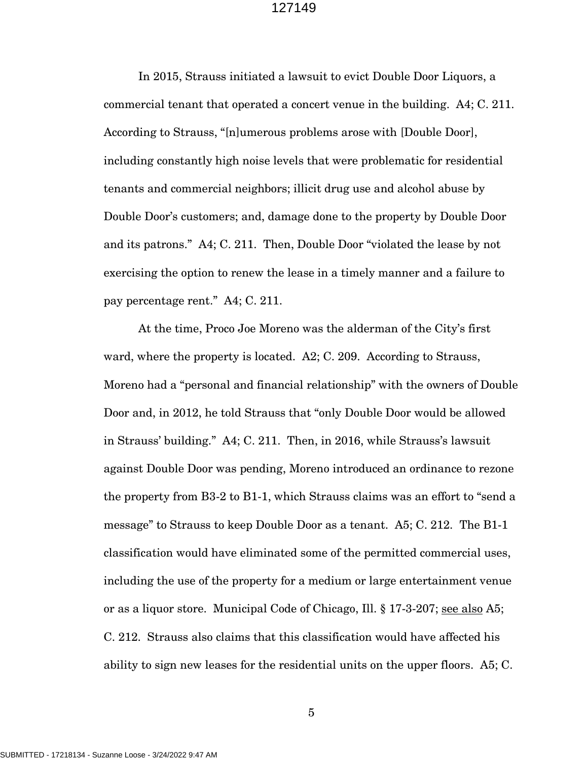In 2015, Strauss initiated a lawsuit to evict Double Door Liquors, a commercial tenant that operated a concert venue in the building. A4; C. 211. According to Strauss, "[n]umerous problems arose with [Double Door], including constantly high noise levels that were problematic for residential tenants and commercial neighbors; illicit drug use and alcohol abuse by Double Door's customers; and, damage done to the property by Double Door and its patrons." A4; C. 211. Then, Double Door "violated the lease by not exercising the option to renew the lease in a timely manner and a failure to pay percentage rent." A4; C. 211.

At the time, Proco Joe Moreno was the alderman of the City's first ward, where the property is located. A2; C. 209. According to Strauss, Moreno had a "personal and financial relationship" with the owners of Double Door and, in 2012, he told Strauss that "only Double Door would be allowed in Strauss' building." A4; C. 211. Then, in 2016, while Strauss's lawsuit against Double Door was pending, Moreno introduced an ordinance to rezone the property from B3-2 to B1-1, which Strauss claims was an effort to "send a message" to Strauss to keep Double Door as a tenant. A5; C. 212. The B1-1 classification would have eliminated some of the permitted commercial uses, including the use of the property for a medium or large entertainment venue or as a liquor store. Municipal Code of Chicago, Ill. § 17-3-207; see also A5; C. 212. Strauss also claims that this classification would have affected his ability to sign new leases for the residential units on the upper floors. A5; C.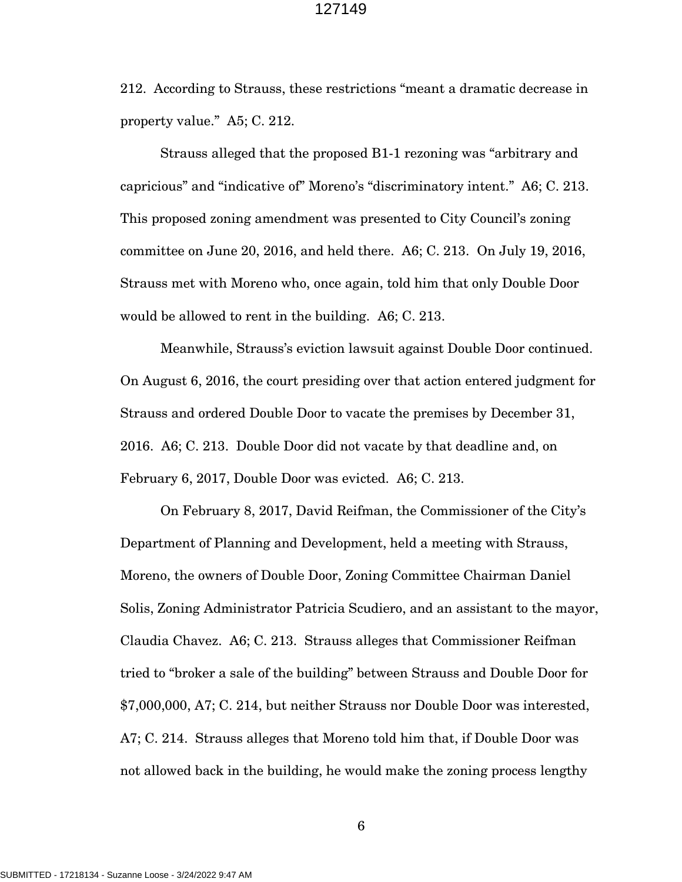212. According to Strauss, these restrictions "meant a dramatic decrease in property value." A5; C. 212.

Strauss alleged that the proposed B1-1 rezoning was "arbitrary and capricious" and "indicative of" Moreno's "discriminatory intent." A6; C. 213. This proposed zoning amendment was presented to City Council's zoning committee on June 20, 2016, and held there. A6; C. 213. On July 19, 2016, Strauss met with Moreno who, once again, told him that only Double Door would be allowed to rent in the building. A6; C. 213.

Meanwhile, Strauss's eviction lawsuit against Double Door continued. On August 6, 2016, the court presiding over that action entered judgment for Strauss and ordered Double Door to vacate the premises by December 31, 2016. A6; C. 213. Double Door did not vacate by that deadline and, on February 6, 2017, Double Door was evicted. A6; C. 213.

On February 8, 2017, David Reifman, the Commissioner of the City's Department of Planning and Development, held a meeting with Strauss, Moreno, the owners of Double Door, Zoning Committee Chairman Daniel Solis, Zoning Administrator Patricia Scudiero, and an assistant to the mayor, Claudia Chavez. A6; C. 213. Strauss alleges that Commissioner Reifman tried to "broker a sale of the building" between Strauss and Double Door for $7,000,000, A7; C. 214, but neither Strauss nor Double Door was interested, A7; C. 214. Strauss alleges that Moreno told him that, if Double Door was not allowed back in the building, he would make the zoning process lengthy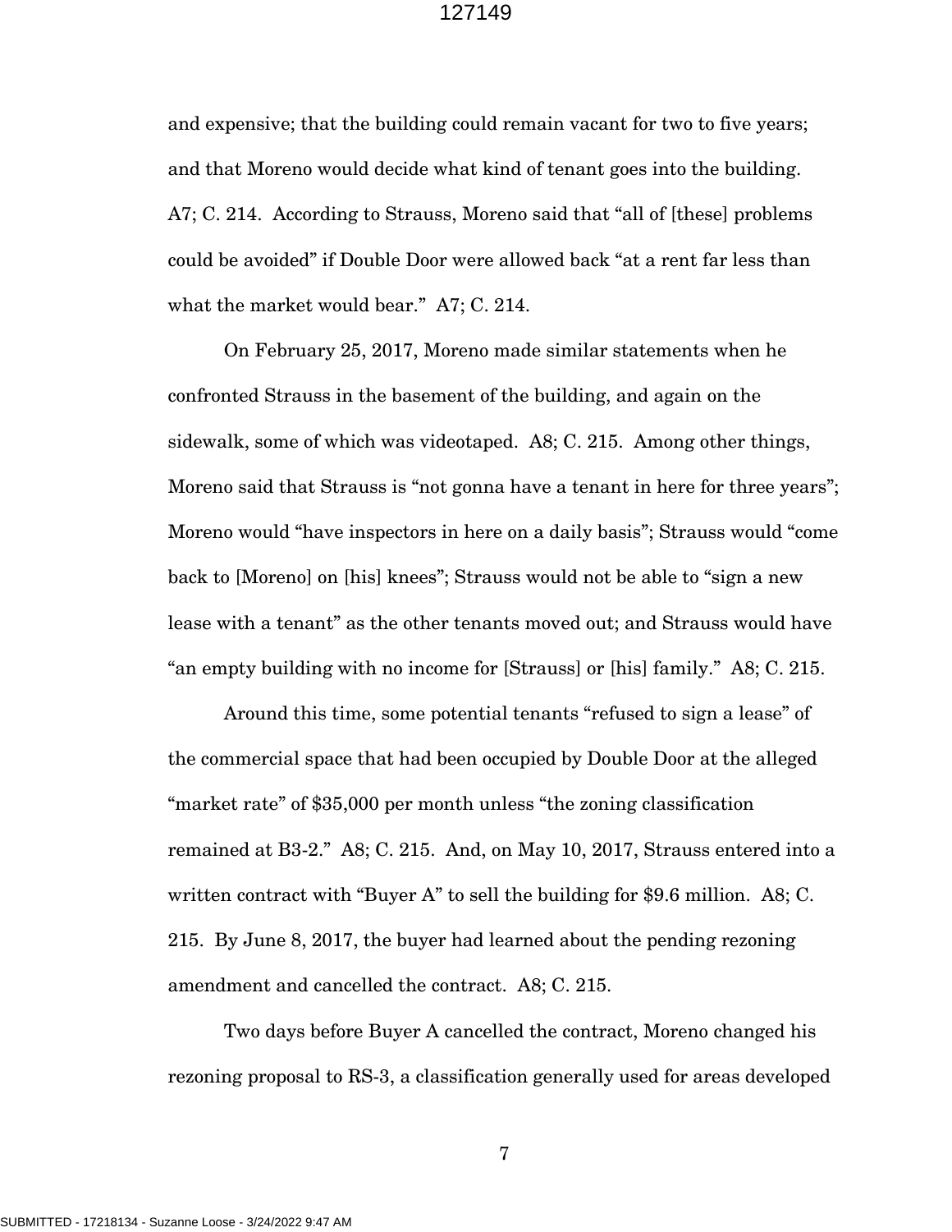and expensive; that the building could remain vacant for two to five years; and that Moreno would decide what kind of tenant goes into the building. A7; C. 214. According to Strauss, Moreno said that "all of [these] problems could be avoided" if Double Door were allowed back "at a rent far less than what the market would bear." A7; C. 214.

On February 25, 2017, Moreno made similar statements when he confronted Strauss in the basement of the building, and again on the sidewalk, some of which was videotaped. A8; C. 215. Among other things, Moreno said that Strauss is "not gonna have a tenant in here for three years"; Moreno would "have inspectors in here on a daily basis"; Strauss would "come back to [Moreno] on [his] knees"; Strauss would not be able to "sign a new lease with a tenant" as the other tenants moved out; and Strauss would have "an empty building with no income for [Strauss] or [his] family." A8; C. 215.

Around this time, some potential tenants "refused to sign a lease" of the commercial space that had been occupied by Double Door at the alleged "market rate" of $35,000 per month unless "the zoning classification remained at B3-2." A8; C. 215. And, on May 10, 2017, Strauss entered into a written contract with "Buyer A" to sell the building for $9.6 million. A8; C. 215. By June 8, 2017, the buyer had learned about the pending rezoning amendment and cancelled the contract. A8; C. 215.

Two days before Buyer A cancelled the contract, Moreno changed his rezoning proposal to RS-3, a classification generally used for areas developed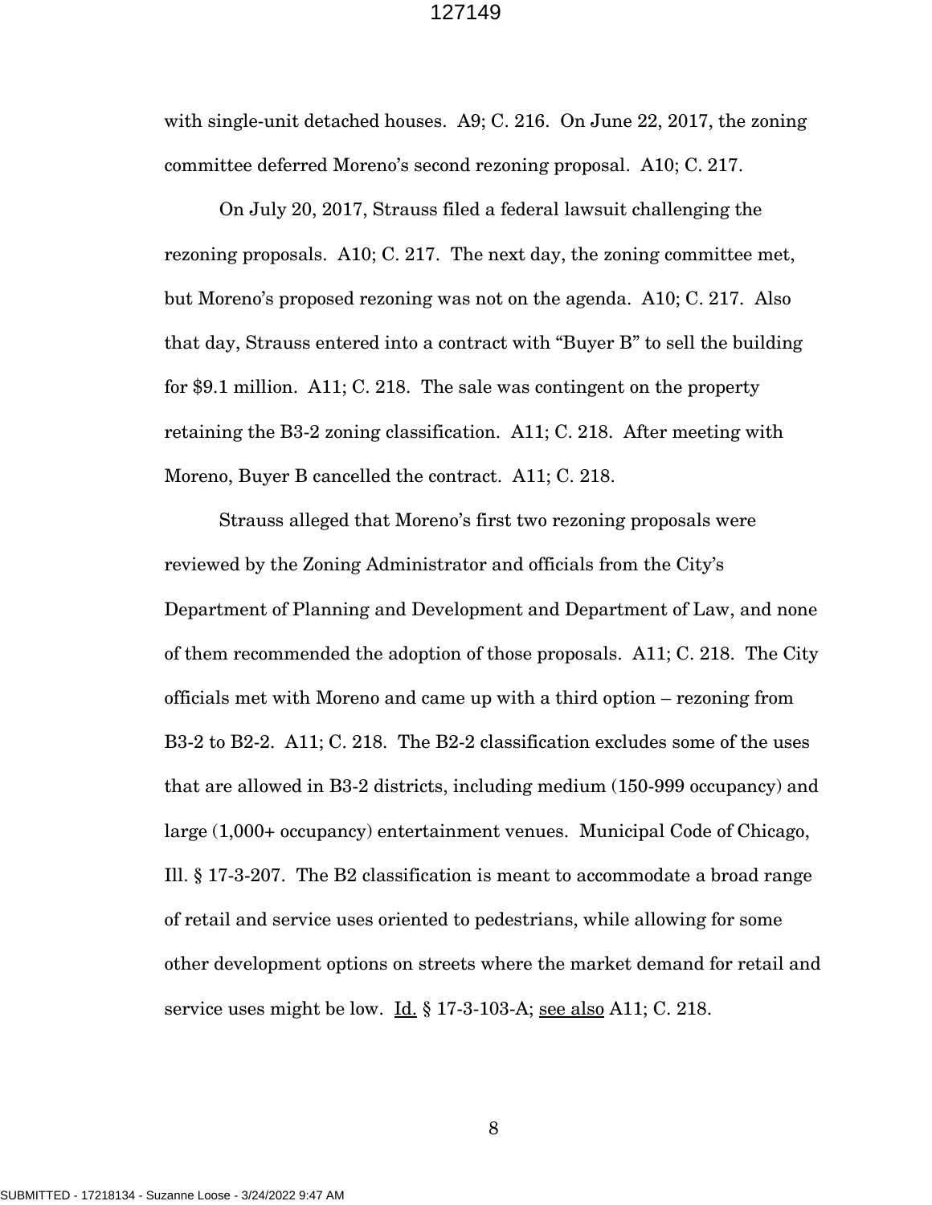with single-unit detached houses. A9; C. 216. On June 22, 2017, the zoning committee deferred Moreno's second rezoning proposal. A10; C. 217.

On July 20, 2017, Strauss filed a federal lawsuit challenging the rezoning proposals. A10; C. 217. The next day, the zoning committee met, but Moreno's proposed rezoning was not on the agenda. A10; C. 217. Also that day, Strauss entered into a contract with "Buyer B" to sell the building for $9.1 million. A11; C. 218. The sale was contingent on the property retaining the B3-2 zoning classification. A11; C. 218. After meeting with Moreno, Buyer B cancelled the contract. A11; C. 218.

Strauss alleged that Moreno's first two rezoning proposals were reviewed by the Zoning Administrator and officials from the City's Department of Planning and Development and Department of Law, and none of them recommended the adoption of those proposals. A11; C. 218. The City officials met with Moreno and came up with a third option – rezoning from B3-2 to B2-2. A11; C. 218. The B2-2 classification excludes some of the uses that are allowed in B3-2 districts, including medium (150-999 occupancy) and large (1,000+ occupancy) entertainment venues. Municipal Code of Chicago, Ill. § 17-3-207. The B2 classification is meant to accommodate a broad range of retail and service uses oriented to pedestrians, while allowing for some other development options on streets where the market demand for retail and service uses might be low. Id. § 17-3-103-A; see also A11; C. 218.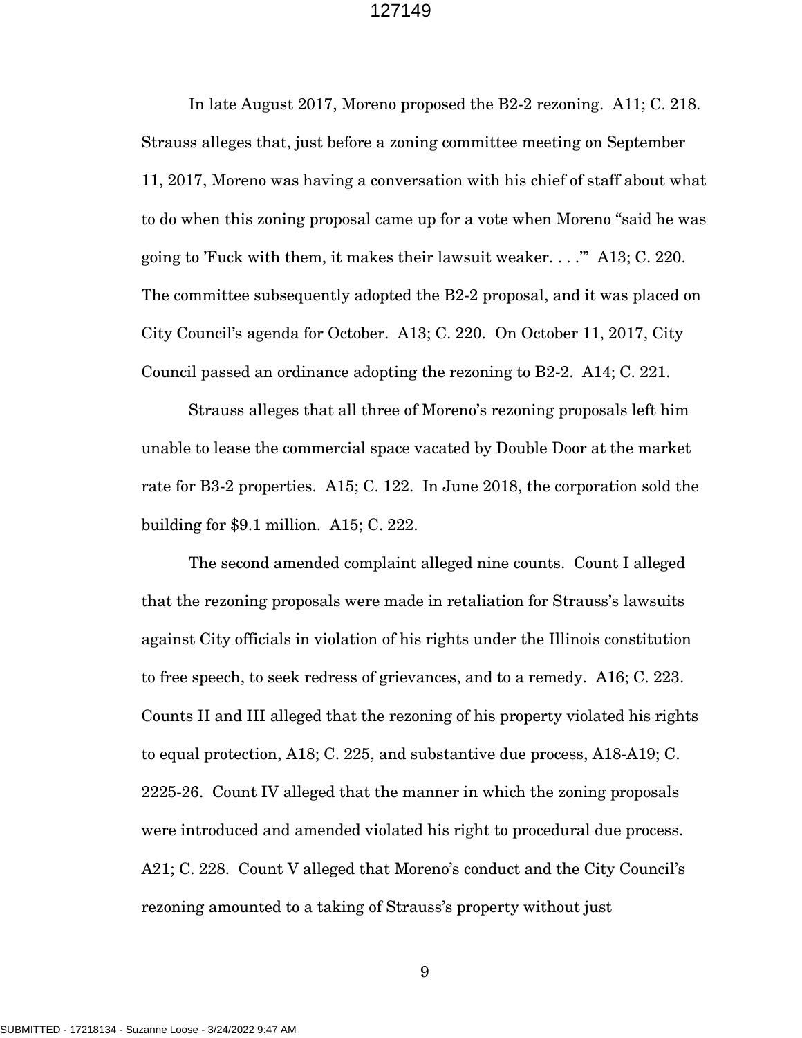In late August 2017, Moreno proposed the B2-2 rezoning. A11; C. 218. Strauss alleges that, just before a zoning committee meeting on September 11, 2017, Moreno was having a conversation with his chief of staff about what to do when this zoning proposal came up for a vote when Moreno "said he was going to 'Fuck with them, it makes their lawsuit weaker. . . .'" A13; C. 220. The committee subsequently adopted the B2-2 proposal, and it was placed on City Council's agenda for October. A13; C. 220. On October 11, 2017, City Council passed an ordinance adopting the rezoning to B2-2. A14; C. 221.

Strauss alleges that all three of Moreno's rezoning proposals left him unable to lease the commercial space vacated by Double Door at the market rate for B3-2 properties. A15; C. 122. In June 2018, the corporation sold the building for $9.1 million. A15; C. 222.

The second amended complaint alleged nine counts. Count I alleged that the rezoning proposals were made in retaliation for Strauss's lawsuits against City officials in violation of his rights under the Illinois constitution to free speech, to seek redress of grievances, and to a remedy. A16; C. 223. Counts II and III alleged that the rezoning of his property violated his rights to equal protection, A18; C. 225, and substantive due process, A18-A19; C. 2225-26. Count IV alleged that the manner in which the zoning proposals were introduced and amended violated his right to procedural due process. A21; C. 228. Count V alleged that Moreno's conduct and the City Council's rezoning amounted to a taking of Strauss's property without just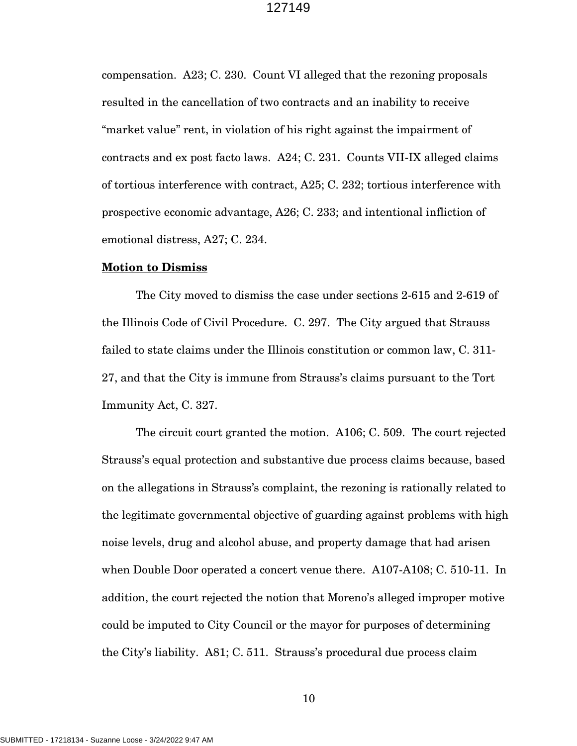compensation. A23; C. 230. Count VI alleged that the rezoning proposals resulted in the cancellation of two contracts and an inability to receive "market value" rent, in violation of his right against the impairment of contracts and ex post facto laws. A24; C. 231. Counts VII-IX alleged claims of tortious interference with contract, A25; C. 232; tortious interference with prospective economic advantage, A26; C. 233; and intentional infliction of emotional distress, A27; C. 234.

**Motion to Dismiss**

The City moved to dismiss the case under sections 2-615 and 2-619 of the Illinois Code of Civil Procedure. C. 297. The City argued that Strauss failed to state claims under the Illinois constitution or common law, C. 311-27, and that the City is immune from Strauss's claims pursuant to the Tort Immunity Act, C. 327.

The circuit court granted the motion. A106; C. 509. The court rejected Strauss's equal protection and substantive due process claims because, based on the allegations in Strauss's complaint, the rezoning is rationally related to the legitimate governmental objective of guarding against problems with high noise levels, drug and alcohol abuse, and property damage that had arisen when Double Door operated a concert venue there. A107-A108; C. 510-11. In addition, the court rejected the notion that Moreno's alleged improper motive could be imputed to City Council or the mayor for purposes of determining the City's liability. A81; C. 511. Strauss's procedural due process claim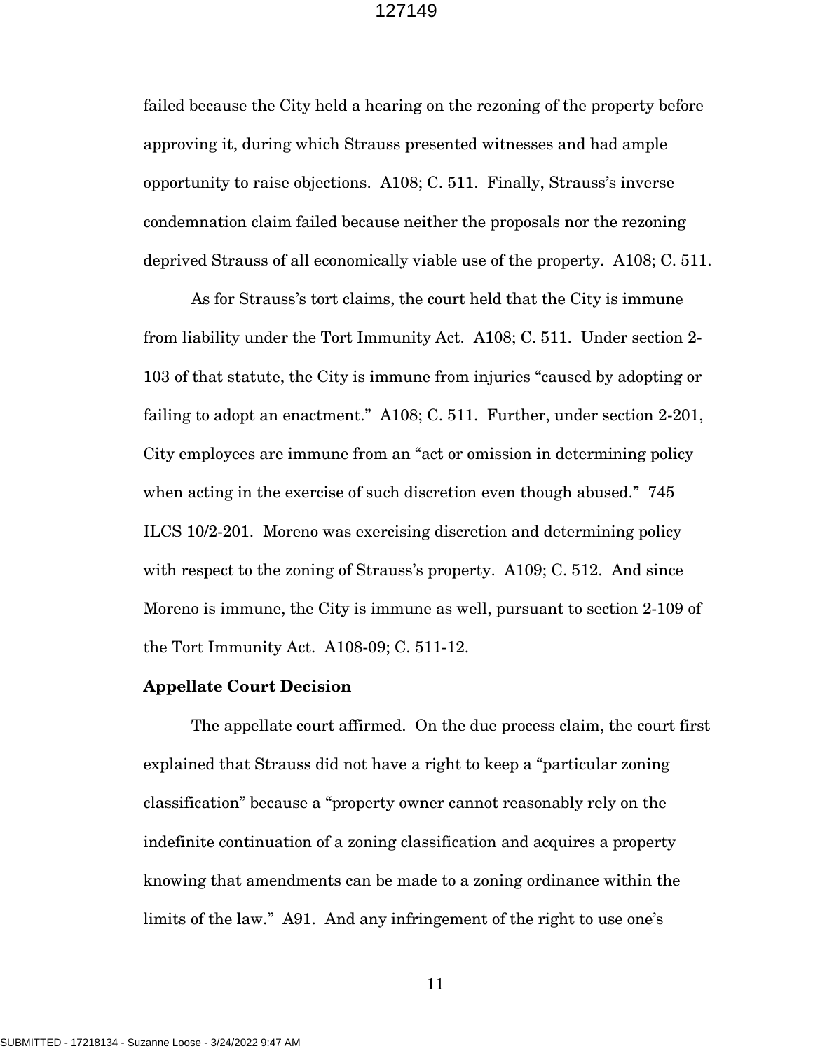failed because the City held a hearing on the rezoning of the property before approving it, during which Strauss presented witnesses and had ample opportunity to raise objections. A108; C. 511. Finally, Strauss's inverse condemnation claim failed because neither the proposals nor the rezoning deprived Strauss of all economically viable use of the property. A108; C. 511.

As for Strauss's tort claims, the court held that the City is immune from liability under the Tort Immunity Act. A108; C. 511. Under section 2-103 of that statute, the City is immune from injuries "caused by adopting or failing to adopt an enactment." A108; C. 511. Further, under section 2-201, City employees are immune from an "act or omission in determining policy when acting in the exercise of such discretion even though abused." 745 ILCS 10/2-201. Moreno was exercising discretion and determining policy with respect to the zoning of Strauss's property. A109; C. 512. And since Moreno is immune, the City is immune as well, pursuant to section 2-109 of the Tort Immunity Act. A108-09; C. 511-12.

**Appellate Court Decision**

The appellate court affirmed. On the due process claim, the court first explained that Strauss did not have a right to keep a "particular zoning classification" because a "property owner cannot reasonably rely on the indefinite continuation of a zoning classification and acquires a property knowing that amendments can be made to a zoning ordinance within the limits of the law." A91. And any infringement of the right to use one's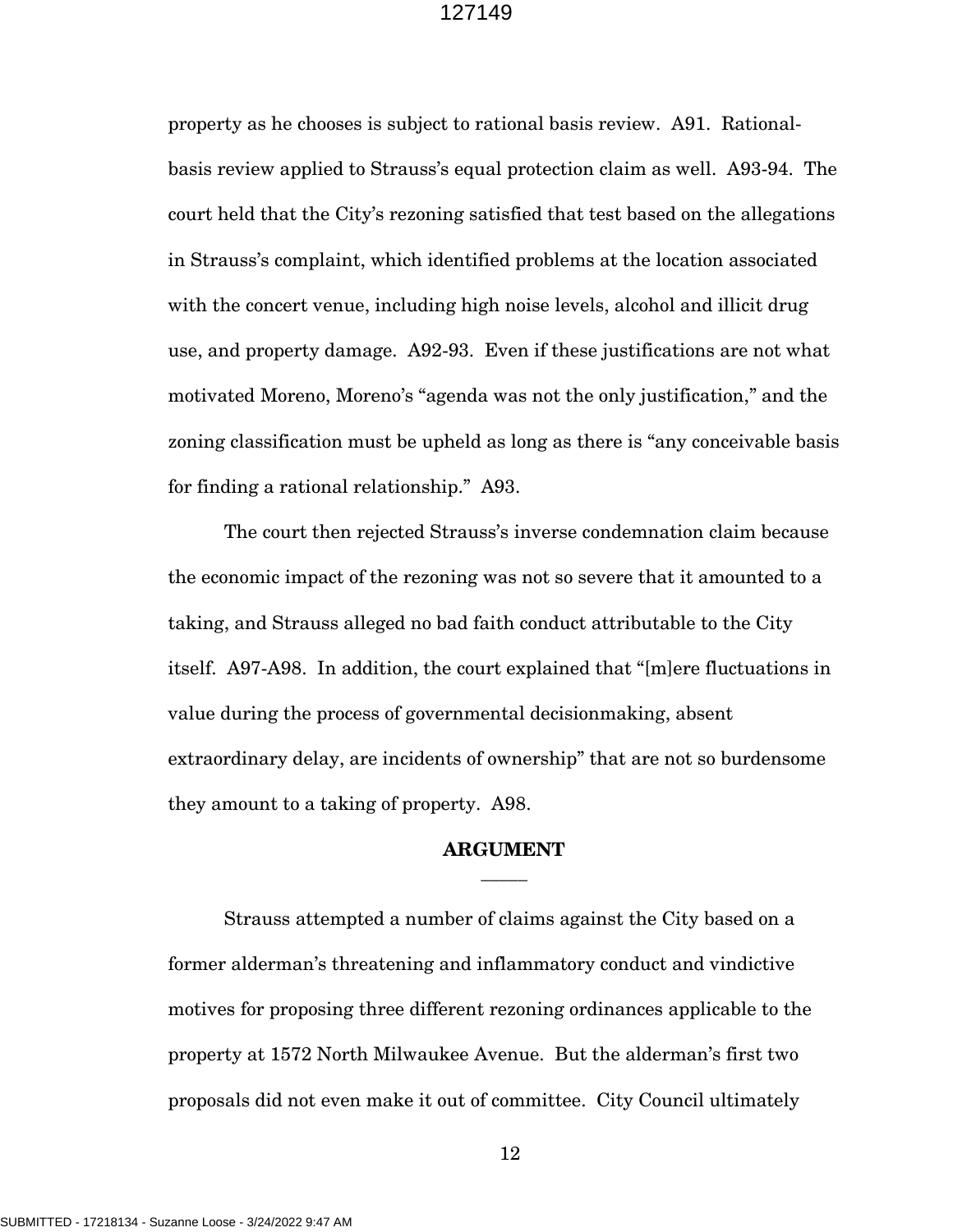property as he chooses is subject to rational basis review. A91. Rational-basis review applied to Strauss's equal protection claim as well. A93-94. The court held that the City's rezoning satisfied that test based on the allegations in Strauss's complaint, which identified problems at the location associated with the concert venue, including high noise levels, alcohol and illicit drug use, and property damage. A92-93. Even if these justifications are not what motivated Moreno, Moreno's "agenda was not the only justification," and the zoning classification must be upheld as long as there is "any conceivable basis for finding a rational relationship." A93.

The court then rejected Strauss's inverse condemnation claim because the economic impact of the rezoning was not so severe that it amounted to a taking, and Strauss alleged no bad faith conduct attributable to the City itself. A97-A98. In addition, the court explained that "[m]ere fluctuations in value during the process of governmental decisionmaking, absent extraordinary delay, are incidents of ownership" that are not so burdensome they amount to a taking of property. A98.

## ARGUMENT

Strauss attempted a number of claims against the City based on a former alderman's threatening and inflammatory conduct and vindictive motives for proposing three different rezoning ordinances applicable to the property at 1572 North Milwaukee Avenue. But the alderman's first two proposals did not even make it out of committee. City Council ultimately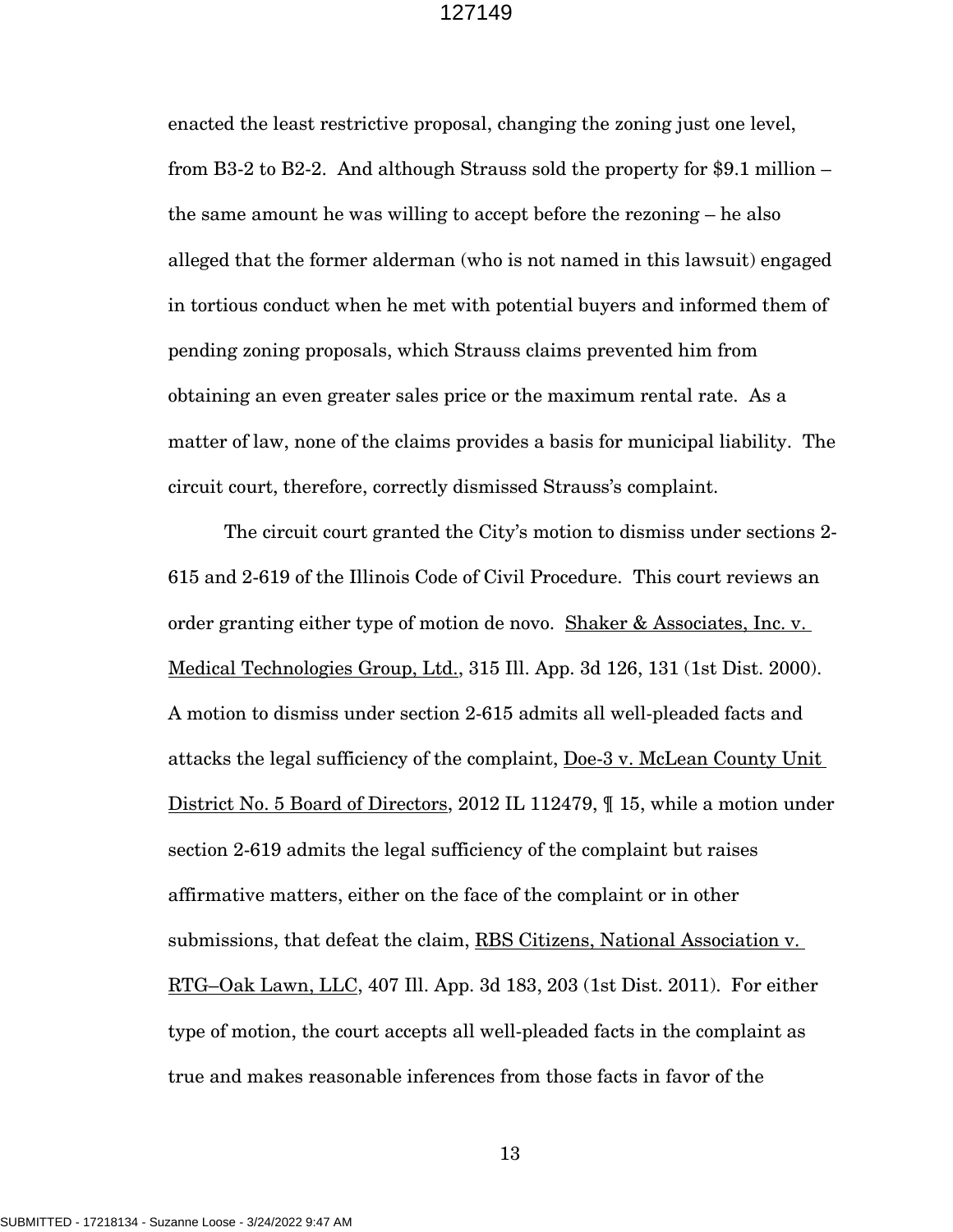enacted the least restrictive proposal, changing the zoning just one level, from B3-2 to B2-2. And although Strauss sold the property for $9.1 million – the same amount he was willing to accept before the rezoning – he also alleged that the former alderman (who is not named in this lawsuit) engaged in tortious conduct when he met with potential buyers and informed them of pending zoning proposals, which Strauss claims prevented him from obtaining an even greater sales price or the maximum rental rate. As a matter of law, none of the claims provides a basis for municipal liability. The circuit court, therefore, correctly dismissed Strauss's complaint.

The circuit court granted the City's motion to dismiss under sections 2-615 and 2-619 of the Illinois Code of Civil Procedure. This court reviews an order granting either type of motion de novo. Shaker & Associates, Inc. v. Medical Technologies Group, Ltd., 315 Ill. App. 3d 126, 131 (1st Dist. 2000). A motion to dismiss under section 2-615 admits all well-pleaded facts and attacks the legal sufficiency of the complaint, Doe-3 v. McLean County Unit District No. 5 Board of Directors, 2012 IL 112479, ¶ 15, while a motion under section 2-619 admits the legal sufficiency of the complaint but raises affirmative matters, either on the face of the complaint or in other submissions, that defeat the claim, RBS Citizens, National Association v. RTG–Oak Lawn, LLC, 407 Ill. App. 3d 183, 203 (1st Dist. 2011). For either type of motion, the court accepts all well-pleaded facts in the complaint as true and makes reasonable inferences from those facts in favor of the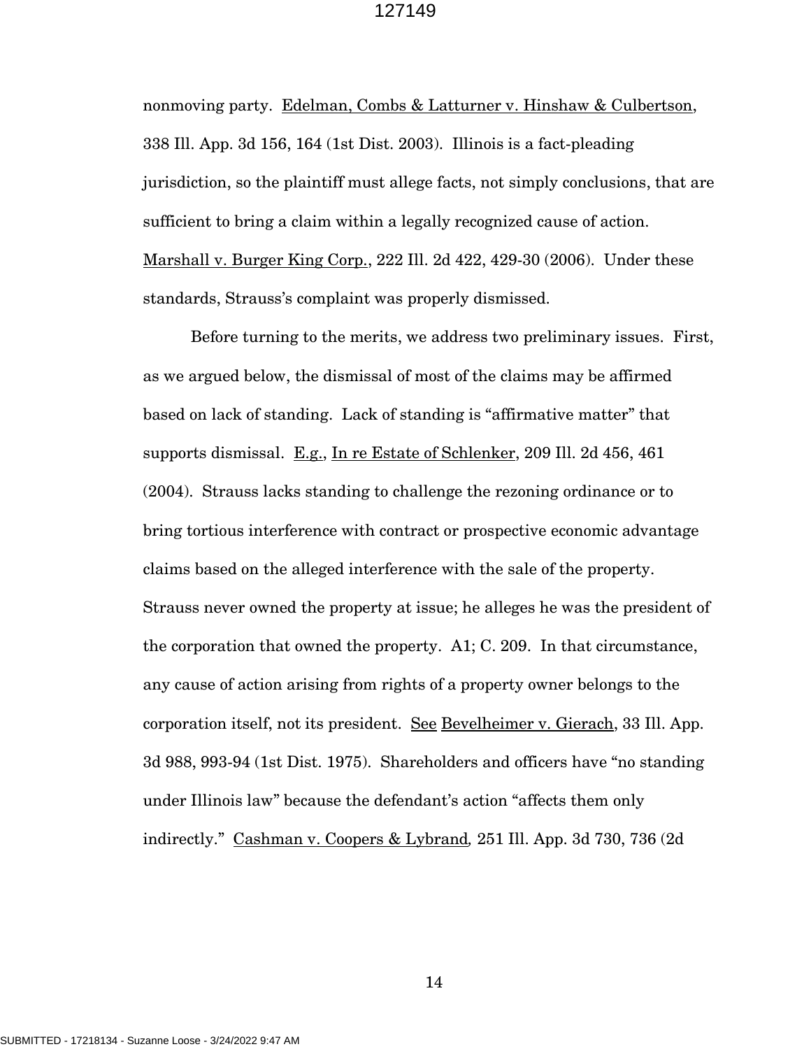nonmoving party. Edelman, Combs & Latturner v. Hinshaw & Culbertson, 338 Ill. App. 3d 156, 164 (1st Dist. 2003). Illinois is a fact-pleading jurisdiction, so the plaintiff must allege facts, not simply conclusions, that are sufficient to bring a claim within a legally recognized cause of action. Marshall v. Burger King Corp., 222 Ill. 2d 422, 429-30 (2006). Under these standards, Strauss's complaint was properly dismissed.

Before turning to the merits, we address two preliminary issues. First, as we argued below, the dismissal of most of the claims may be affirmed based on lack of standing. Lack of standing is "affirmative matter" that supports dismissal. E.g., In re Estate of Schlenker, 209 Ill. 2d 456, 461 (2004). Strauss lacks standing to challenge the rezoning ordinance or to bring tortious interference with contract or prospective economic advantage claims based on the alleged interference with the sale of the property. Strauss never owned the property at issue; he alleges he was the president of the corporation that owned the property. A1; C. 209. In that circumstance, any cause of action arising from rights of a property owner belongs to the corporation itself, not its president. See Bevelheimer v. Gierach, 33 Ill. App. 3d 988, 993-94 (1st Dist. 1975). Shareholders and officers have "no standing under Illinois law" because the defendant's action "affects them only indirectly." Cashman v. Coopers & Lybrand, 251 Ill. App. 3d 730, 736 (2d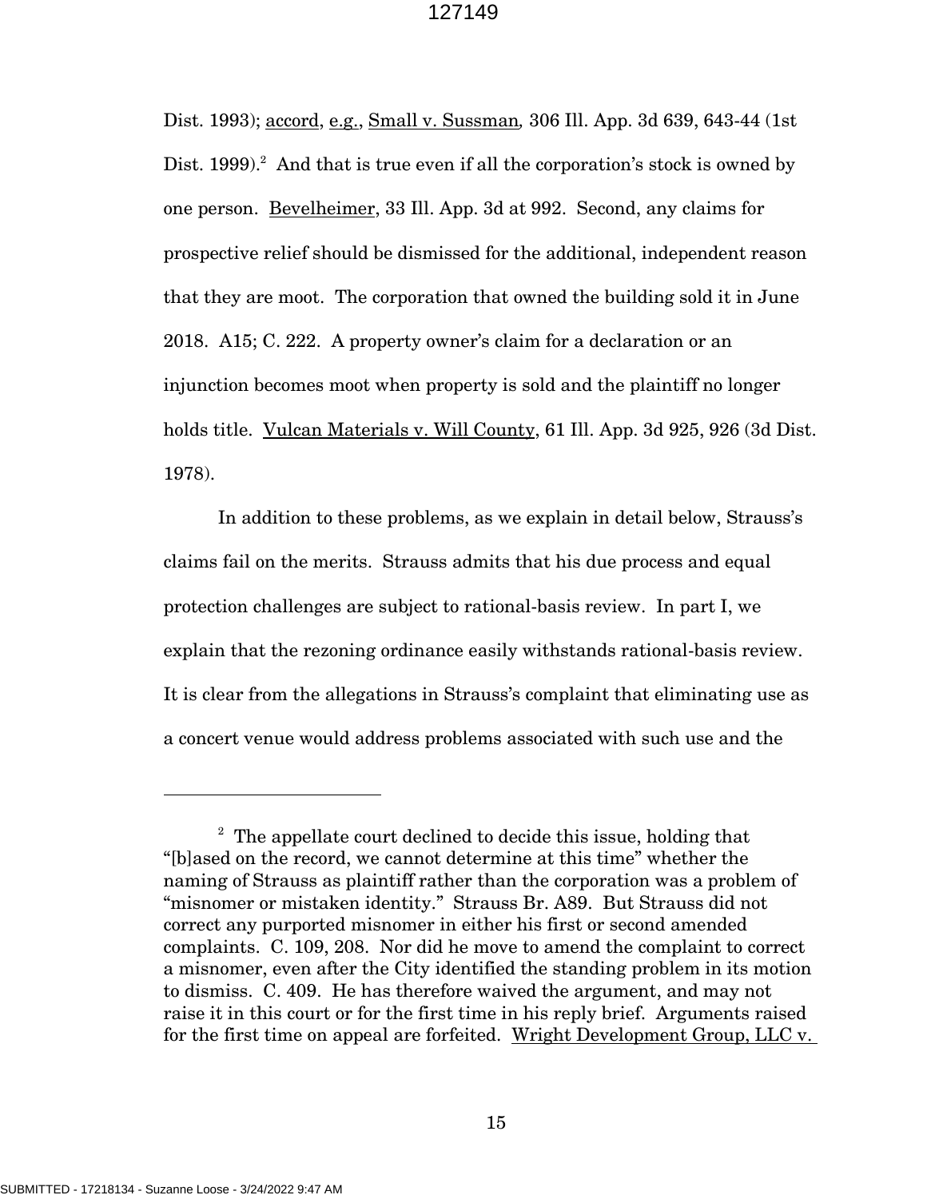Dist. 1993); accord, e.g., Small v. Sussman, 306 Ill. App. 3d 639, 643-44 (1st Dist. 1999).[2] And that is true even if all the corporation's stock is owned by one person. Bevelheimer, 33 Ill. App. 3d at 992. Second, any claims for prospective relief should be dismissed for the additional, independent reason that they are moot. The corporation that owned the building sold it in June 2018. A15; C. 222. A property owner's claim for a declaration or an injunction becomes moot when property is sold and the plaintiff no longer holds title. Vulcan Materials v. Will County, 61 Ill. App. 3d 925, 926 (3d Dist. 1978).

In addition to these problems, as we explain in detail below, Strauss's claims fail on the merits. Strauss admits that his due process and equal protection challenges are subject to rational-basis review. In part I, we explain that the rezoning ordinance easily withstands rational-basis review. It is clear from the allegations in Strauss's complaint that eliminating use as a concert venue would address problems associated with such use and the

---

[2] The appellate court declined to decide this issue, holding that "[b]ased on the record, we cannot determine at this time" whether the naming of Strauss as plaintiff rather than the corporation was a problem of "misnomer or mistaken identity." Strauss Br. A89. But Strauss did not correct any purported misnomer in either his first or second amended complaints. C. 109, 208. Nor did he move to amend the complaint to correct a misnomer, even after the City identified the standing problem in its motion to dismiss. C. 409. He has therefore waived the argument, and may not raise it in this court or for the first time in his reply brief. Arguments raised for the first time on appeal are forfeited. Wright Development Group, LLC v.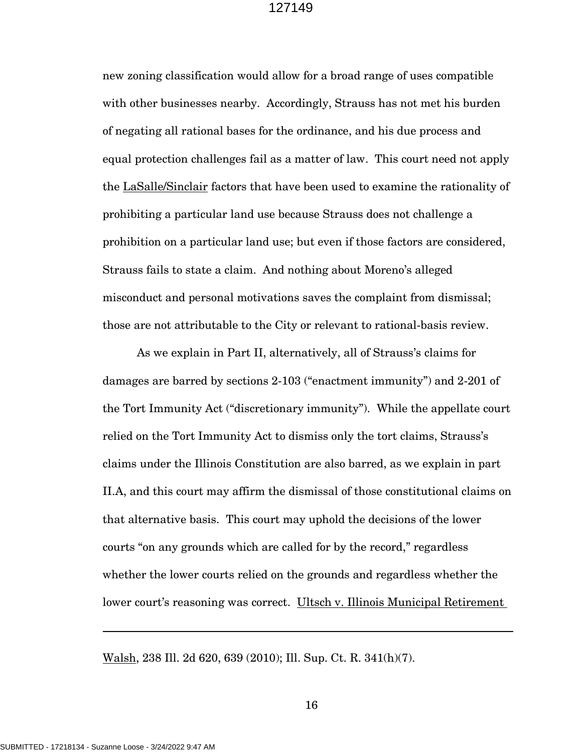new zoning classification would allow for a broad range of uses compatible with other businesses nearby. Accordingly, Strauss has not met his burden of negating all rational bases for the ordinance, and his due process and equal protection challenges fail as a matter of law. This court need not apply the LaSalle/Sinclair factors that have been used to examine the rationality of prohibiting a particular land use because Strauss does not challenge a prohibition on a particular land use; but even if those factors are considered, Strauss fails to state a claim. And nothing about Moreno's alleged misconduct and personal motivations saves the complaint from dismissal; those are not attributable to the City or relevant to rational-basis review.

As we explain in Part II, alternatively, all of Strauss's claims for damages are barred by sections 2-103 ("enactment immunity") and 2-201 of the Tort Immunity Act ("discretionary immunity"). While the appellate court relied on the Tort Immunity Act to dismiss only the tort claims, Strauss's claims under the Illinois Constitution are also barred, as we explain in part II.A, and this court may affirm the dismissal of those constitutional claims on that alternative basis. This court may uphold the decisions of the lower courts "on any grounds which are called for by the record," regardless whether the lower courts relied on the grounds and regardless whether the lower court's reasoning was correct. Ultsch v. Illinois Municipal Retirement

---

Walsh, 238 Ill. 2d 620, 639 (2010); Ill. Sup. Ct. R. 341(h)(7).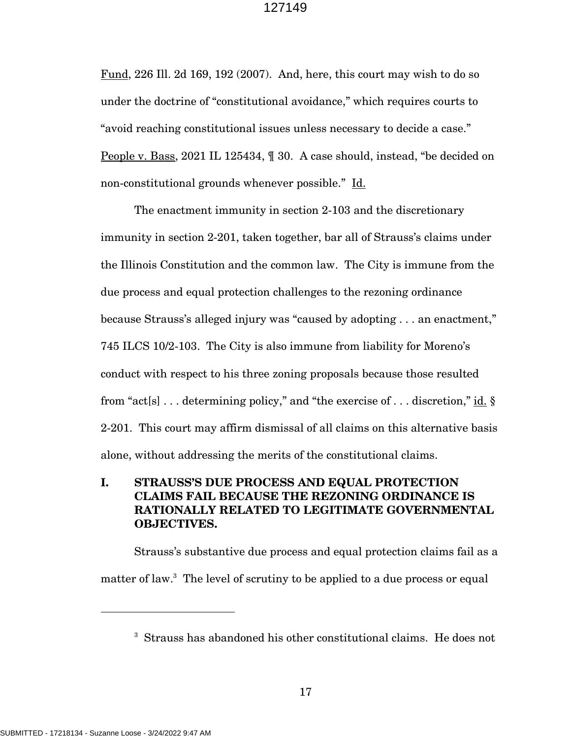Fund, 226 Ill. 2d 169, 192 (2007). And, here, this court may wish to do so under the doctrine of "constitutional avoidance," which requires courts to "avoid reaching constitutional issues unless necessary to decide a case." People v. Bass, 2021 IL 125434, ¶ 30. A case should, instead, "be decided on non-constitutional grounds whenever possible." Id.

The enactment immunity in section 2-103 and the discretionary immunity in section 2-201, taken together, bar all of Strauss's claims under the Illinois Constitution and the common law. The City is immune from the due process and equal protection challenges to the rezoning ordinance because Strauss's alleged injury was "caused by adopting . . . an enactment," 745 ILCS 10/2-103. The City is also immune from liability for Moreno's conduct with respect to his three zoning proposals because those resulted from "act[s] . . . determining policy," and "the exercise of . . . discretion," id. § 2-201. This court may affirm dismissal of all claims on this alternative basis alone, without addressing the merits of the constitutional claims.

## I. STRAUSS'S DUE PROCESS AND EQUAL PROTECTION CLAIMS FAIL BECAUSE THE REZONING ORDINANCE IS RATIONALLY RELATED TO LEGITIMATE GOVERNMENTAL OBJECTIVES.

Strauss's substantive due process and equal protection claims fail as a matter of law.[3] The level of scrutiny to be applied to a due process or equal

---

[3] Strauss has abandoned his other constitutional claims. He does not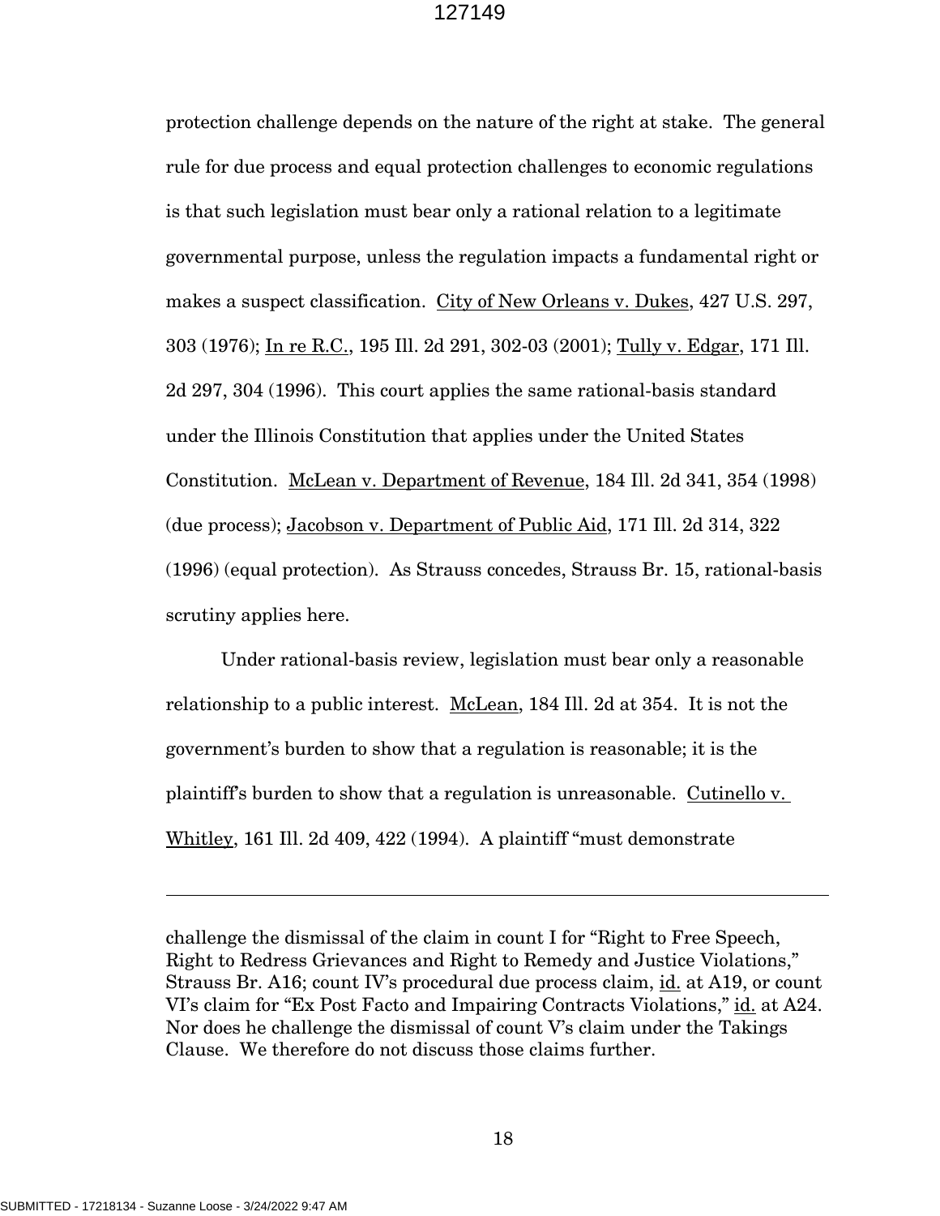protection challenge depends on the nature of the right at stake. The general rule for due process and equal protection challenges to economic regulations is that such legislation must bear only a rational relation to a legitimate governmental purpose, unless the regulation impacts a fundamental right or makes a suspect classification. City of New Orleans v. Dukes, 427 U.S. 297, 303 (1976); In re R.C., 195 Ill. 2d 291, 302-03 (2001); Tully v. Edgar, 171 Ill. 2d 297, 304 (1996). This court applies the same rational-basis standard under the Illinois Constitution that applies under the United States Constitution. McLean v. Department of Revenue, 184 Ill. 2d 341, 354 (1998) (due process); Jacobson v. Department of Public Aid, 171 Ill. 2d 314, 322 (1996) (equal protection). As Strauss concedes, Strauss Br. 15, rational-basis scrutiny applies here.

Under rational-basis review, legislation must bear only a reasonable relationship to a public interest. McLean, 184 Ill. 2d at 354. It is not the government's burden to show that a regulation is reasonable; it is the plaintiff's burden to show that a regulation is unreasonable. Cutinello v. Whitley, 161 Ill. 2d 409, 422 (1994). A plaintiff "must demonstrate

---

challenge the dismissal of the claim in count I for "Right to Free Speech, Right to Redress Grievances and Right to Remedy and Justice Violations," Strauss Br. A16; count IV's procedural due process claim, id. at A19, or count VI's claim for "Ex Post Facto and Impairing Contracts Violations," id. at A24. Nor does he challenge the dismissal of count V's claim under the Takings Clause. We therefore do not discuss those claims further.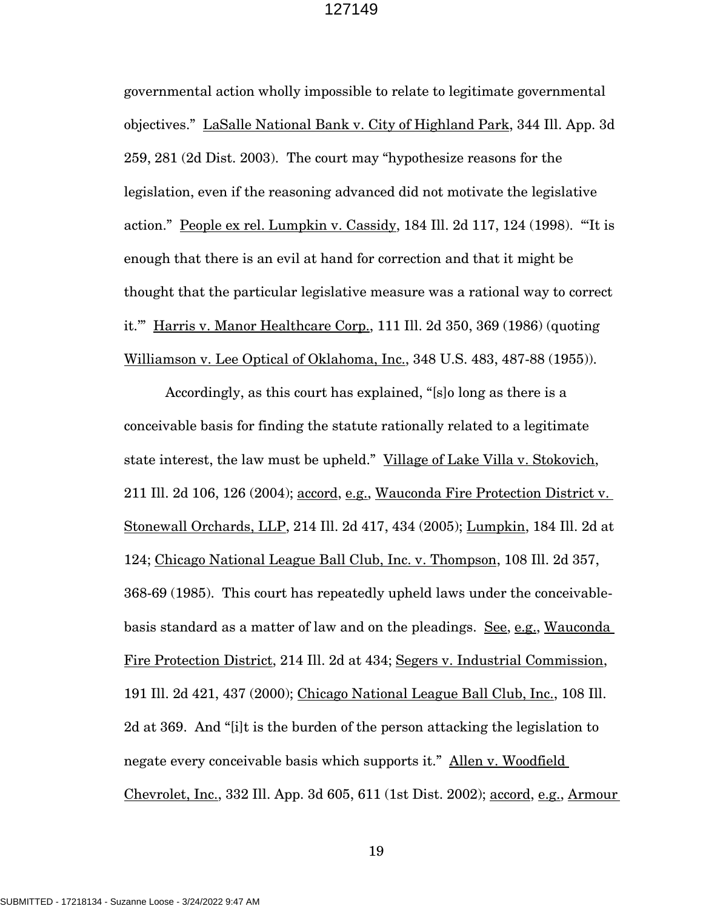governmental action wholly impossible to relate to legitimate governmental objectives." LaSalle National Bank v. City of Highland Park, 344 Ill. App. 3d 259, 281 (2d Dist. 2003). The court may "hypothesize reasons for the legislation, even if the reasoning advanced did not motivate the legislative action." People ex rel. Lumpkin v. Cassidy, 184 Ill. 2d 117, 124 (1998). "'It is enough that there is an evil at hand for correction and that it might be thought that the particular legislative measure was a rational way to correct it.'" Harris v. Manor Healthcare Corp., 111 Ill. 2d 350, 369 (1986) (quoting Williamson v. Lee Optical of Oklahoma, Inc., 348 U.S. 483, 487-88 (1955)).

Accordingly, as this court has explained, "[s]o long as there is a conceivable basis for finding the statute rationally related to a legitimate state interest, the law must be upheld." Village of Lake Villa v. Stokovich, 211 Ill. 2d 106, 126 (2004); accord, e.g., Wauconda Fire Protection District v. Stonewall Orchards, LLP, 214 Ill. 2d 417, 434 (2005); Lumpkin, 184 Ill. 2d at 124; Chicago National League Ball Club, Inc. v. Thompson, 108 Ill. 2d 357, 368-69 (1985). This court has repeatedly upheld laws under the conceivable-basis standard as a matter of law and on the pleadings. See, e.g., Wauconda Fire Protection District, 214 Ill. 2d at 434; Segers v. Industrial Commission, 191 Ill. 2d 421, 437 (2000); Chicago National League Ball Club, Inc., 108 Ill. 2d at 369. And "[i]t is the burden of the person attacking the legislation to negate every conceivable basis which supports it." Allen v. Woodfield Chevrolet, Inc., 332 Ill. App. 3d 605, 611 (1st Dist. 2002); accord, e.g., Armour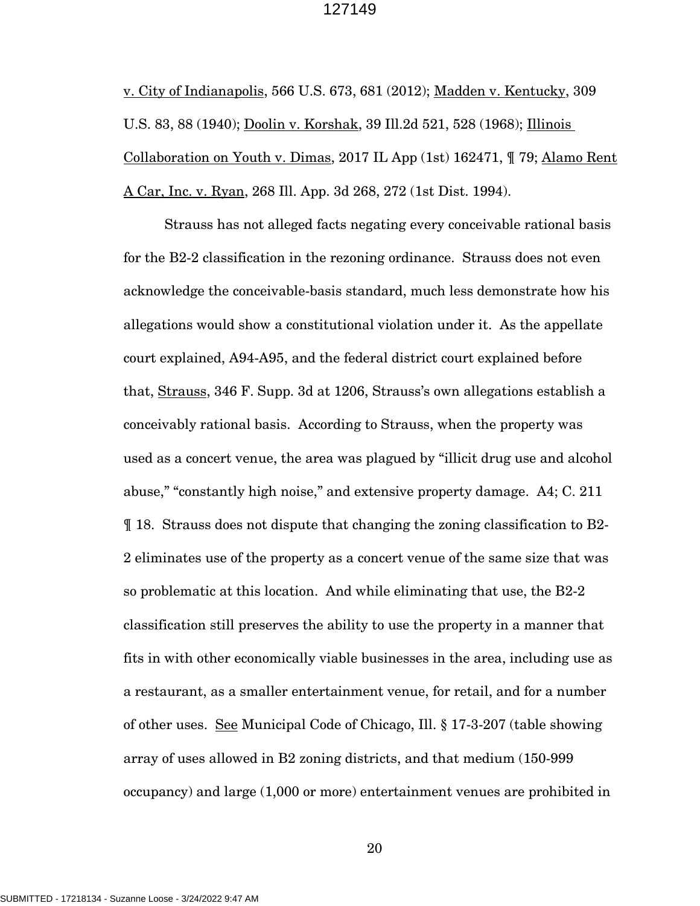v. City of Indianapolis, 566 U.S. 673, 681 (2012); Madden v. Kentucky, 309 U.S. 83, 88 (1940); Doolin v. Korshak, 39 Ill.2d 521, 528 (1968); Illinois Collaboration on Youth v. Dimas, 2017 IL App (1st) 162471, ¶ 79; Alamo Rent A Car, Inc. v. Ryan, 268 Ill. App. 3d 268, 272 (1st Dist. 1994).

Strauss has not alleged facts negating every conceivable rational basis for the B2-2 classification in the rezoning ordinance. Strauss does not even acknowledge the conceivable-basis standard, much less demonstrate how his allegations would show a constitutional violation under it. As the appellate court explained, A94-A95, and the federal district court explained before that, Strauss, 346 F. Supp. 3d at 1206, Strauss's own allegations establish a conceivably rational basis. According to Strauss, when the property was used as a concert venue, the area was plagued by "illicit drug use and alcohol abuse," "constantly high noise," and extensive property damage. A4; C. 211 ¶ 18. Strauss does not dispute that changing the zoning classification to B2-2 eliminates use of the property as a concert venue of the same size that was so problematic at this location. And while eliminating that use, the B2-2 classification still preserves the ability to use the property in a manner that fits in with other economically viable businesses in the area, including use as a restaurant, as a smaller entertainment venue, for retail, and for a number of other uses. See Municipal Code of Chicago, Ill. § 17-3-207 (table showing array of uses allowed in B2 zoning districts, and that medium (150-999 occupancy) and large (1,000 or more) entertainment venues are prohibited in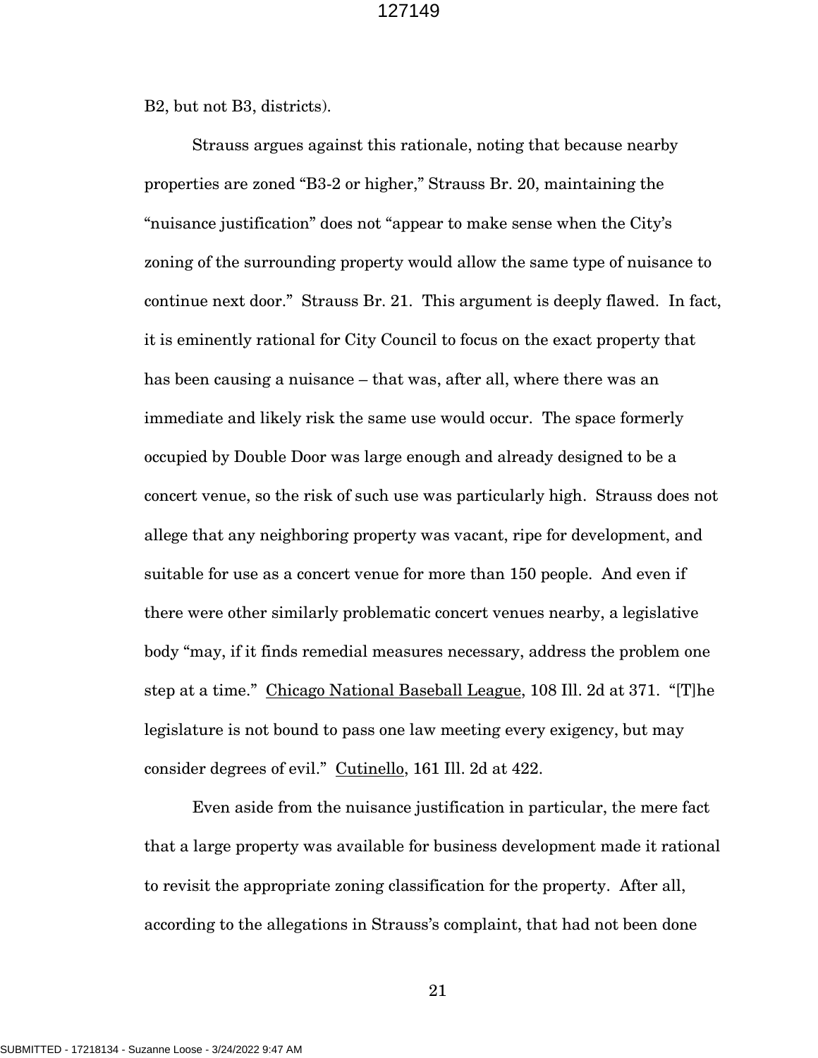B2, but not B3, districts).

Strauss argues against this rationale, noting that because nearby properties are zoned "B3-2 or higher," Strauss Br. 20, maintaining the "nuisance justification" does not "appear to make sense when the City's zoning of the surrounding property would allow the same type of nuisance to continue next door." Strauss Br. 21. This argument is deeply flawed. In fact, it is eminently rational for City Council to focus on the exact property that has been causing a nuisance – that was, after all, where there was an immediate and likely risk the same use would occur. The space formerly occupied by Double Door was large enough and already designed to be a concert venue, so the risk of such use was particularly high. Strauss does not allege that any neighboring property was vacant, ripe for development, and suitable for use as a concert venue for more than 150 people. And even if there were other similarly problematic concert venues nearby, a legislative body "may, if it finds remedial measures necessary, address the problem one step at a time." Chicago National Baseball League, 108 Ill. 2d at 371. "[T]he legislature is not bound to pass one law meeting every exigency, but may consider degrees of evil." Cutinello, 161 Ill. 2d at 422.

Even aside from the nuisance justification in particular, the mere fact that a large property was available for business development made it rational to revisit the appropriate zoning classification for the property. After all, according to the allegations in Strauss's complaint, that had not been done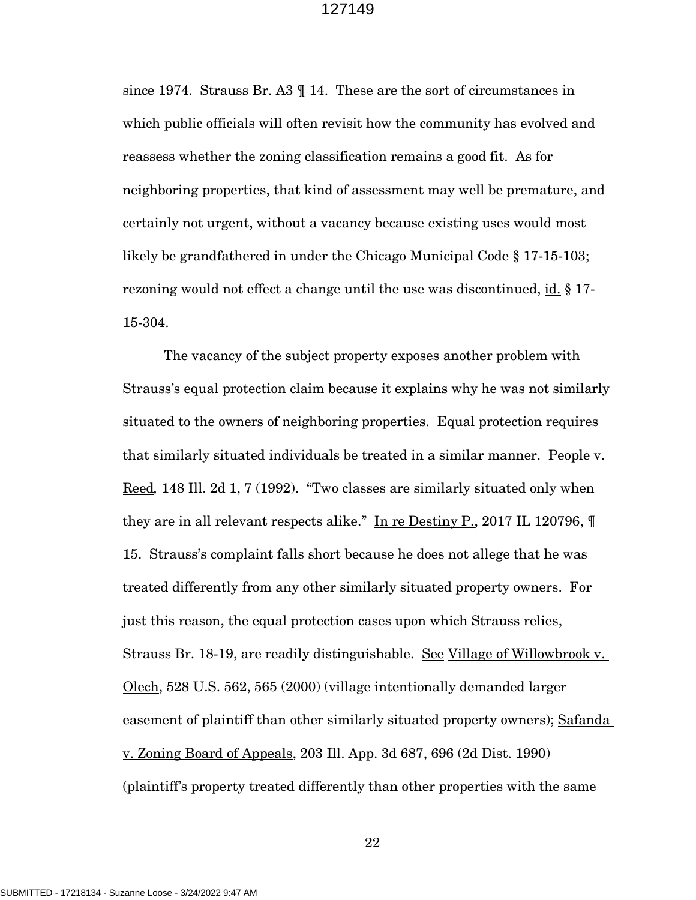since 1974. Strauss Br. A3 ¶ 14. These are the sort of circumstances in which public officials will often revisit how the community has evolved and reassess whether the zoning classification remains a good fit. As for neighboring properties, that kind of assessment may well be premature, and certainly not urgent, without a vacancy because existing uses would most likely be grandfathered in under the Chicago Municipal Code § 17-15-103; rezoning would not effect a change until the use was discontinued, id. § 17-15-304.

The vacancy of the subject property exposes another problem with Strauss's equal protection claim because it explains why he was not similarly situated to the owners of neighboring properties. Equal protection requires that similarly situated individuals be treated in a similar manner. People v. Reed, 148 Ill. 2d 1, 7 (1992). "Two classes are similarly situated only when they are in all relevant respects alike." In re Destiny P., 2017 IL 120796, ¶ 15. Strauss's complaint falls short because he does not allege that he was treated differently from any other similarly situated property owners. For just this reason, the equal protection cases upon which Strauss relies, Strauss Br. 18-19, are readily distinguishable. See Village of Willowbrook v. Olech, 528 U.S. 562, 565 (2000) (village intentionally demanded larger easement of plaintiff than other similarly situated property owners); Safanda v. Zoning Board of Appeals, 203 Ill. App. 3d 687, 696 (2d Dist. 1990) (plaintiff's property treated differently than other properties with the same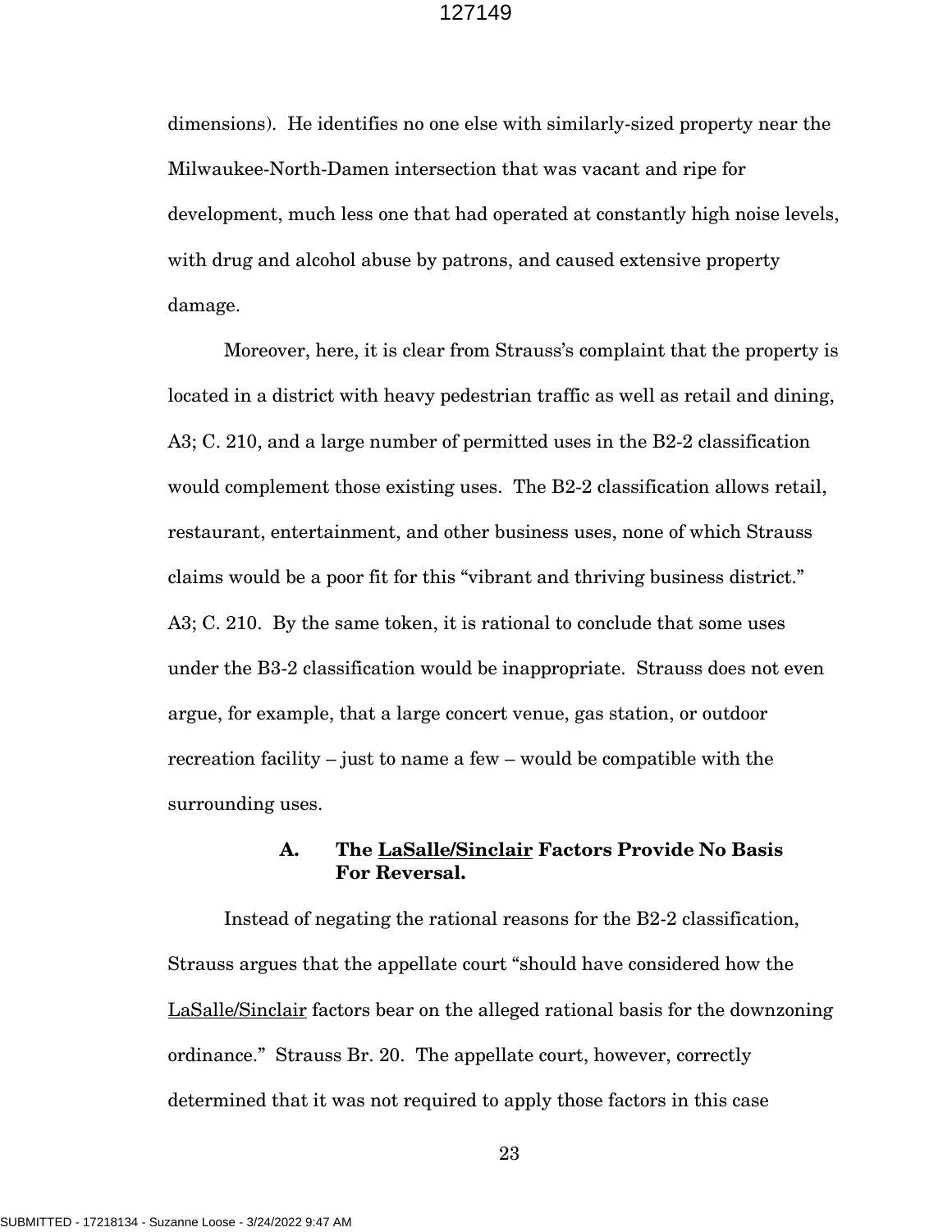dimensions). He identifies no one else with similarly-sized property near the Milwaukee-North-Damen intersection that was vacant and ripe for development, much less one that had operated at constantly high noise levels, with drug and alcohol abuse by patrons, and caused extensive property damage.

Moreover, here, it is clear from Strauss's complaint that the property is located in a district with heavy pedestrian traffic as well as retail and dining, A3; C. 210, and a large number of permitted uses in the B2-2 classification would complement those existing uses. The B2-2 classification allows retail, restaurant, entertainment, and other business uses, none of which Strauss claims would be a poor fit for this "vibrant and thriving business district." A3; C. 210. By the same token, it is rational to conclude that some uses under the B3-2 classification would be inappropriate. Strauss does not even argue, for example, that a large concert venue, gas station, or outdoor recreation facility – just to name a few – would be compatible with the surrounding uses.

### A. The LaSalle/Sinclair Factors Provide No Basis For Reversal.

Instead of negating the rational reasons for the B2-2 classification, Strauss argues that the appellate court "should have considered how the LaSalle/Sinclair factors bear on the alleged rational basis for the downzoning ordinance." Strauss Br. 20. The appellate court, however, correctly determined that it was not required to apply those factors in this case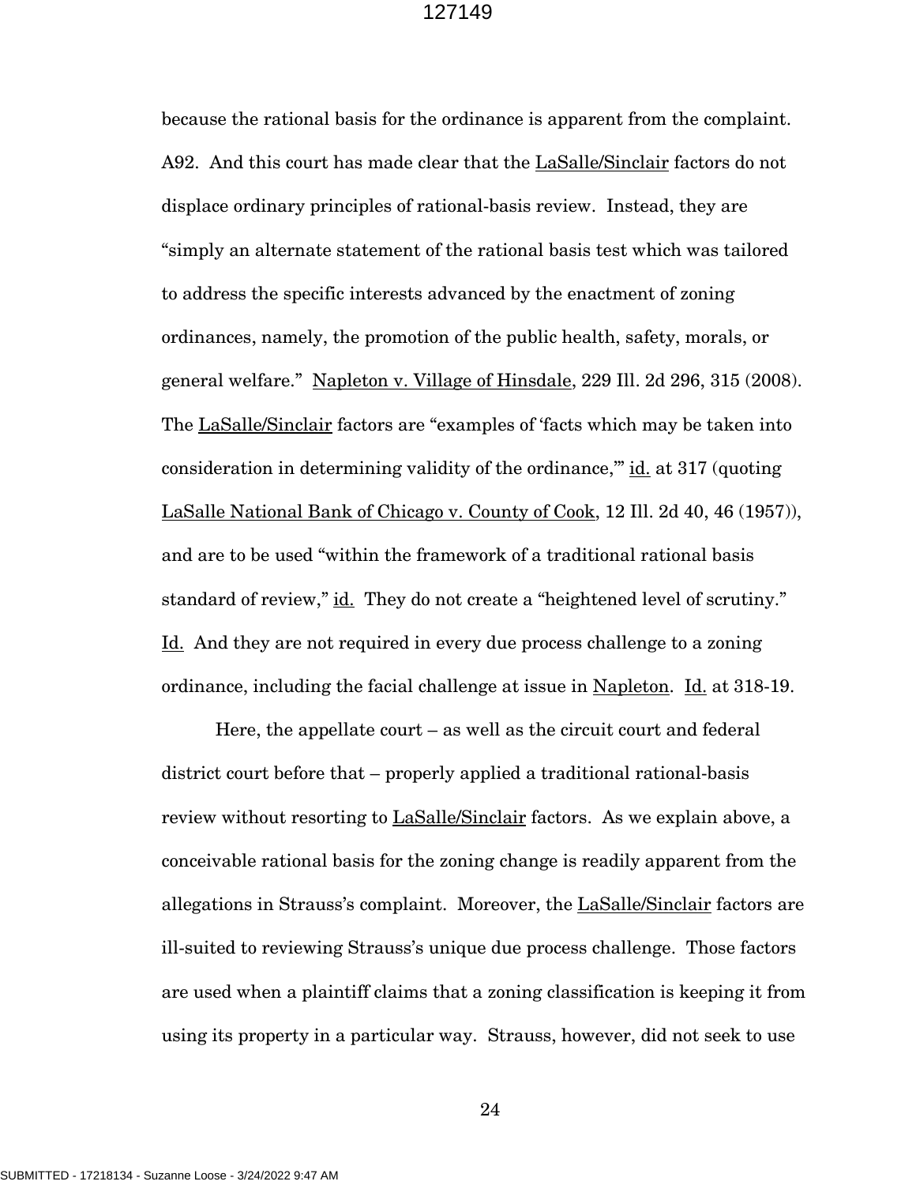because the rational basis for the ordinance is apparent from the complaint. A92. And this court has made clear that the LaSalle/Sinclair factors do not displace ordinary principles of rational-basis review. Instead, they are "simply an alternate statement of the rational basis test which was tailored to address the specific interests advanced by the enactment of zoning ordinances, namely, the promotion of the public health, safety, morals, or general welfare." Napleton v. Village of Hinsdale, 229 Ill. 2d 296, 315 (2008). The LaSalle/Sinclair factors are "examples of 'facts which may be taken into consideration in determining validity of the ordinance,'" id. at 317 (quoting LaSalle National Bank of Chicago v. County of Cook, 12 Ill. 2d 40, 46 (1957)), and are to be used "within the framework of a traditional rational basis standard of review," id. They do not create a "heightened level of scrutiny." Id. And they are not required in every due process challenge to a zoning ordinance, including the facial challenge at issue in Napleton. Id. at 318-19.

Here, the appellate court – as well as the circuit court and federal district court before that – properly applied a traditional rational-basis review without resorting to LaSalle/Sinclair factors. As we explain above, a conceivable rational basis for the zoning change is readily apparent from the allegations in Strauss's complaint. Moreover, the LaSalle/Sinclair factors are ill-suited to reviewing Strauss's unique due process challenge. Those factors are used when a plaintiff claims that a zoning classification is keeping it from using its property in a particular way. Strauss, however, did not seek to use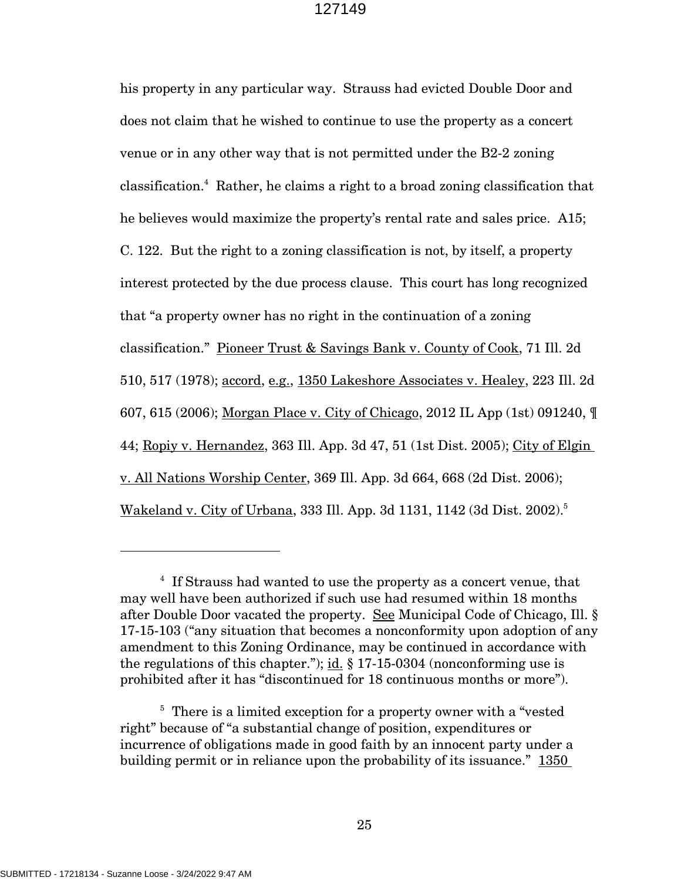his property in any particular way. Strauss had evicted Double Door and does not claim that he wished to continue to use the property as a concert venue or in any other way that is not permitted under the B2-2 zoning classification.[4] Rather, he claims a right to a broad zoning classification that he believes would maximize the property's rental rate and sales price. A15; C. 122. But the right to a zoning classification is not, by itself, a property interest protected by the due process clause. This court has long recognized that "a property owner has no right in the continuation of a zoning classification." Pioneer Trust & Savings Bank v. County of Cook, 71 Ill. 2d 510, 517 (1978); accord, e.g., 1350 Lakeshore Associates v. Healey, 223 Ill. 2d 607, 615 (2006); Morgan Place v. City of Chicago, 2012 IL App (1st) 091240, ¶ 44; Ropiy v. Hernandez, 363 Ill. App. 3d 47, 51 (1st Dist. 2005); City of Elgin v. All Nations Worship Center, 369 Ill. App. 3d 664, 668 (2d Dist. 2006); Wakeland v. City of Urbana, 333 Ill. App. 3d 1131, 1142 (3d Dist. 2002).[5]

---

[4] If Strauss had wanted to use the property as a concert venue, that may well have been authorized if such use had resumed within 18 months after Double Door vacated the property. See Municipal Code of Chicago, Ill. § 17-15-103 ("any situation that becomes a nonconformity upon adoption of any amendment to this Zoning Ordinance, may be continued in accordance with the regulations of this chapter."); id. § 17-15-0304 (nonconforming use is prohibited after it has "discontinued for 18 continuous months or more").

[5] There is a limited exception for a property owner with a "vested right" because of "a substantial change of position, expenditures or incurrence of obligations made in good faith by an innocent party under a building permit or in reliance upon the probability of its issuance." 1350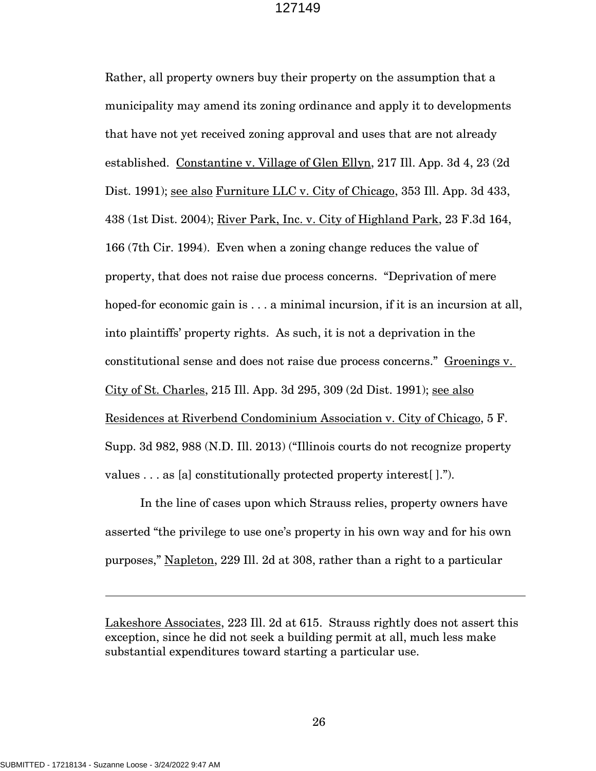Rather, all property owners buy their property on the assumption that a municipality may amend its zoning ordinance and apply it to developments that have not yet received zoning approval and uses that are not already established. Constantine v. Village of Glen Ellyn, 217 Ill. App. 3d 4, 23 (2d Dist. 1991); see also Furniture LLC v. City of Chicago, 353 Ill. App. 3d 433, 438 (1st Dist. 2004); River Park, Inc. v. City of Highland Park, 23 F.3d 164, 166 (7th Cir. 1994). Even when a zoning change reduces the value of property, that does not raise due process concerns. "Deprivation of mere hoped-for economic gain is . . . a minimal incursion, if it is an incursion at all, into plaintiffs' property rights. As such, it is not a deprivation in the constitutional sense and does not raise due process concerns." Groenings v. City of St. Charles, 215 Ill. App. 3d 295, 309 (2d Dist. 1991); see also Residences at Riverbend Condominium Association v. City of Chicago, 5 F. Supp. 3d 982, 988 (N.D. Ill. 2013) ("Illinois courts do not recognize property values . . . as [a] constitutionally protected property interest[ ].").

In the line of cases upon which Strauss relies, property owners have asserted "the privilege to use one's property in his own way and for his own purposes," Napleton, 229 Ill. 2d at 308, rather than a right to a particular

---

Lakeshore Associates, 223 Ill. 2d at 615. Strauss rightly does not assert this exception, since he did not seek a building permit at all, much less make substantial expenditures toward starting a particular use.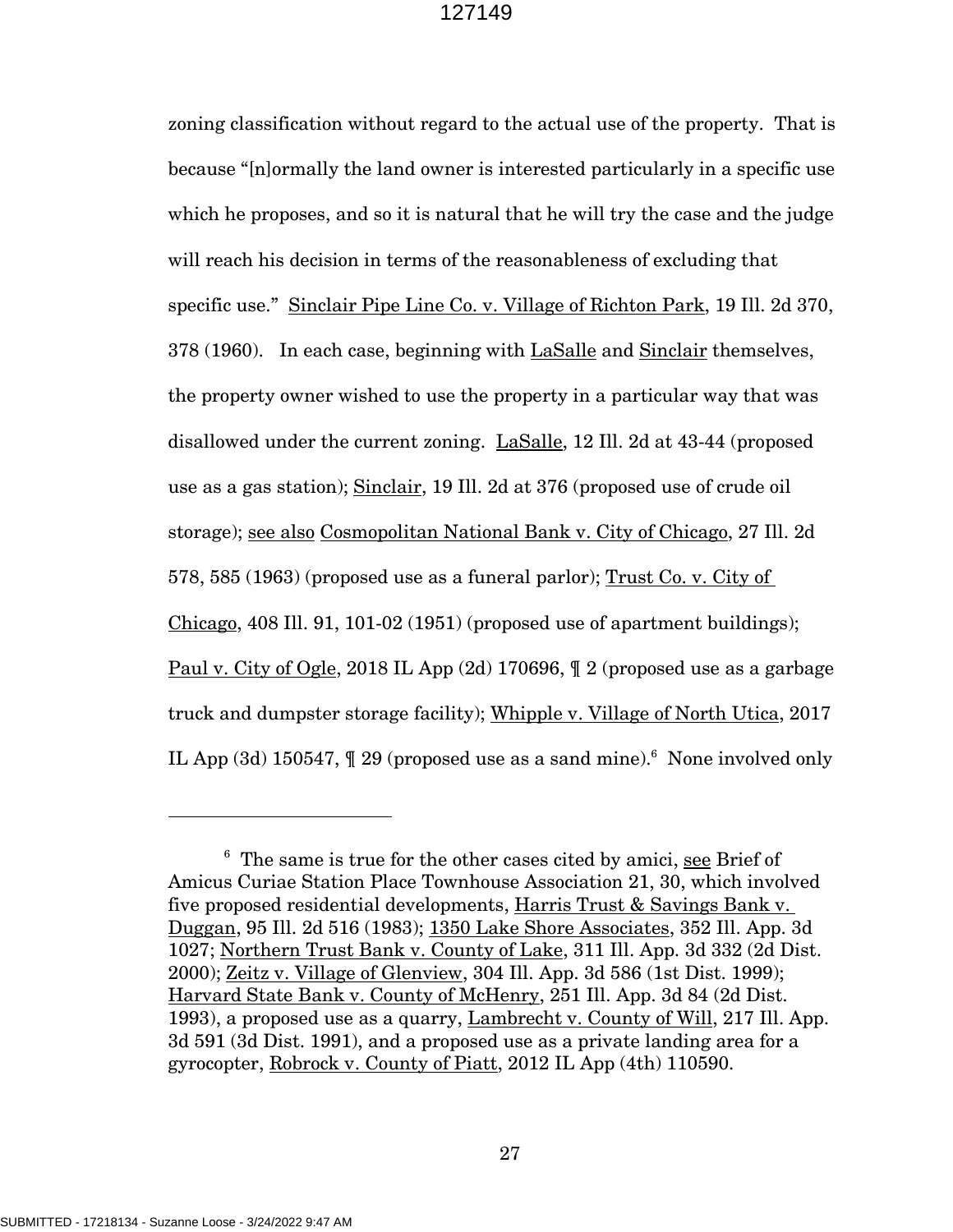zoning classification without regard to the actual use of the property. That is because "[n]ormally the land owner is interested particularly in a specific use which he proposes, and so it is natural that he will try the case and the judge will reach his decision in terms of the reasonableness of excluding that specific use." Sinclair Pipe Line Co. v. Village of Richton Park, 19 Ill. 2d 370, 378 (1960). In each case, beginning with LaSalle and Sinclair themselves, the property owner wished to use the property in a particular way that was disallowed under the current zoning. LaSalle, 12 Ill. 2d at 43-44 (proposed use as a gas station); Sinclair, 19 Ill. 2d at 376 (proposed use of crude oil storage); see also Cosmopolitan National Bank v. City of Chicago, 27 Ill. 2d 578, 585 (1963) (proposed use as a funeral parlor); Trust Co. v. City of Chicago, 408 Ill. 91, 101-02 (1951) (proposed use of apartment buildings); Paul v. City of Ogle, 2018 IL App (2d) 170696, ¶ 2 (proposed use as a garbage truck and dumpster storage facility); Whipple v. Village of North Utica, 2017 IL App (3d) 150547, ¶ 29 (proposed use as a sand mine).[6] None involved only

[6] The same is true for the other cases cited by amici, see Brief of Amicus Curiae Station Place Townhouse Association 21, 30, which involved five proposed residential developments, Harris Trust & Savings Bank v. Duggan, 95 Ill. 2d 516 (1983); 1350 Lake Shore Associates, 352 Ill. App. 3d 1027; Northern Trust Bank v. County of Lake, 311 Ill. App. 3d 332 (2d Dist. 2000); Zeitz v. Village of Glenview, 304 Ill. App. 3d 586 (1st Dist. 1999); Harvard State Bank v. County of McHenry, 251 Ill. App. 3d 84 (2d Dist. 1993), a proposed use as a quarry, Lambrecht v. County of Will, 217 Ill. App. 3d 591 (3d Dist. 1991), and a proposed use as a private landing area for a gyrocopter, Robrock v. County of Piatt, 2012 IL App (4th) 110590.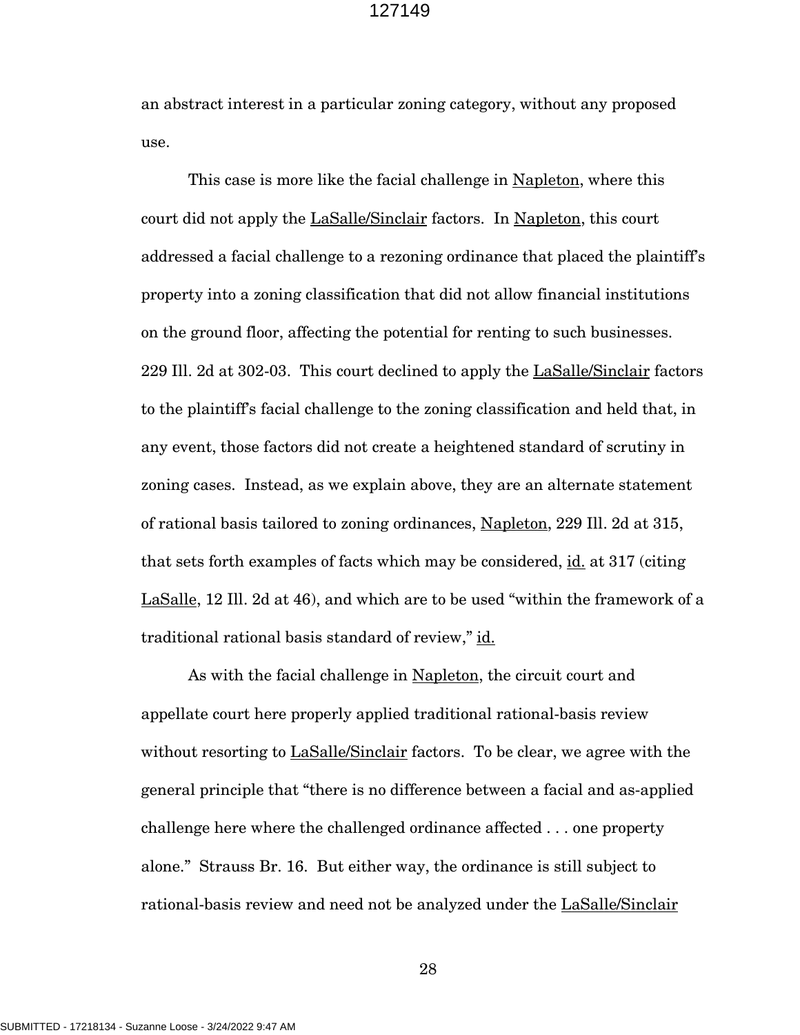an abstract interest in a particular zoning category, without any proposed use.

This case is more like the facial challenge in Napleton, where this court did not apply the LaSalle/Sinclair factors. In Napleton, this court addressed a facial challenge to a rezoning ordinance that placed the plaintiff's property into a zoning classification that did not allow financial institutions on the ground floor, affecting the potential for renting to such businesses. 229 Ill. 2d at 302-03. This court declined to apply the LaSalle/Sinclair factors to the plaintiff's facial challenge to the zoning classification and held that, in any event, those factors did not create a heightened standard of scrutiny in zoning cases. Instead, as we explain above, they are an alternate statement of rational basis tailored to zoning ordinances, Napleton, 229 Ill. 2d at 315, that sets forth examples of facts which may be considered, id. at 317 (citing LaSalle, 12 Ill. 2d at 46), and which are to be used "within the framework of a traditional rational basis standard of review," id.

As with the facial challenge in Napleton, the circuit court and appellate court here properly applied traditional rational-basis review without resorting to LaSalle/Sinclair factors. To be clear, we agree with the general principle that "there is no difference between a facial and as-applied challenge here where the challenged ordinance affected . . . one property alone." Strauss Br. 16. But either way, the ordinance is still subject to rational-basis review and need not be analyzed under the LaSalle/Sinclair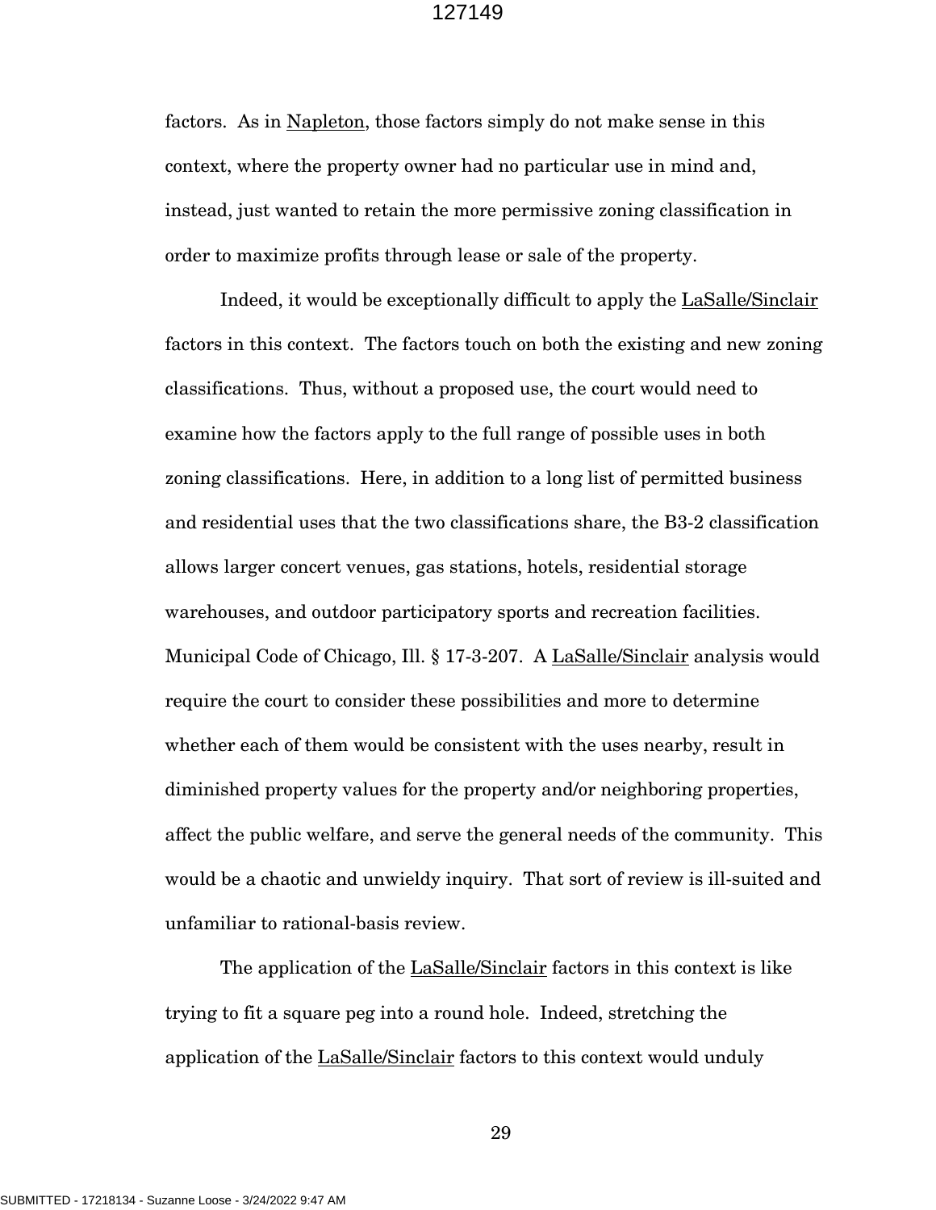factors. As in Napleton, those factors simply do not make sense in this context, where the property owner had no particular use in mind and, instead, just wanted to retain the more permissive zoning classification in order to maximize profits through lease or sale of the property.

Indeed, it would be exceptionally difficult to apply the LaSalle/Sinclair factors in this context. The factors touch on both the existing and new zoning classifications. Thus, without a proposed use, the court would need to examine how the factors apply to the full range of possible uses in both zoning classifications. Here, in addition to a long list of permitted business and residential uses that the two classifications share, the B3-2 classification allows larger concert venues, gas stations, hotels, residential storage warehouses, and outdoor participatory sports and recreation facilities. Municipal Code of Chicago, Ill. § 17-3-207. A LaSalle/Sinclair analysis would require the court to consider these possibilities and more to determine whether each of them would be consistent with the uses nearby, result in diminished property values for the property and/or neighboring properties, affect the public welfare, and serve the general needs of the community. This would be a chaotic and unwieldy inquiry. That sort of review is ill-suited and unfamiliar to rational-basis review.

The application of the LaSalle/Sinclair factors in this context is like trying to fit a square peg into a round hole. Indeed, stretching the application of the LaSalle/Sinclair factors to this context would unduly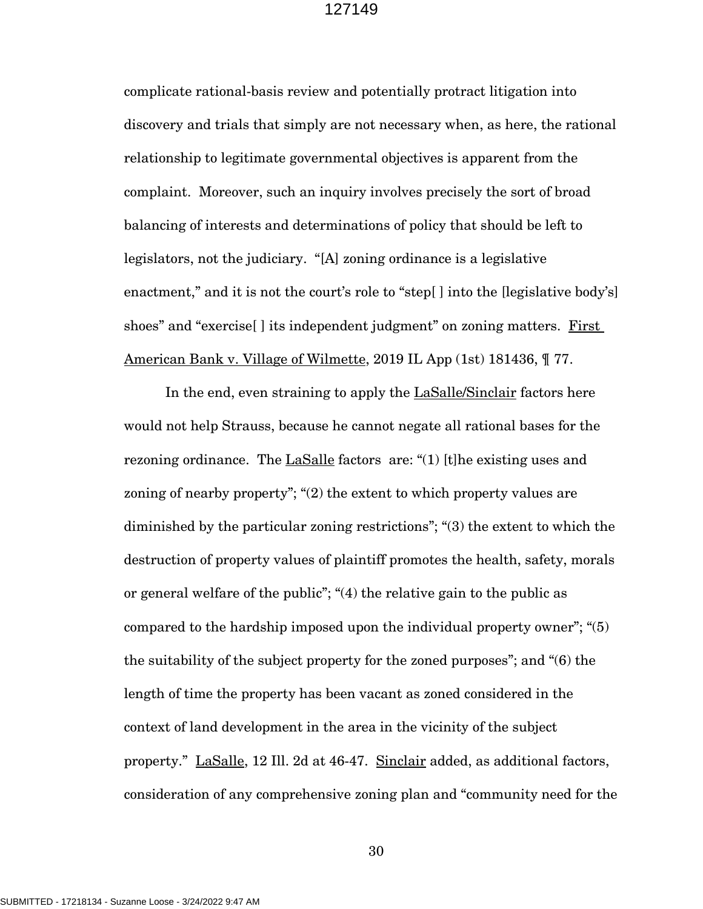complicate rational-basis review and potentially protract litigation into discovery and trials that simply are not necessary when, as here, the rational relationship to legitimate governmental objectives is apparent from the complaint. Moreover, such an inquiry involves precisely the sort of broad balancing of interests and determinations of policy that should be left to legislators, not the judiciary. "[A] zoning ordinance is a legislative enactment," and it is not the court's role to "step[ ] into the [legislative body's] shoes" and "exercise[ ] its independent judgment" on zoning matters. First American Bank v. Village of Wilmette, 2019 IL App (1st) 181436, ¶ 77.

In the end, even straining to apply the LaSalle/Sinclair factors here would not help Strauss, because he cannot negate all rational bases for the rezoning ordinance. The LaSalle factors are: "(1) [t]he existing uses and zoning of nearby property"; "(2) the extent to which property values are diminished by the particular zoning restrictions"; "(3) the extent to which the destruction of property values of plaintiff promotes the health, safety, morals or general welfare of the public"; "(4) the relative gain to the public as compared to the hardship imposed upon the individual property owner"; "(5) the suitability of the subject property for the zoned purposes"; and "(6) the length of time the property has been vacant as zoned considered in the context of land development in the area in the vicinity of the subject property." LaSalle, 12 Ill. 2d at 46-47. Sinclair added, as additional factors, consideration of any comprehensive zoning plan and "community need for the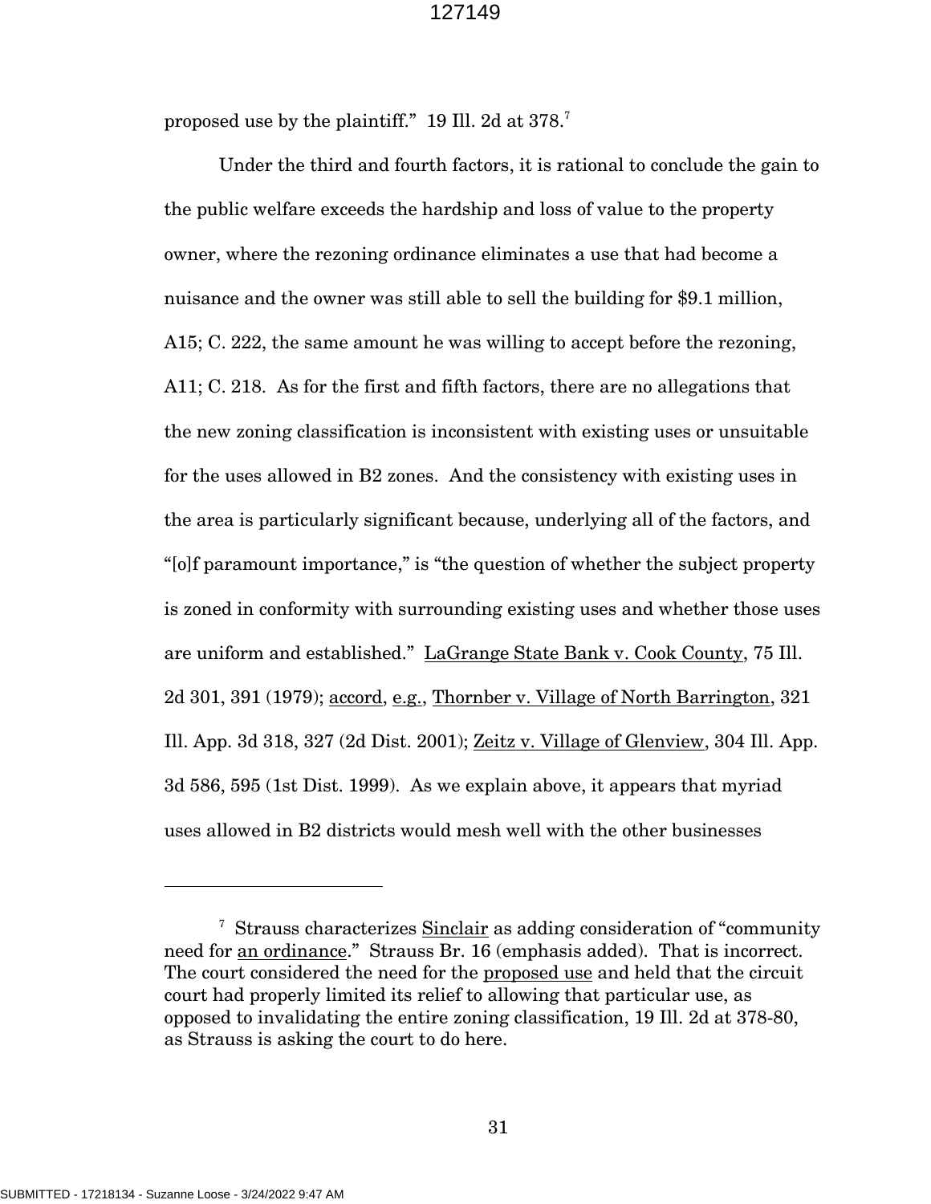proposed use by the plaintiff." 19 Ill. 2d at 378.[7]

Under the third and fourth factors, it is rational to conclude the gain to the public welfare exceeds the hardship and loss of value to the property owner, where the rezoning ordinance eliminates a use that had become a nuisance and the owner was still able to sell the building for $9.1 million, A15; C. 222, the same amount he was willing to accept before the rezoning, A11; C. 218. As for the first and fifth factors, there are no allegations that the new zoning classification is inconsistent with existing uses or unsuitable for the uses allowed in B2 zones. And the consistency with existing uses in the area is particularly significant because, underlying all of the factors, and "[o]f paramount importance," is "the question of whether the subject property is zoned in conformity with surrounding existing uses and whether those uses are uniform and established." LaGrange State Bank v. Cook County, 75 Ill. 2d 301, 391 (1979); accord, e.g., Thornber v. Village of North Barrington, 321 Ill. App. 3d 318, 327 (2d Dist. 2001); Zeitz v. Village of Glenview, 304 Ill. App. 3d 586, 595 (1st Dist. 1999). As we explain above, it appears that myriad uses allowed in B2 districts would mesh well with the other businesses

---

[7] Strauss characterizes Sinclair as adding consideration of "community need for an ordinance." Strauss Br. 16 (emphasis added). That is incorrect. The court considered the need for the proposed use and held that the circuit court had properly limited its relief to allowing that particular use, as opposed to invalidating the entire zoning classification, 19 Ill. 2d at 378-80, as Strauss is asking the court to do here.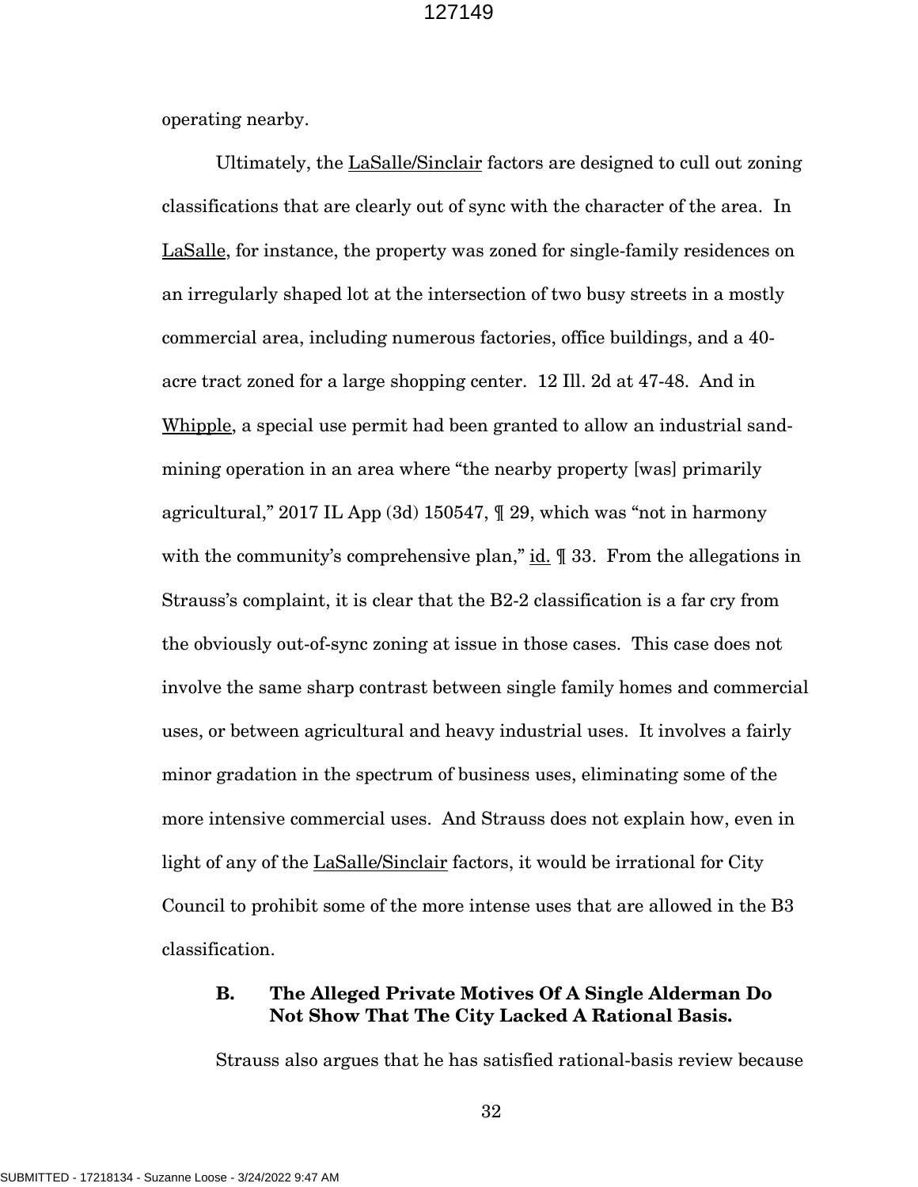operating nearby.

Ultimately, the LaSalle/Sinclair factors are designed to cull out zoning classifications that are clearly out of sync with the character of the area. In LaSalle, for instance, the property was zoned for single-family residences on an irregularly shaped lot at the intersection of two busy streets in a mostly commercial area, including numerous factories, office buildings, and a 40-acre tract zoned for a large shopping center. 12 Ill. 2d at 47-48. And in Whipple, a special use permit had been granted to allow an industrial sand-mining operation in an area where "the nearby property [was] primarily agricultural," 2017 IL App (3d) 150547, ¶ 29, which was "not in harmony with the community's comprehensive plan," id. ¶ 33. From the allegations in Strauss's complaint, it is clear that the B2-2 classification is a far cry from the obviously out-of-sync zoning at issue in those cases. This case does not involve the same sharp contrast between single family homes and commercial uses, or between agricultural and heavy industrial uses. It involves a fairly minor gradation in the spectrum of business uses, eliminating some of the more intensive commercial uses. And Strauss does not explain how, even in light of any of the LaSalle/Sinclair factors, it would be irrational for City Council to prohibit some of the more intense uses that are allowed in the B3 classification.

### B. The Alleged Private Motives Of A Single Alderman Do Not Show That The City Lacked A Rational Basis.

Strauss also argues that he has satisfied rational-basis review because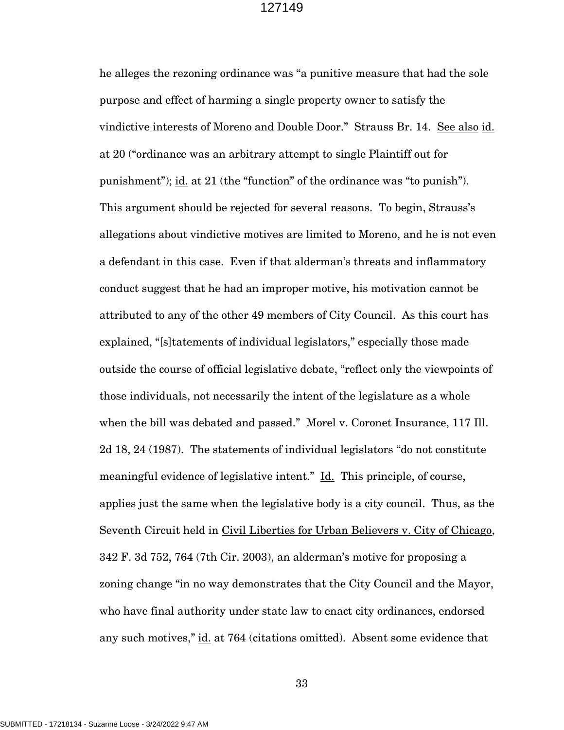he alleges the rezoning ordinance was "a punitive measure that had the sole purpose and effect of harming a single property owner to satisfy the vindictive interests of Moreno and Double Door." Strauss Br. 14. See also id. at 20 ("ordinance was an arbitrary attempt to single Plaintiff out for punishment"); id. at 21 (the "function" of the ordinance was "to punish"). This argument should be rejected for several reasons. To begin, Strauss's allegations about vindictive motives are limited to Moreno, and he is not even a defendant in this case. Even if that alderman's threats and inflammatory conduct suggest that he had an improper motive, his motivation cannot be attributed to any of the other 49 members of City Council. As this court has explained, "[s]tatements of individual legislators," especially those made outside the course of official legislative debate, "reflect only the viewpoints of those individuals, not necessarily the intent of the legislature as a whole when the bill was debated and passed." Morel v. Coronet Insurance, 117 Ill. 2d 18, 24 (1987). The statements of individual legislators "do not constitute meaningful evidence of legislative intent." Id. This principle, of course, applies just the same when the legislative body is a city council. Thus, as the Seventh Circuit held in Civil Liberties for Urban Believers v. City of Chicago, 342 F. 3d 752, 764 (7th Cir. 2003), an alderman's motive for proposing a zoning change "in no way demonstrates that the City Council and the Mayor, who have final authority under state law to enact city ordinances, endorsed any such motives," id. at 764 (citations omitted). Absent some evidence that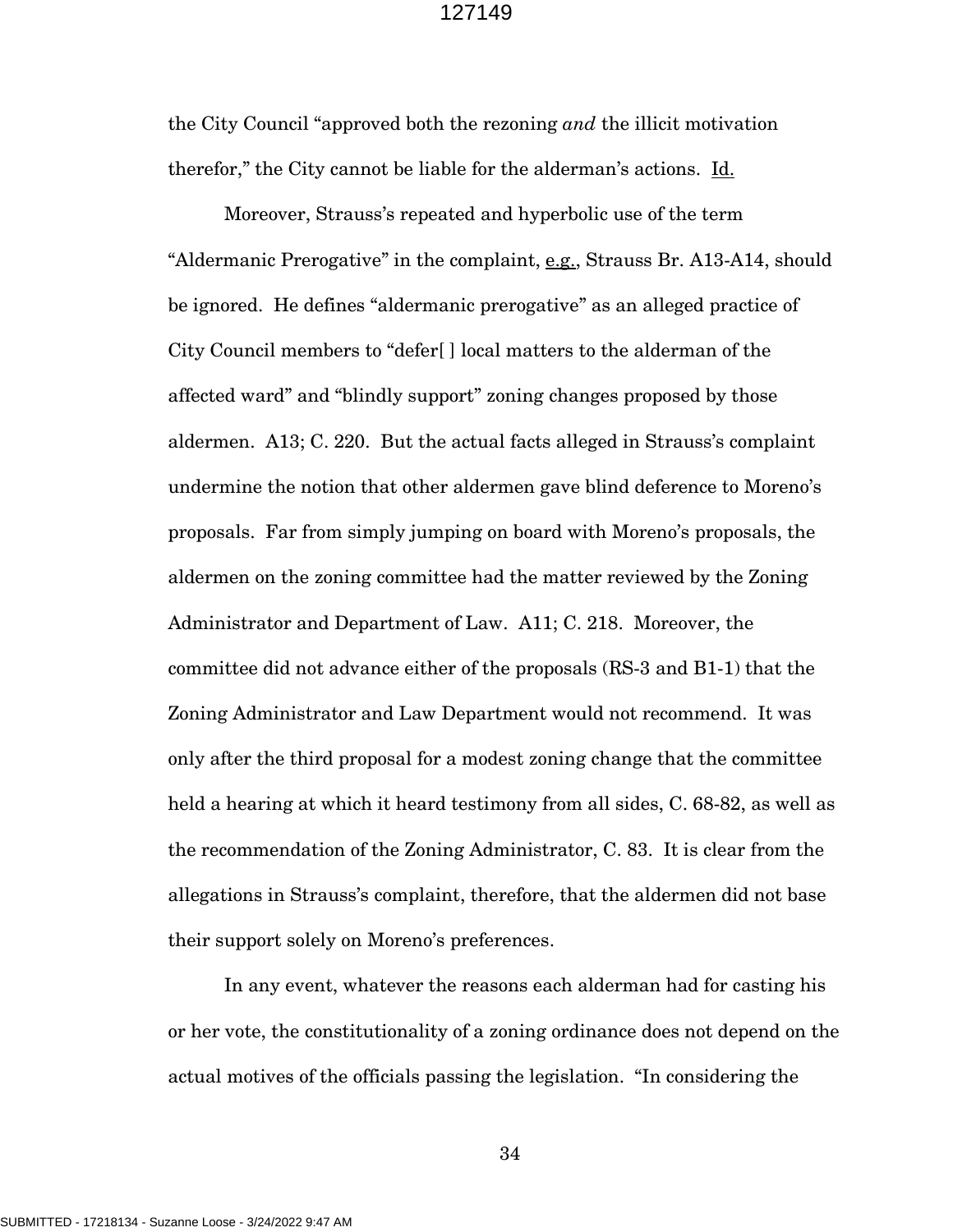the City Council "approved both the rezoning *and* the illicit motivation therefor," the City cannot be liable for the alderman's actions. Id.

Moreover, Strauss's repeated and hyperbolic use of the term "Aldermanic Prerogative" in the complaint, e.g., Strauss Br. A13-A14, should be ignored. He defines "aldermanic prerogative" as an alleged practice of City Council members to "defer[ ] local matters to the alderman of the affected ward" and "blindly support" zoning changes proposed by those aldermen. A13; C. 220. But the actual facts alleged in Strauss's complaint undermine the notion that other aldermen gave blind deference to Moreno's proposals. Far from simply jumping on board with Moreno's proposals, the aldermen on the zoning committee had the matter reviewed by the Zoning Administrator and Department of Law. A11; C. 218. Moreover, the committee did not advance either of the proposals (RS-3 and B1-1) that the Zoning Administrator and Law Department would not recommend. It was only after the third proposal for a modest zoning change that the committee held a hearing at which it heard testimony from all sides, C. 68-82, as well as the recommendation of the Zoning Administrator, C. 83. It is clear from the allegations in Strauss's complaint, therefore, that the aldermen did not base their support solely on Moreno's preferences.

In any event, whatever the reasons each alderman had for casting his or her vote, the constitutionality of a zoning ordinance does not depend on the actual motives of the officials passing the legislation. "In considering the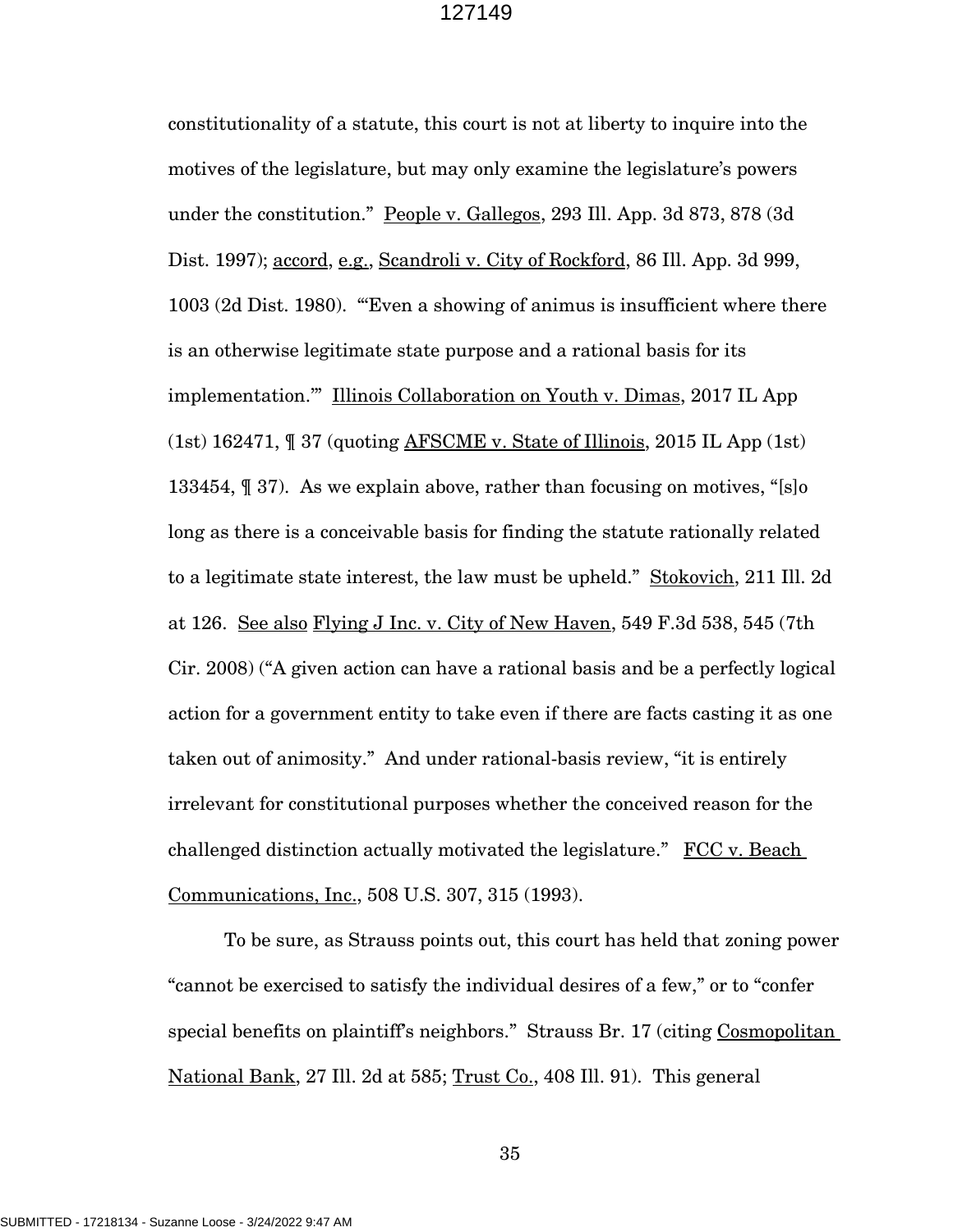constitutionality of a statute, this court is not at liberty to inquire into the motives of the legislature, but may only examine the legislature's powers under the constitution." People v. Gallegos, 293 Ill. App. 3d 873, 878 (3d Dist. 1997); accord, e.g., Scandroli v. City of Rockford, 86 Ill. App. 3d 999, 1003 (2d Dist. 1980). "'Even a showing of animus is insufficient where there is an otherwise legitimate state purpose and a rational basis for its implementation.'" Illinois Collaboration on Youth v. Dimas, 2017 IL App (1st) 162471, ¶ 37 (quoting AFSCME v. State of Illinois, 2015 IL App (1st) 133454, ¶ 37). As we explain above, rather than focusing on motives, "[s]o long as there is a conceivable basis for finding the statute rationally related to a legitimate state interest, the law must be upheld." Stokovich, 211 Ill. 2d at 126. See also Flying J Inc. v. City of New Haven, 549 F.3d 538, 545 (7th Cir. 2008) ("A given action can have a rational basis and be a perfectly logical action for a government entity to take even if there are facts casting it as one taken out of animosity." And under rational-basis review, "it is entirely irrelevant for constitutional purposes whether the conceived reason for the challenged distinction actually motivated the legislature." FCC v. Beach Communications, Inc., 508 U.S. 307, 315 (1993).

To be sure, as Strauss points out, this court has held that zoning power "cannot be exercised to satisfy the individual desires of a few," or to "confer special benefits on plaintiff's neighbors." Strauss Br. 17 (citing Cosmopolitan National Bank, 27 Ill. 2d at 585; Trust Co., 408 Ill. 91). This general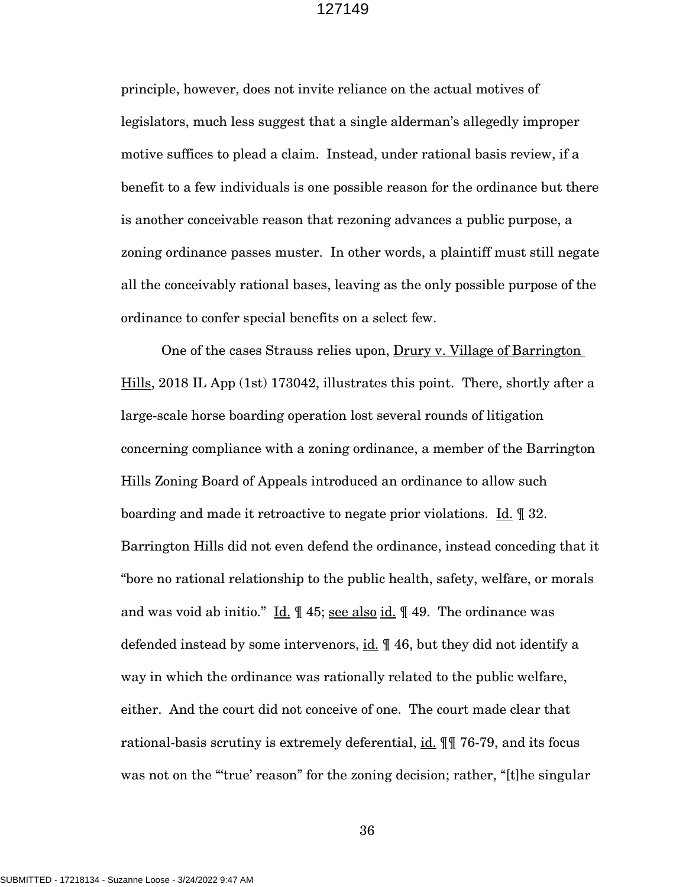principle, however, does not invite reliance on the actual motives of legislators, much less suggest that a single alderman's allegedly improper motive suffices to plead a claim. Instead, under rational basis review, if a benefit to a few individuals is one possible reason for the ordinance but there is another conceivable reason that rezoning advances a public purpose, a zoning ordinance passes muster. In other words, a plaintiff must still negate all the conceivably rational bases, leaving as the only possible purpose of the ordinance to confer special benefits on a select few.

One of the cases Strauss relies upon, Drury v. Village of Barrington Hills, 2018 IL App (1st) 173042, illustrates this point. There, shortly after a large-scale horse boarding operation lost several rounds of litigation concerning compliance with a zoning ordinance, a member of the Barrington Hills Zoning Board of Appeals introduced an ordinance to allow such boarding and made it retroactive to negate prior violations. Id. ¶ 32. Barrington Hills did not even defend the ordinance, instead conceding that it "bore no rational relationship to the public health, safety, welfare, or morals and was void ab initio." Id. ¶ 45; see also id. ¶ 49. The ordinance was defended instead by some intervenors, id. ¶ 46, but they did not identify a way in which the ordinance was rationally related to the public welfare, either. And the court did not conceive of one. The court made clear that rational-basis scrutiny is extremely deferential, id. ¶¶ 76-79, and its focus was not on the "'true' reason" for the zoning decision; rather, "[t]he singular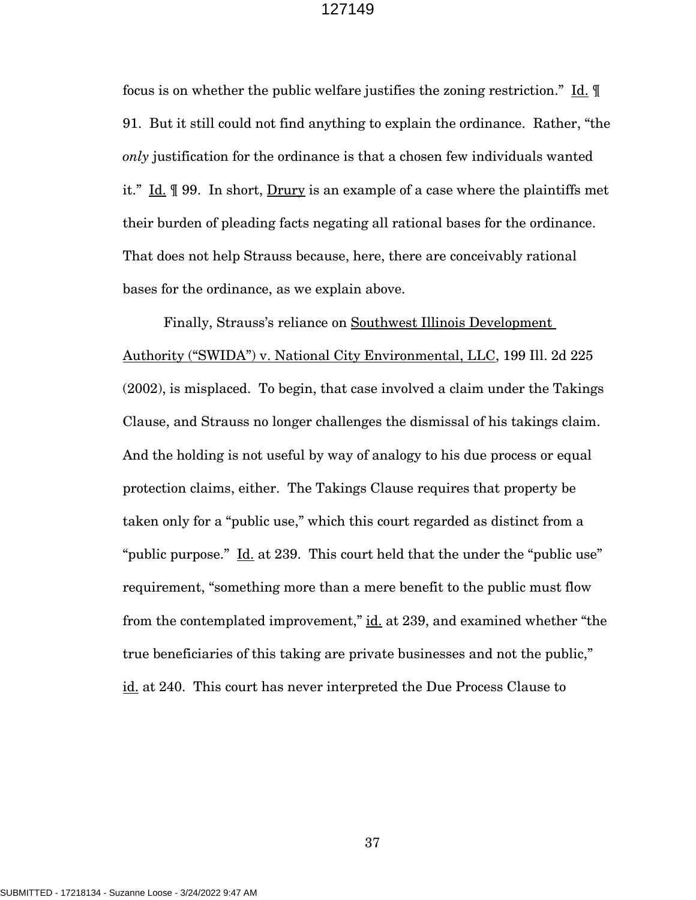focus is on whether the public welfare justifies the zoning restriction." Id. ¶ 91. But it still could not find anything to explain the ordinance. Rather, "the *only* justification for the ordinance is that a chosen few individuals wanted it." Id. ¶ 99. In short, Drury is an example of a case where the plaintiffs met their burden of pleading facts negating all rational bases for the ordinance. That does not help Strauss because, here, there are conceivably rational bases for the ordinance, as we explain above.

Finally, Strauss's reliance on Southwest Illinois Development Authority ("SWIDA") v. National City Environmental, LLC, 199 Ill. 2d 225 (2002), is misplaced. To begin, that case involved a claim under the Takings Clause, and Strauss no longer challenges the dismissal of his takings claim. And the holding is not useful by way of analogy to his due process or equal protection claims, either. The Takings Clause requires that property be taken only for a "public use," which this court regarded as distinct from a "public purpose." Id. at 239. This court held that the under the "public use" requirement, "something more than a mere benefit to the public must flow from the contemplated improvement," id. at 239, and examined whether "the true beneficiaries of this taking are private businesses and not the public," id. at 240. This court has never interpreted the Due Process Clause to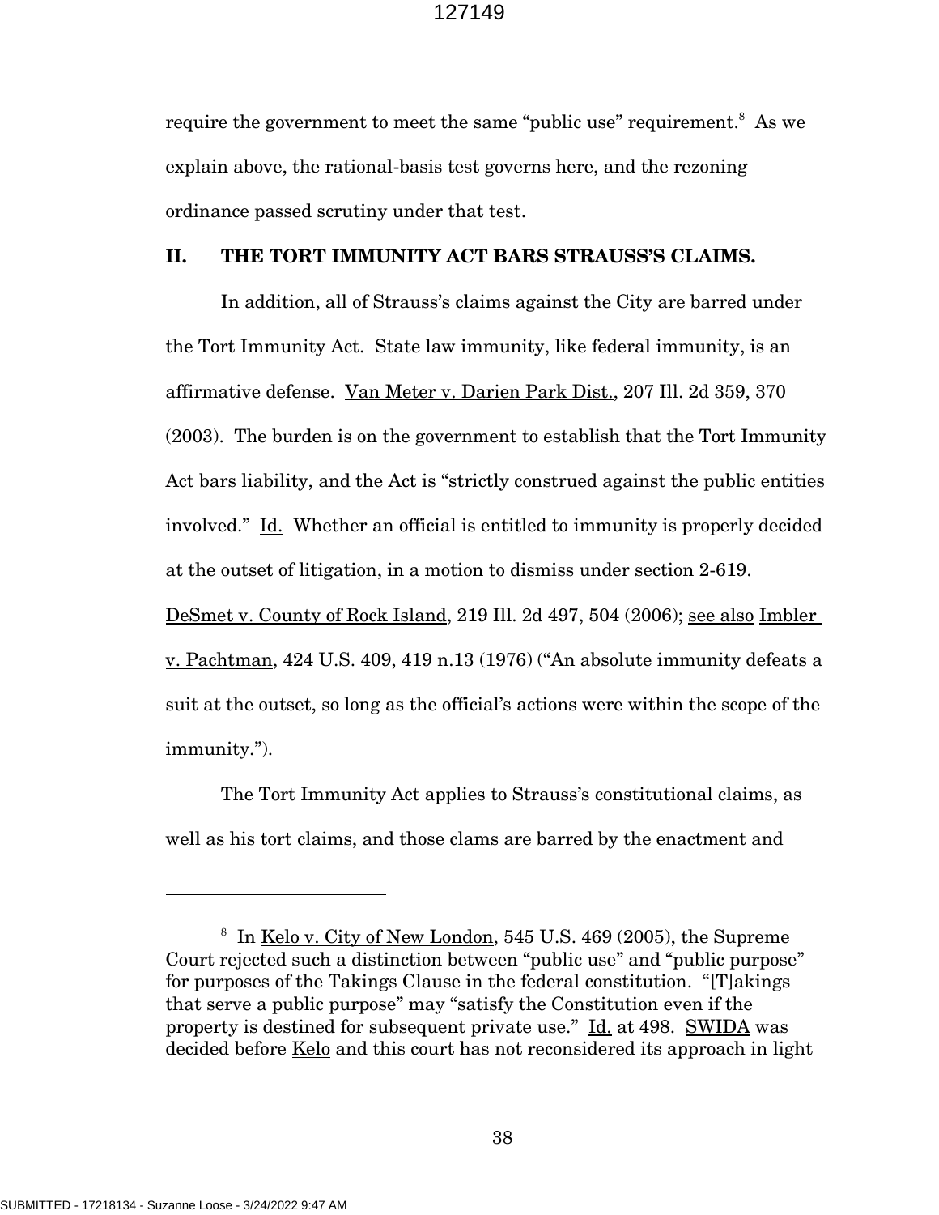require the government to meet the same "public use" requirement.[8] As we explain above, the rational-basis test governs here, and the rezoning ordinance passed scrutiny under that test.

## II. THE TORT IMMUNITY ACT BARS STRAUSS'S CLAIMS.

In addition, all of Strauss's claims against the City are barred under the Tort Immunity Act. State law immunity, like federal immunity, is an affirmative defense. Van Meter v. Darien Park Dist., 207 Ill. 2d 359, 370 (2003). The burden is on the government to establish that the Tort Immunity Act bars liability, and the Act is "strictly construed against the public entities involved." Id. Whether an official is entitled to immunity is properly decided at the outset of litigation, in a motion to dismiss under section 2-619. DeSmet v. County of Rock Island, 219 Ill. 2d 497, 504 (2006); see also Imbler v. Pachtman, 424 U.S. 409, 419 n.13 (1976) ("An absolute immunity defeats a suit at the outset, so long as the official's actions were within the scope of the immunity.").

The Tort Immunity Act applies to Strauss's constitutional claims, as well as his tort claims, and those clams are barred by the enactment and

---

[8] In Kelo v. City of New London, 545 U.S. 469 (2005), the Supreme Court rejected such a distinction between "public use" and "public purpose" for purposes of the Takings Clause in the federal constitution. "[T]akings that serve a public purpose" may "satisfy the Constitution even if the property is destined for subsequent private use." Id. at 498. SWIDA was decided before Kelo and this court has not reconsidered its approach in light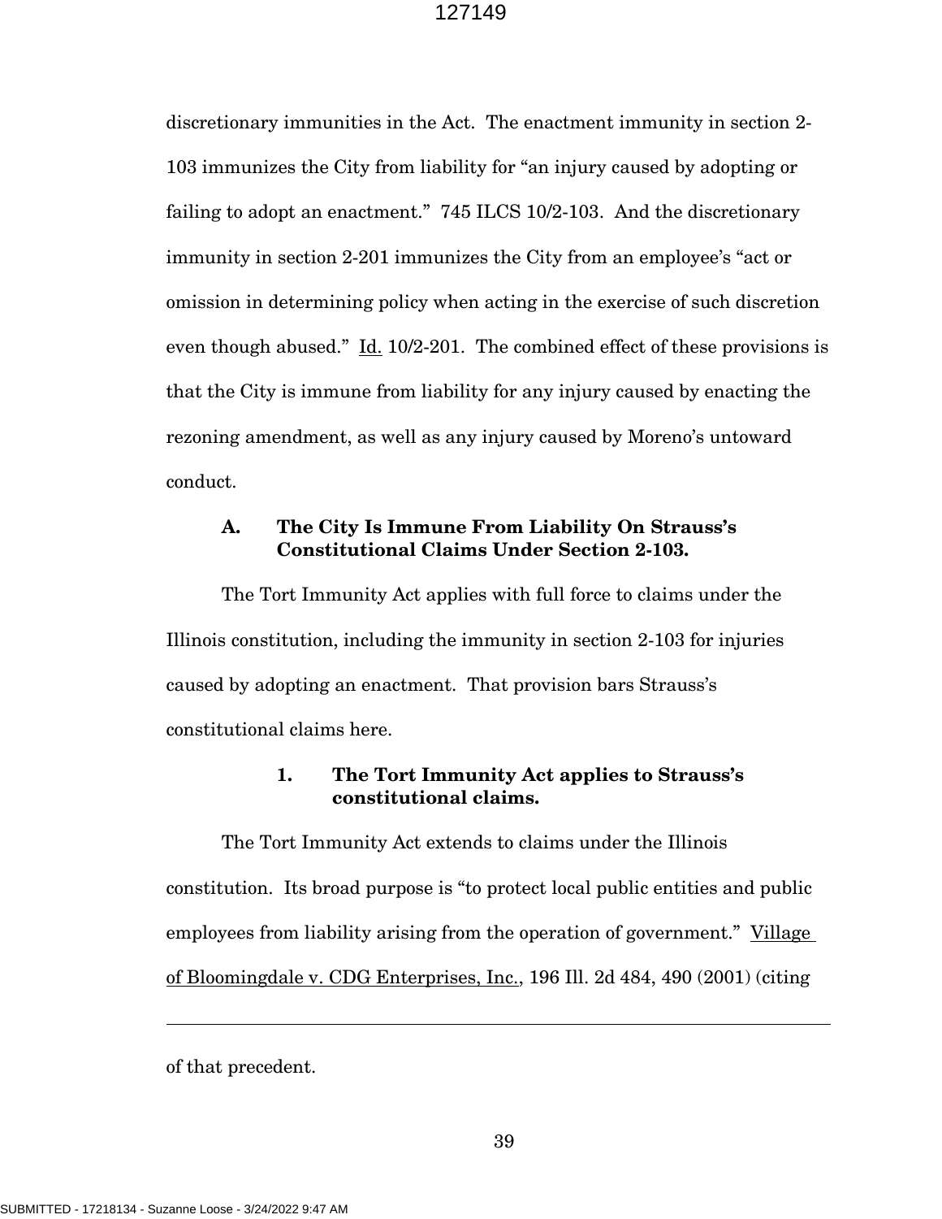discretionary immunities in the Act. The enactment immunity in section 2-103 immunizes the City from liability for "an injury caused by adopting or failing to adopt an enactment." 745 ILCS 10/2-103. And the discretionary immunity in section 2-201 immunizes the City from an employee's "act or omission in determining policy when acting in the exercise of such discretion even though abused." Id. 10/2-201. The combined effect of these provisions is that the City is immune from liability for any injury caused by enacting the rezoning amendment, as well as any injury caused by Moreno's untoward conduct.

### A. The City Is Immune From Liability On Strauss's Constitutional Claims Under Section 2-103.

The Tort Immunity Act applies with full force to claims under the Illinois constitution, including the immunity in section 2-103 for injuries caused by adopting an enactment. That provision bars Strauss's constitutional claims here.

#### 1. The Tort Immunity Act applies to Strauss's constitutional claims.

The Tort Immunity Act extends to claims under the Illinois constitution. Its broad purpose is "to protect local public entities and public employees from liability arising from the operation of government." Village of Bloomingdale v. CDG Enterprises, Inc., 196 Ill. 2d 484, 490 (2001) (citing

---

of that precedent.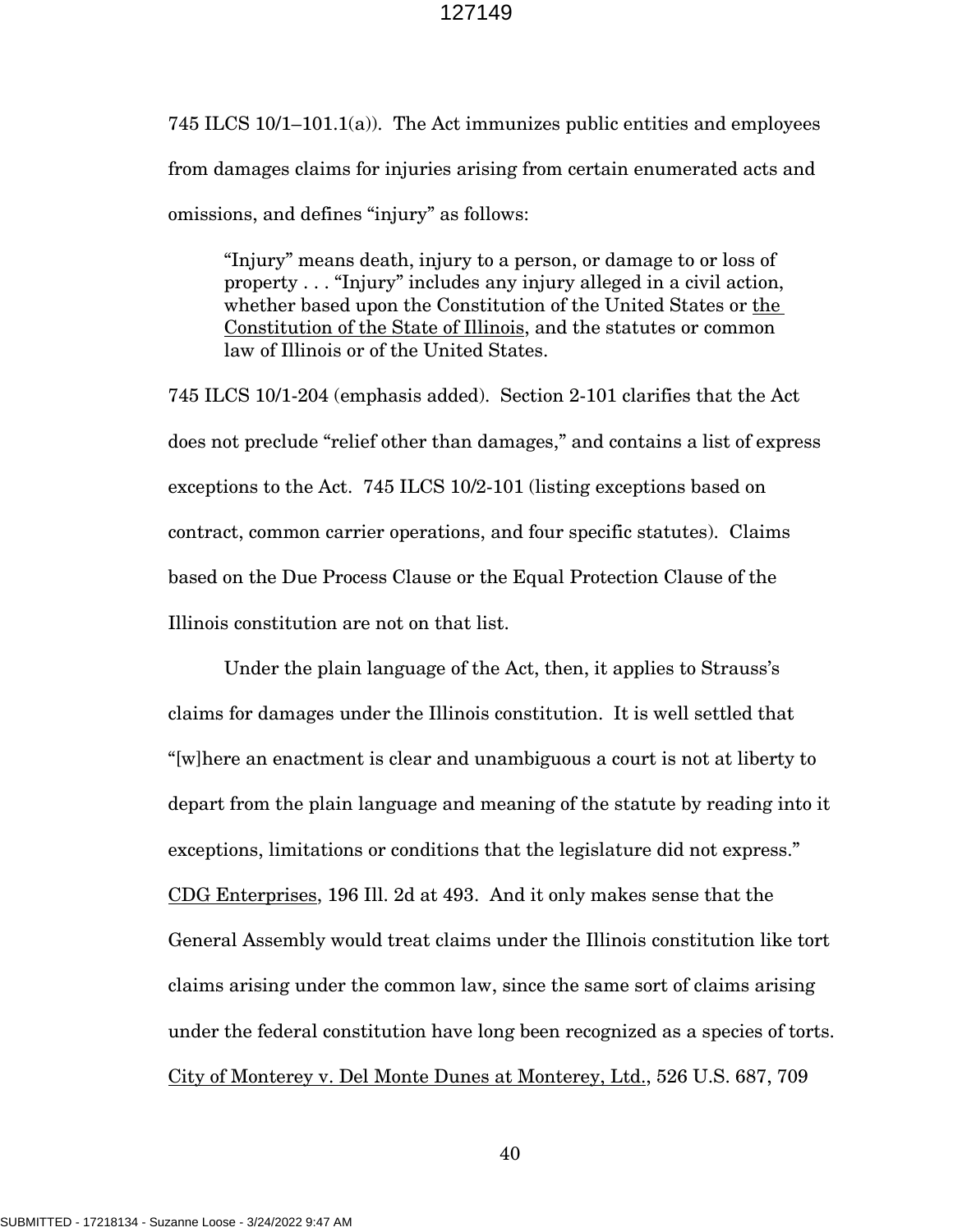745 ILCS 10/1–101.1(a)). The Act immunizes public entities and employees from damages claims for injuries arising from certain enumerated acts and omissions, and defines "injury" as follows:

> "Injury" means death, injury to a person, or damage to or loss of property . . . "Injury" includes any injury alleged in a civil action, whether based upon the Constitution of the United States or <u>the Constitution of the State of Illinois</u>, and the statutes or common law of Illinois or of the United States.

745 ILCS 10/1-204 (emphasis added). Section 2-101 clarifies that the Act does not preclude "relief other than damages," and contains a list of express exceptions to the Act. 745 ILCS 10/2-101 (listing exceptions based on contract, common carrier operations, and four specific statutes). Claims based on the Due Process Clause or the Equal Protection Clause of the Illinois constitution are not on that list.

Under the plain language of the Act, then, it applies to Strauss's claims for damages under the Illinois constitution. It is well settled that "[w]here an enactment is clear and unambiguous a court is not at liberty to depart from the plain language and meaning of the statute by reading into it exceptions, limitations or conditions that the legislature did not express." <u>CDG Enterprises</u>, 196 Ill. 2d at 493. And it only makes sense that the General Assembly would treat claims under the Illinois constitution like tort claims arising under the common law, since the same sort of claims arising under the federal constitution have long been recognized as a species of torts. <u>City of Monterey v. Del Monte Dunes at Monterey, Ltd.</u>, 526 U.S. 687, 709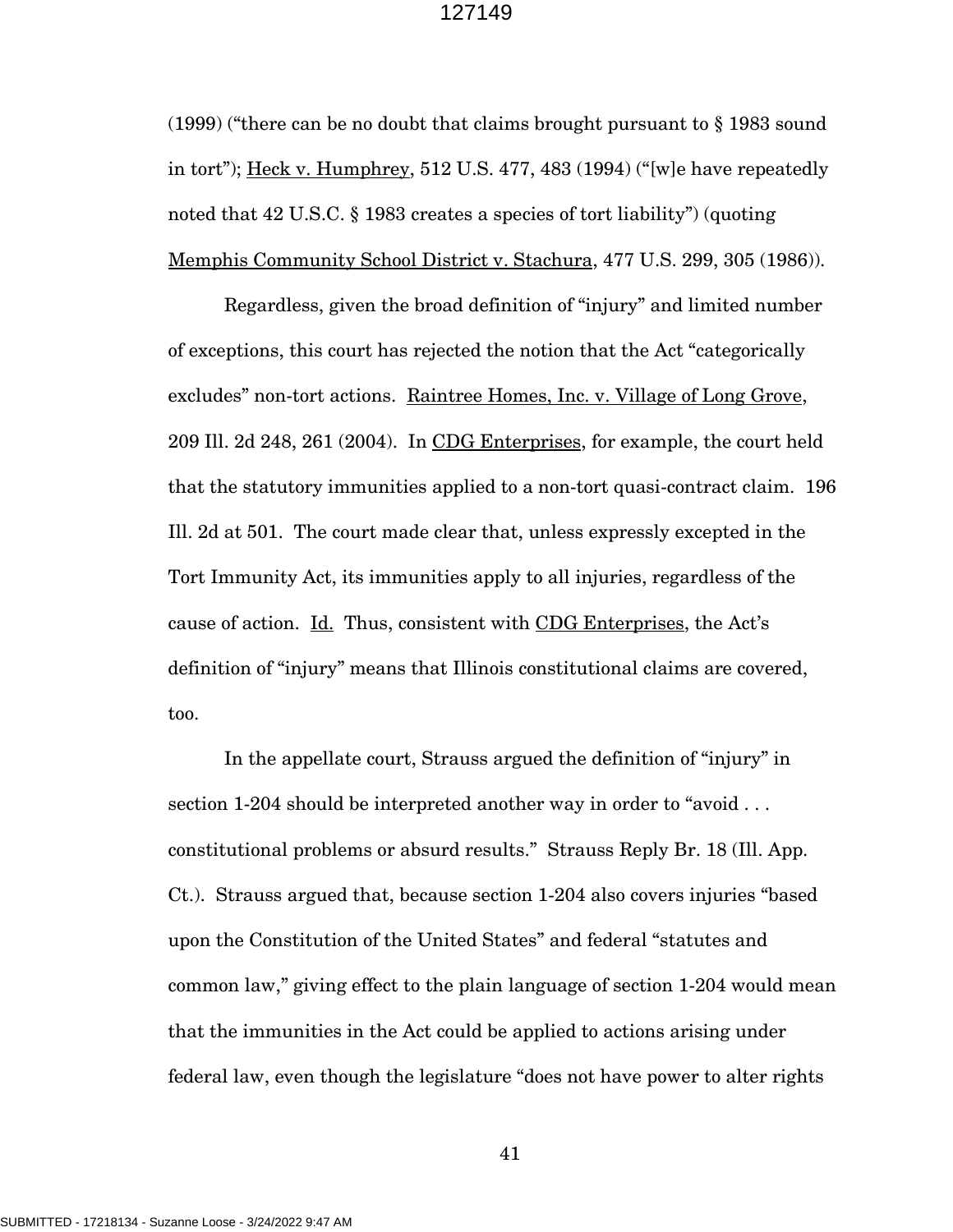(1999) ("there can be no doubt that claims brought pursuant to § 1983 sound in tort"); Heck v. Humphrey, 512 U.S. 477, 483 (1994) ("[w]e have repeatedly noted that 42 U.S.C. § 1983 creates a species of tort liability") (quoting Memphis Community School District v. Stachura, 477 U.S. 299, 305 (1986)).

Regardless, given the broad definition of "injury" and limited number of exceptions, this court has rejected the notion that the Act "categorically excludes" non-tort actions. Raintree Homes, Inc. v. Village of Long Grove, 209 Ill. 2d 248, 261 (2004). In CDG Enterprises, for example, the court held that the statutory immunities applied to a non-tort quasi-contract claim. 196 Ill. 2d at 501. The court made clear that, unless expressly excepted in the Tort Immunity Act, its immunities apply to all injuries, regardless of the cause of action. Id. Thus, consistent with CDG Enterprises, the Act's definition of "injury" means that Illinois constitutional claims are covered, too.

In the appellate court, Strauss argued the definition of "injury" in section 1-204 should be interpreted another way in order to "avoid . . . constitutional problems or absurd results." Strauss Reply Br. 18 (Ill. App. Ct.). Strauss argued that, because section 1-204 also covers injuries "based upon the Constitution of the United States" and federal "statutes and common law," giving effect to the plain language of section 1-204 would mean that the immunities in the Act could be applied to actions arising under federal law, even though the legislature "does not have power to alter rights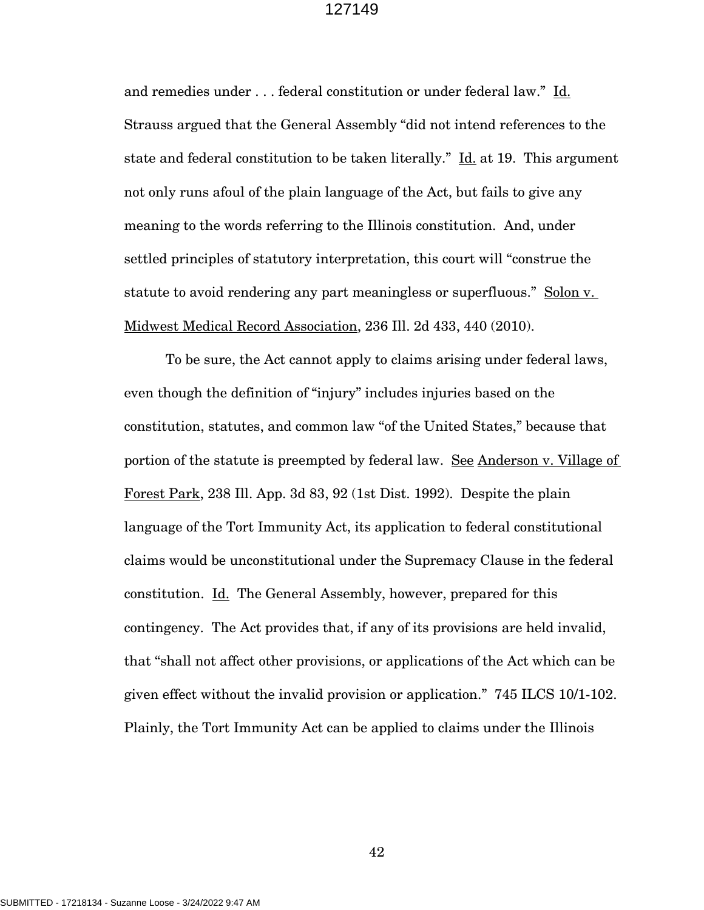and remedies under . . . federal constitution or under federal law." Id. Strauss argued that the General Assembly "did not intend references to the state and federal constitution to be taken literally." Id. at 19. This argument not only runs afoul of the plain language of the Act, but fails to give any meaning to the words referring to the Illinois constitution. And, under settled principles of statutory interpretation, this court will "construe the statute to avoid rendering any part meaningless or superfluous." Solon v. Midwest Medical Record Association, 236 Ill. 2d 433, 440 (2010).

To be sure, the Act cannot apply to claims arising under federal laws, even though the definition of "injury" includes injuries based on the constitution, statutes, and common law "of the United States," because that portion of the statute is preempted by federal law. See Anderson v. Village of Forest Park, 238 Ill. App. 3d 83, 92 (1st Dist. 1992). Despite the plain language of the Tort Immunity Act, its application to federal constitutional claims would be unconstitutional under the Supremacy Clause in the federal constitution. Id. The General Assembly, however, prepared for this contingency. The Act provides that, if any of its provisions are held invalid, that "shall not affect other provisions, or applications of the Act which can be given effect without the invalid provision or application." 745 ILCS 10/1-102. Plainly, the Tort Immunity Act can be applied to claims under the Illinois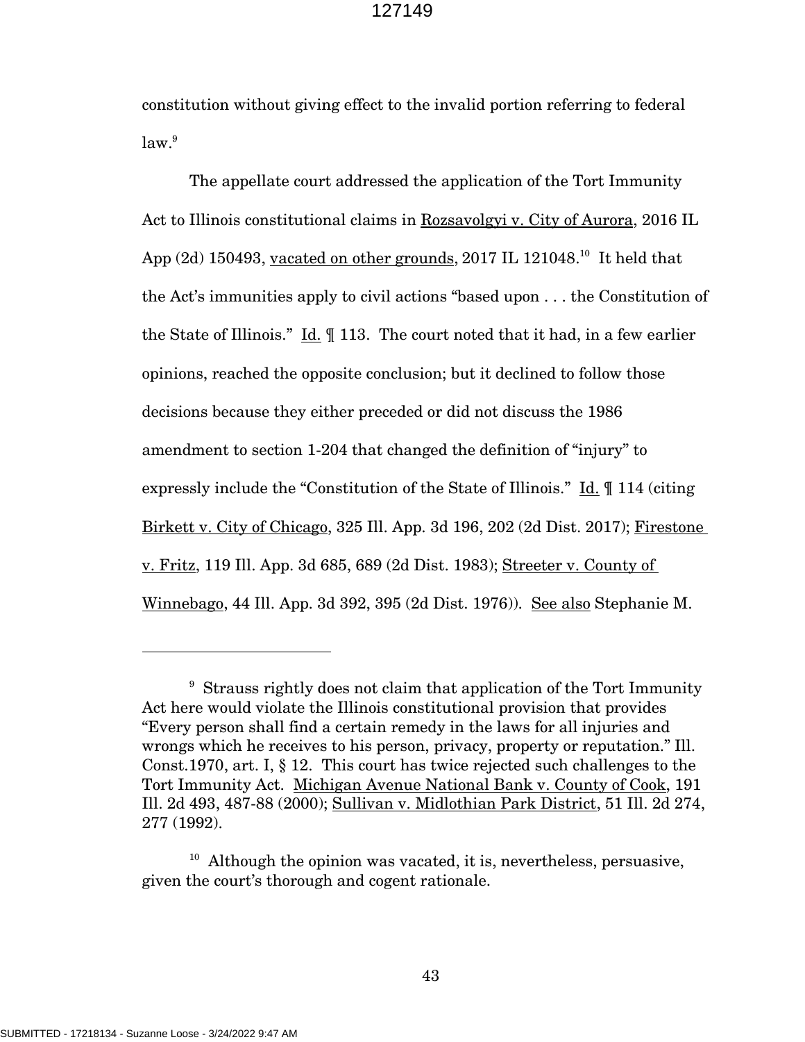constitution without giving effect to the invalid portion referring to federal law.[9]

The appellate court addressed the application of the Tort Immunity Act to Illinois constitutional claims in Rozsavolgyi v. City of Aurora, 2016 IL App (2d) 150493, vacated on other grounds, 2017 IL 121048.[10] It held that the Act's immunities apply to civil actions "based upon . . . the Constitution of the State of Illinois." Id. ¶ 113. The court noted that it had, in a few earlier opinions, reached the opposite conclusion; but it declined to follow those decisions because they either preceded or did not discuss the 1986 amendment to section 1-204 that changed the definition of "injury" to expressly include the "Constitution of the State of Illinois." Id. ¶ 114 (citing Birkett v. City of Chicago, 325 Ill. App. 3d 196, 202 (2d Dist. 2017); Firestone v. Fritz, 119 Ill. App. 3d 685, 689 (2d Dist. 1983); Streeter v. County of Winnebago, 44 Ill. App. 3d 392, 395 (2d Dist. 1976)). See also Stephanie M.

---

[9] Strauss rightly does not claim that application of the Tort Immunity Act here would violate the Illinois constitutional provision that provides "Every person shall find a certain remedy in the laws for all injuries and wrongs which he receives to his person, privacy, property or reputation." Ill. Const.1970, art. I, § 12. This court has twice rejected such challenges to the Tort Immunity Act. Michigan Avenue National Bank v. County of Cook, 191 Ill. 2d 493, 487-88 (2000); Sullivan v. Midlothian Park District, 51 Ill. 2d 274, 277 (1992).

[10] Although the opinion was vacated, it is, nevertheless, persuasive, given the court's thorough and cogent rationale.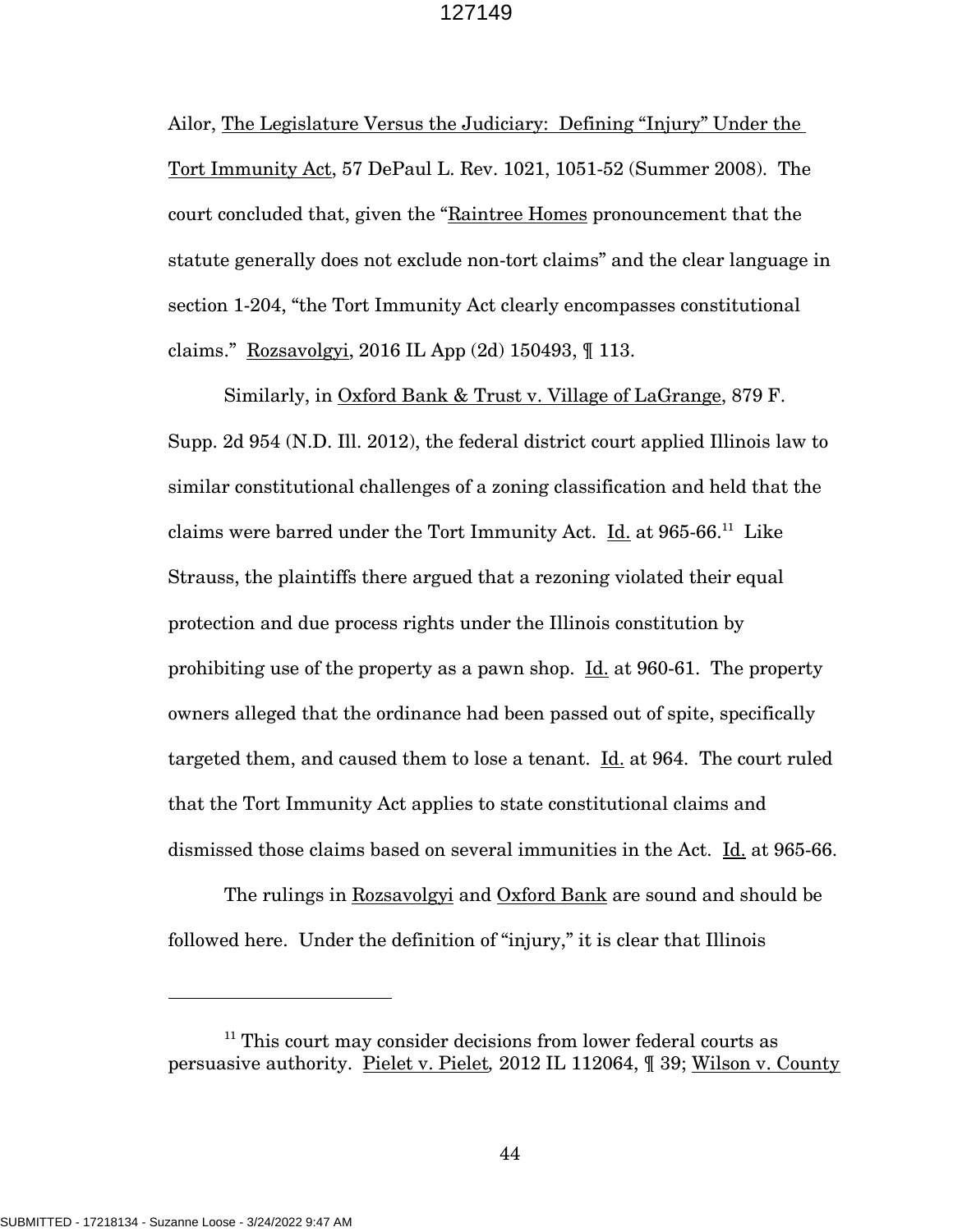Ailor, The Legislature Versus the Judiciary: Defining "Injury" Under the Tort Immunity Act, 57 DePaul L. Rev. 1021, 1051-52 (Summer 2008). The court concluded that, given the "Raintree Homes pronouncement that the statute generally does not exclude non-tort claims" and the clear language in section 1-204, "the Tort Immunity Act clearly encompasses constitutional claims." Rozsavolgyi, 2016 IL App (2d) 150493, ¶ 113.

Similarly, in Oxford Bank & Trust v. Village of LaGrange, 879 F. Supp. 2d 954 (N.D. Ill. 2012), the federal district court applied Illinois law to similar constitutional challenges of a zoning classification and held that the claims were barred under the Tort Immunity Act. Id. at 965-66.[11] Like Strauss, the plaintiffs there argued that a rezoning violated their equal protection and due process rights under the Illinois constitution by prohibiting use of the property as a pawn shop. Id. at 960-61. The property owners alleged that the ordinance had been passed out of spite, specifically targeted them, and caused them to lose a tenant. Id. at 964. The court ruled that the Tort Immunity Act applies to state constitutional claims and dismissed those claims based on several immunities in the Act. Id. at 965-66.

The rulings in Rozsavolgyi and Oxford Bank are sound and should be followed here. Under the definition of "injury," it is clear that Illinois

---

[11] This court may consider decisions from lower federal courts as persuasive authority. Pielet v. Pielet, 2012 IL 112064, ¶ 39; Wilson v. County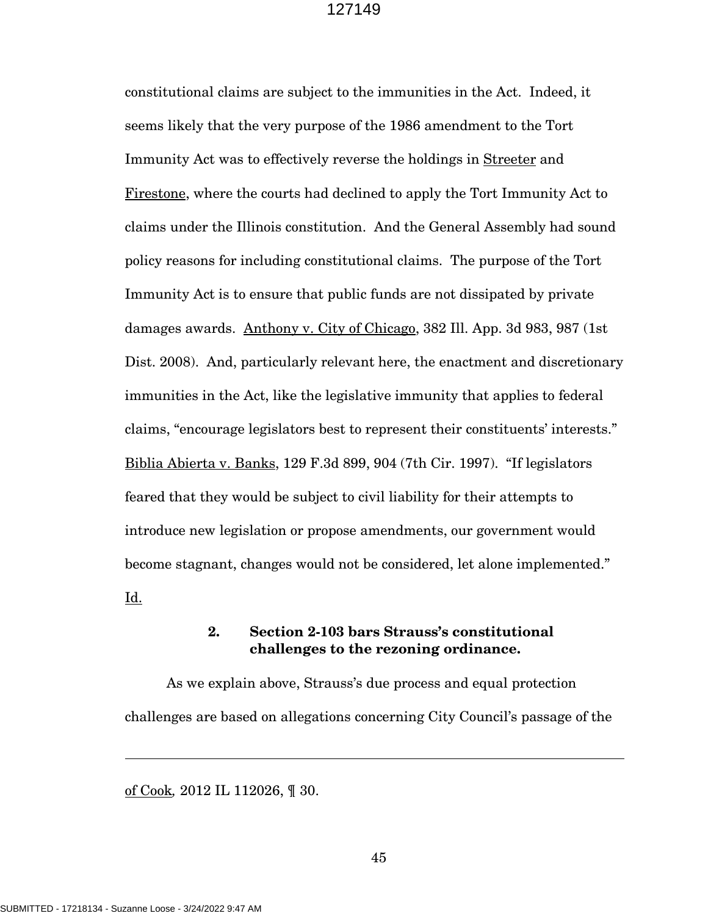constitutional claims are subject to the immunities in the Act. Indeed, it seems likely that the very purpose of the 1986 amendment to the Tort Immunity Act was to effectively reverse the holdings in Streeter and Firestone, where the courts had declined to apply the Tort Immunity Act to claims under the Illinois constitution. And the General Assembly had sound policy reasons for including constitutional claims. The purpose of the Tort Immunity Act is to ensure that public funds are not dissipated by private damages awards. Anthony v. City of Chicago, 382 Ill. App. 3d 983, 987 (1st Dist. 2008). And, particularly relevant here, the enactment and discretionary immunities in the Act, like the legislative immunity that applies to federal claims, "encourage legislators best to represent their constituents' interests." Biblia Abierta v. Banks, 129 F.3d 899, 904 (7th Cir. 1997). "If legislators feared that they would be subject to civil liability for their attempts to introduce new legislation or propose amendments, our government would become stagnant, changes would not be considered, let alone implemented." Id.

### 2. Section 2-103 bars Strauss's constitutional challenges to the rezoning ordinance.

As we explain above, Strauss's due process and equal protection challenges are based on allegations concerning City Council's passage of the

---

of Cook, 2012 IL 112026, ¶ 30.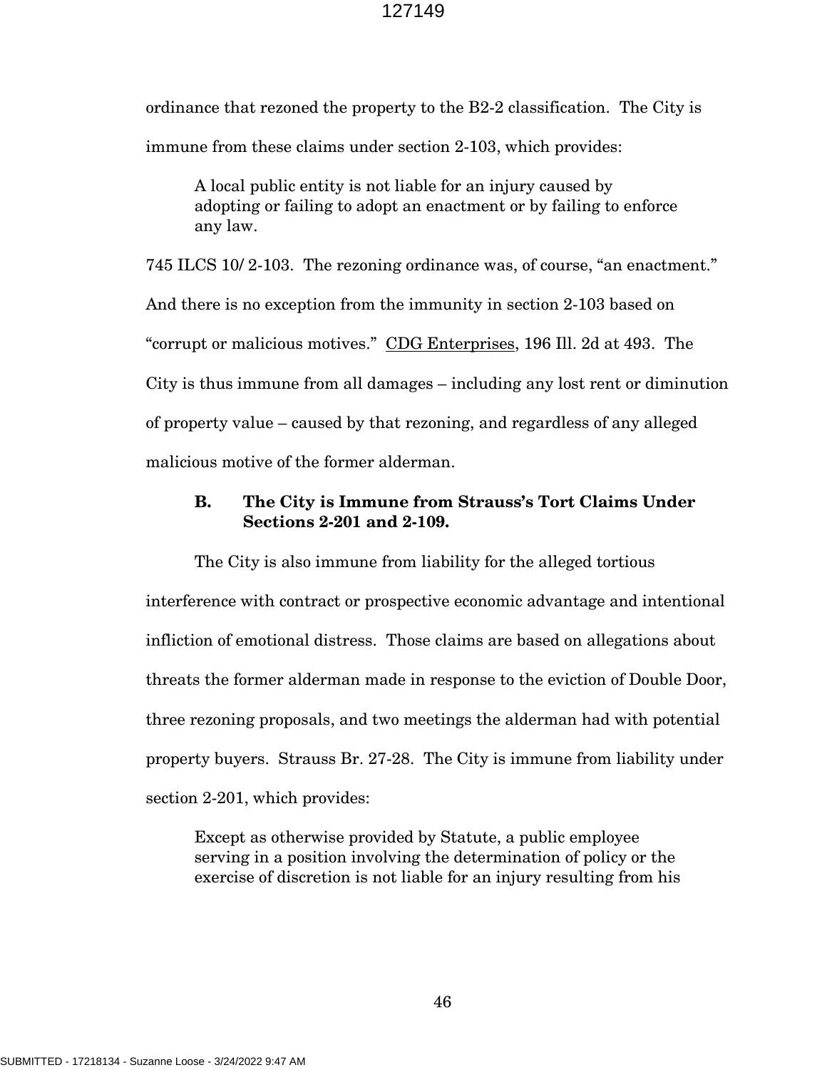ordinance that rezoned the property to the B2-2 classification. The City is immune from these claims under section 2-103, which provides:

> A local public entity is not liable for an injury caused by adopting or failing to adopt an enactment or by failing to enforce any law.

745 ILCS 10/2-103. The rezoning ordinance was, of course, "an enactment." And there is no exception from the immunity in section 2-103 based on "corrupt or malicious motives." CDG Enterprises, 196 Ill. 2d at 493. The City is thus immune from all damages – including any lost rent or diminution of property value – caused by that rezoning, and regardless of any alleged malicious motive of the former alderman.

### B. The City is Immune from Strauss's Tort Claims Under Sections 2-201 and 2-109.

The City is also immune from liability for the alleged tortious interference with contract or prospective economic advantage and intentional infliction of emotional distress. Those claims are based on allegations about threats the former alderman made in response to the eviction of Double Door, three rezoning proposals, and two meetings the alderman had with potential property buyers. Strauss Br. 27-28. The City is immune from liability under section 2-201, which provides:

> Except as otherwise provided by Statute, a public employee serving in a position involving the determination of policy or the exercise of discretion is not liable for an injury resulting from his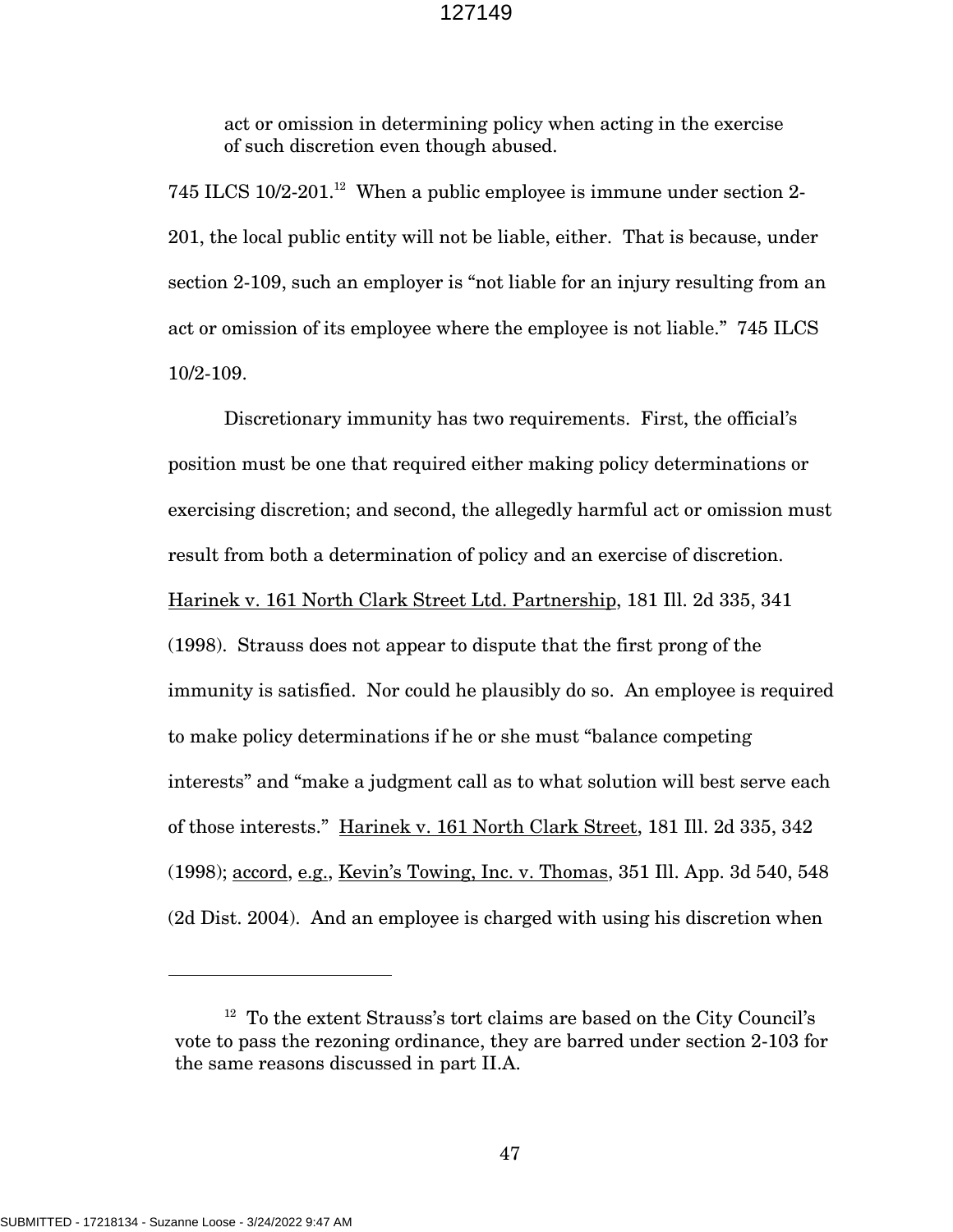act or omission in determining policy when acting in the exercise of such discretion even though abused.

745 ILCS 10/2-201.[12] When a public employee is immune under section 2-201, the local public entity will not be liable, either. That is because, under section 2-109, such an employer is "not liable for an injury resulting from an act or omission of its employee where the employee is not liable." 745 ILCS 10/2-109.

Discretionary immunity has two requirements. First, the official's position must be one that required either making policy determinations or exercising discretion; and second, the allegedly harmful act or omission must result from both a determination of policy and an exercise of discretion. Harinek v. 161 North Clark Street Ltd. Partnership, 181 Ill. 2d 335, 341 (1998). Strauss does not appear to dispute that the first prong of the immunity is satisfied. Nor could he plausibly do so. An employee is required to make policy determinations if he or she must "balance competing interests" and "make a judgment call as to what solution will best serve each of those interests." Harinek v. 161 North Clark Street, 181 Ill. 2d 335, 342 (1998); accord, e.g., Kevin's Towing, Inc. v. Thomas, 351 Ill. App. 3d 540, 548 (2d Dist. 2004). And an employee is charged with using his discretion when

---

[12] To the extent Strauss's tort claims are based on the City Council's vote to pass the rezoning ordinance, they are barred under section 2-103 for the same reasons discussed in part II.A.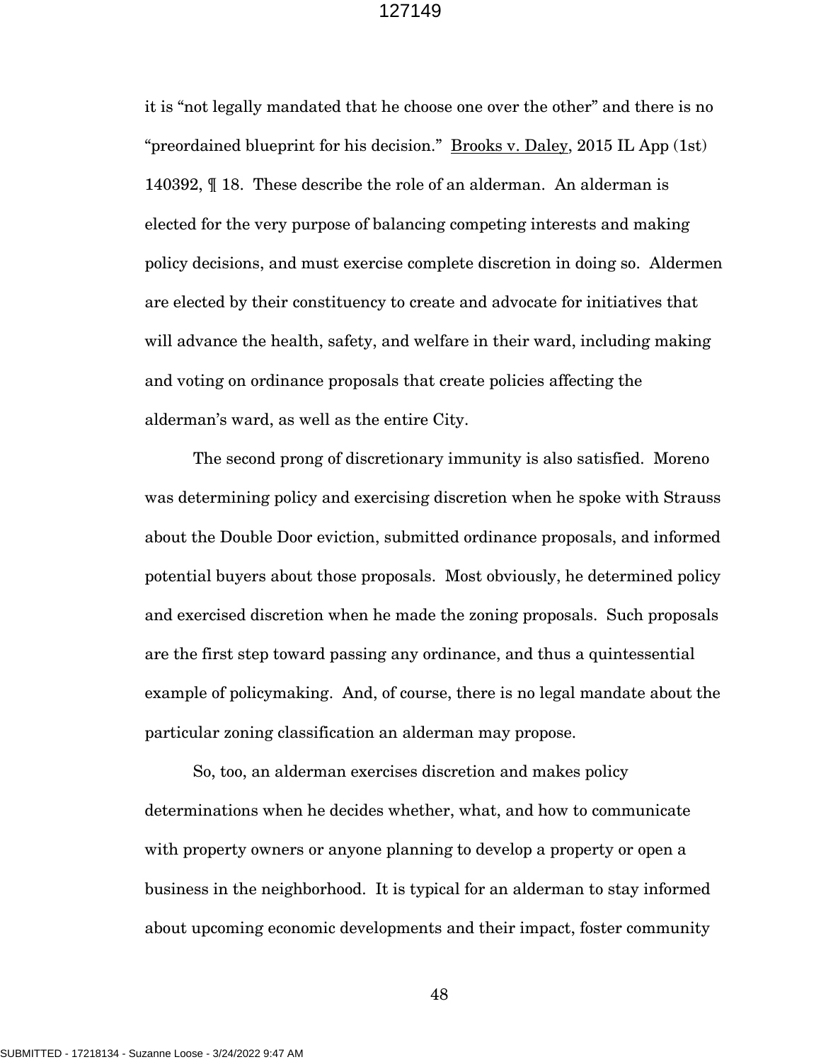it is "not legally mandated that he choose one over the other" and there is no "preordained blueprint for his decision." Brooks v. Daley, 2015 IL App (1st) 140392, ¶ 18. These describe the role of an alderman. An alderman is elected for the very purpose of balancing competing interests and making policy decisions, and must exercise complete discretion in doing so. Aldermen are elected by their constituency to create and advocate for initiatives that will advance the health, safety, and welfare in their ward, including making and voting on ordinance proposals that create policies affecting the alderman's ward, as well as the entire City.

The second prong of discretionary immunity is also satisfied. Moreno was determining policy and exercising discretion when he spoke with Strauss about the Double Door eviction, submitted ordinance proposals, and informed potential buyers about those proposals. Most obviously, he determined policy and exercised discretion when he made the zoning proposals. Such proposals are the first step toward passing any ordinance, and thus a quintessential example of policymaking. And, of course, there is no legal mandate about the particular zoning classification an alderman may propose.

So, too, an alderman exercises discretion and makes policy determinations when he decides whether, what, and how to communicate with property owners or anyone planning to develop a property or open a business in the neighborhood. It is typical for an alderman to stay informed about upcoming economic developments and their impact, foster community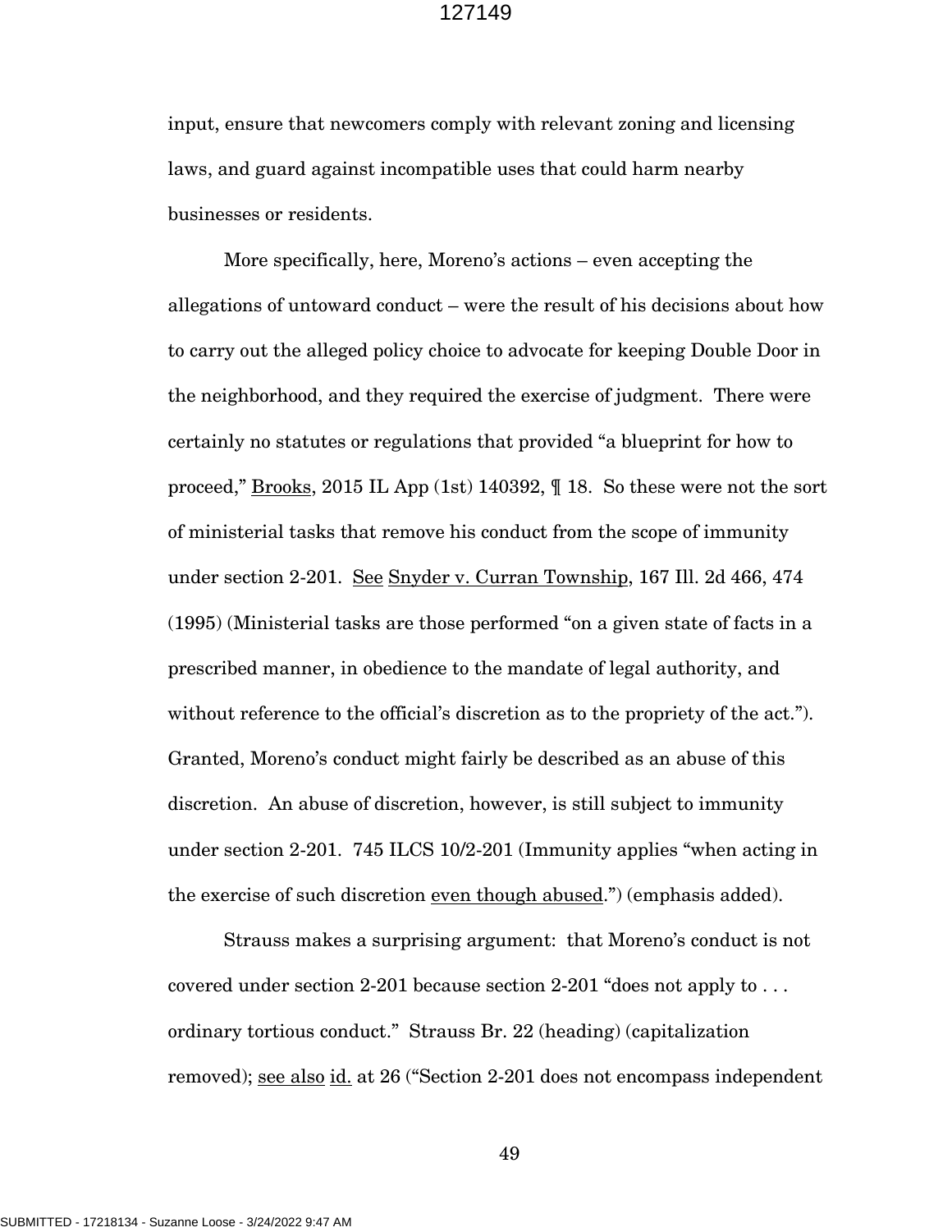input, ensure that newcomers comply with relevant zoning and licensing laws, and guard against incompatible uses that could harm nearby businesses or residents.

More specifically, here, Moreno's actions – even accepting the allegations of untoward conduct – were the result of his decisions about how to carry out the alleged policy choice to advocate for keeping Double Door in the neighborhood, and they required the exercise of judgment. There were certainly no statutes or regulations that provided "a blueprint for how to proceed," Brooks, 2015 IL App (1st) 140392, ¶ 18. So these were not the sort of ministerial tasks that remove his conduct from the scope of immunity under section 2-201. See Snyder v. Curran Township, 167 Ill. 2d 466, 474 (1995) (Ministerial tasks are those performed "on a given state of facts in a prescribed manner, in obedience to the mandate of legal authority, and without reference to the official's discretion as to the propriety of the act."). Granted, Moreno's conduct might fairly be described as an abuse of this discretion. An abuse of discretion, however, is still subject to immunity under section 2-201. 745 ILCS 10/2-201 (Immunity applies "when acting in the exercise of such discretion even though abused.") (emphasis added).

Strauss makes a surprising argument: that Moreno's conduct is not covered under section 2-201 because section 2-201 "does not apply to . . . ordinary tortious conduct." Strauss Br. 22 (heading) (capitalization removed); see also id. at 26 ("Section 2-201 does not encompass independent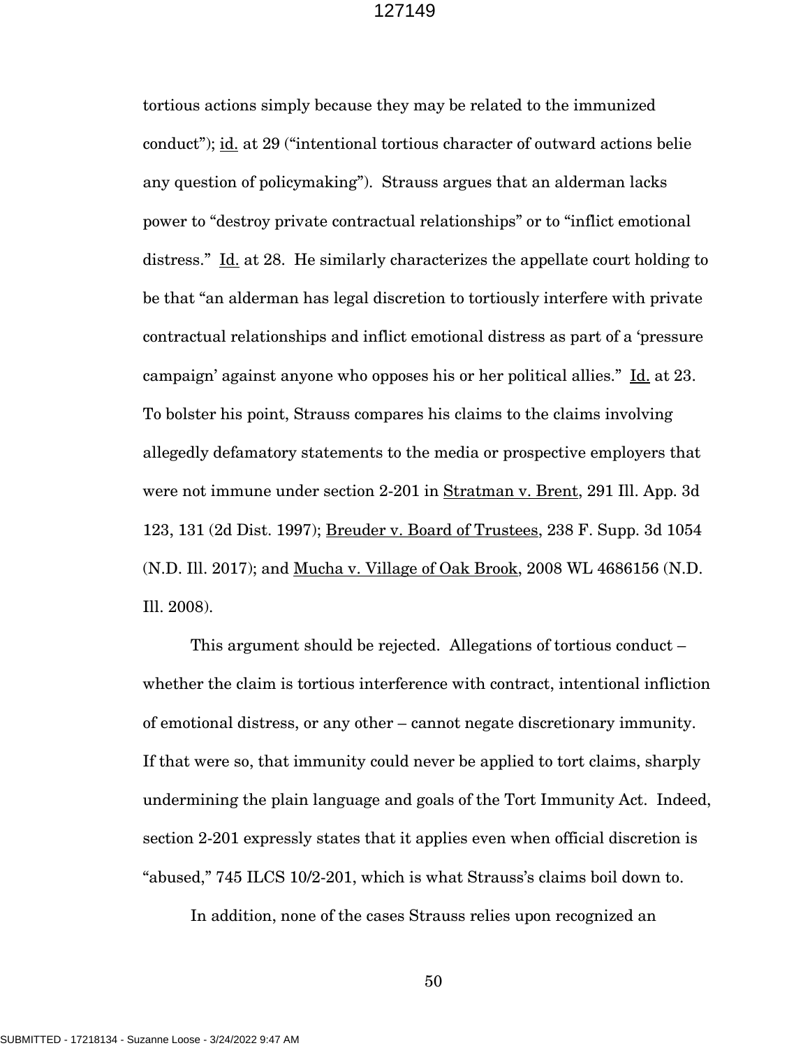tortious actions simply because they may be related to the immunized conduct"); id. at 29 ("intentional tortious character of outward actions belie any question of policymaking"). Strauss argues that an alderman lacks power to "destroy private contractual relationships" or to "inflict emotional distress." Id. at 28. He similarly characterizes the appellate court holding to be that "an alderman has legal discretion to tortiously interfere with private contractual relationships and inflict emotional distress as part of a 'pressure campaign' against anyone who opposes his or her political allies." Id. at 23. To bolster his point, Strauss compares his claims to the claims involving allegedly defamatory statements to the media or prospective employers that were not immune under section 2-201 in Stratman v. Brent, 291 Ill. App. 3d 123, 131 (2d Dist. 1997); Breuder v. Board of Trustees, 238 F. Supp. 3d 1054 (N.D. Ill. 2017); and Mucha v. Village of Oak Brook, 2008 WL 4686156 (N.D. Ill. 2008).

This argument should be rejected. Allegations of tortious conduct – whether the claim is tortious interference with contract, intentional infliction of emotional distress, or any other – cannot negate discretionary immunity. If that were so, that immunity could never be applied to tort claims, sharply undermining the plain language and goals of the Tort Immunity Act. Indeed, section 2-201 expressly states that it applies even when official discretion is "abused," 745 ILCS 10/2-201, which is what Strauss's claims boil down to.

In addition, none of the cases Strauss relies upon recognized an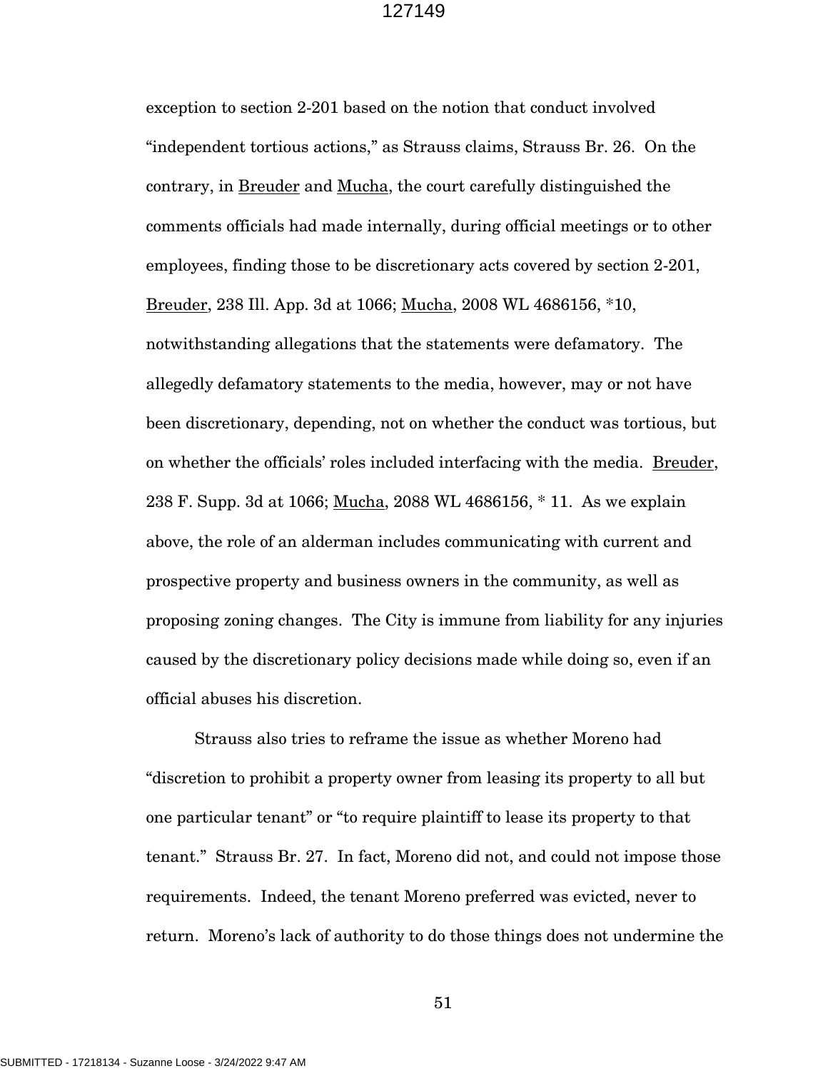exception to section 2-201 based on the notion that conduct involved "independent tortious actions," as Strauss claims, Strauss Br. 26. On the contrary, in Breuder and Mucha, the court carefully distinguished the comments officials had made internally, during official meetings or to other employees, finding those to be discretionary acts covered by section 2-201, Breuder, 238 Ill. App. 3d at 1066; Mucha, 2008 WL 4686156, *10, notwithstanding allegations that the statements were defamatory. The allegedly defamatory statements to the media, however, may or not have been discretionary, depending, not on whether the conduct was tortious, but on whether the officials' roles included interfacing with the media. Breuder, 238 F. Supp. 3d at 1066; Mucha, 2088 WL 4686156, * 11. As we explain above, the role of an alderman includes communicating with current and prospective property and business owners in the community, as well as proposing zoning changes. The City is immune from liability for any injuries caused by the discretionary policy decisions made while doing so, even if an official abuses his discretion.

Strauss also tries to reframe the issue as whether Moreno had "discretion to prohibit a property owner from leasing its property to all but one particular tenant" or "to require plaintiff to lease its property to that tenant." Strauss Br. 27. In fact, Moreno did not, and could not impose those requirements. Indeed, the tenant Moreno preferred was evicted, never to return. Moreno's lack of authority to do those things does not undermine the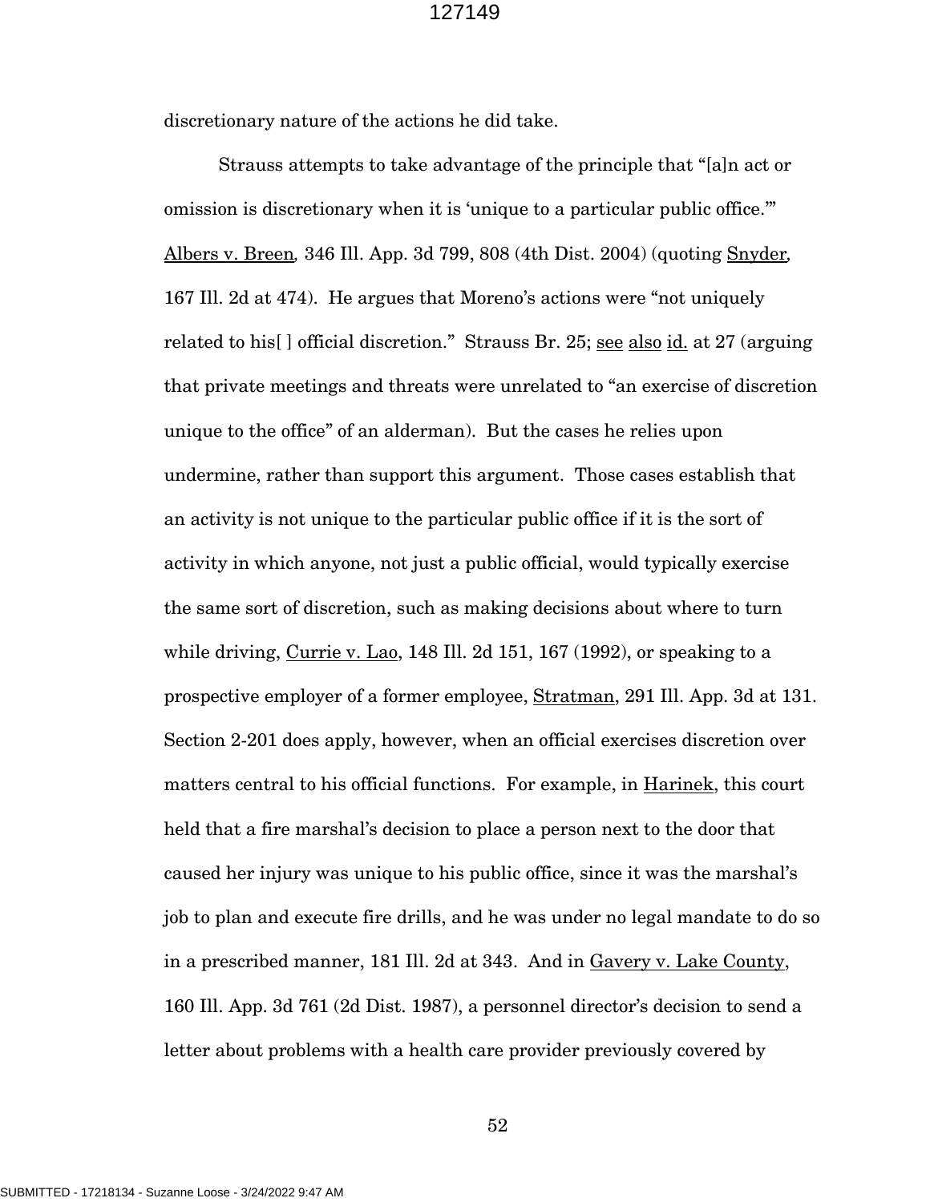discretionary nature of the actions he did take.

Strauss attempts to take advantage of the principle that "[a]n act or omission is discretionary when it is 'unique to a particular public office.'" Albers v. Breen, 346 Ill. App. 3d 799, 808 (4th Dist. 2004) (quoting Snyder, 167 Ill. 2d at 474). He argues that Moreno's actions were "not uniquely related to his[ ] official discretion." Strauss Br. 25; see also id. at 27 (arguing that private meetings and threats were unrelated to "an exercise of discretion unique to the office" of an alderman). But the cases he relies upon undermine, rather than support this argument. Those cases establish that an activity is not unique to the particular public office if it is the sort of activity in which anyone, not just a public official, would typically exercise the same sort of discretion, such as making decisions about where to turn while driving, Currie v. Lao, 148 Ill. 2d 151, 167 (1992), or speaking to a prospective employer of a former employee, Stratman, 291 Ill. App. 3d at 131. Section 2-201 does apply, however, when an official exercises discretion over matters central to his official functions. For example, in Harinek, this court held that a fire marshal's decision to place a person next to the door that caused her injury was unique to his public office, since it was the marshal's job to plan and execute fire drills, and he was under no legal mandate to do so in a prescribed manner, 181 Ill. 2d at 343. And in Gavery v. Lake County, 160 Ill. App. 3d 761 (2d Dist. 1987), a personnel director's decision to send a letter about problems with a health care provider previously covered by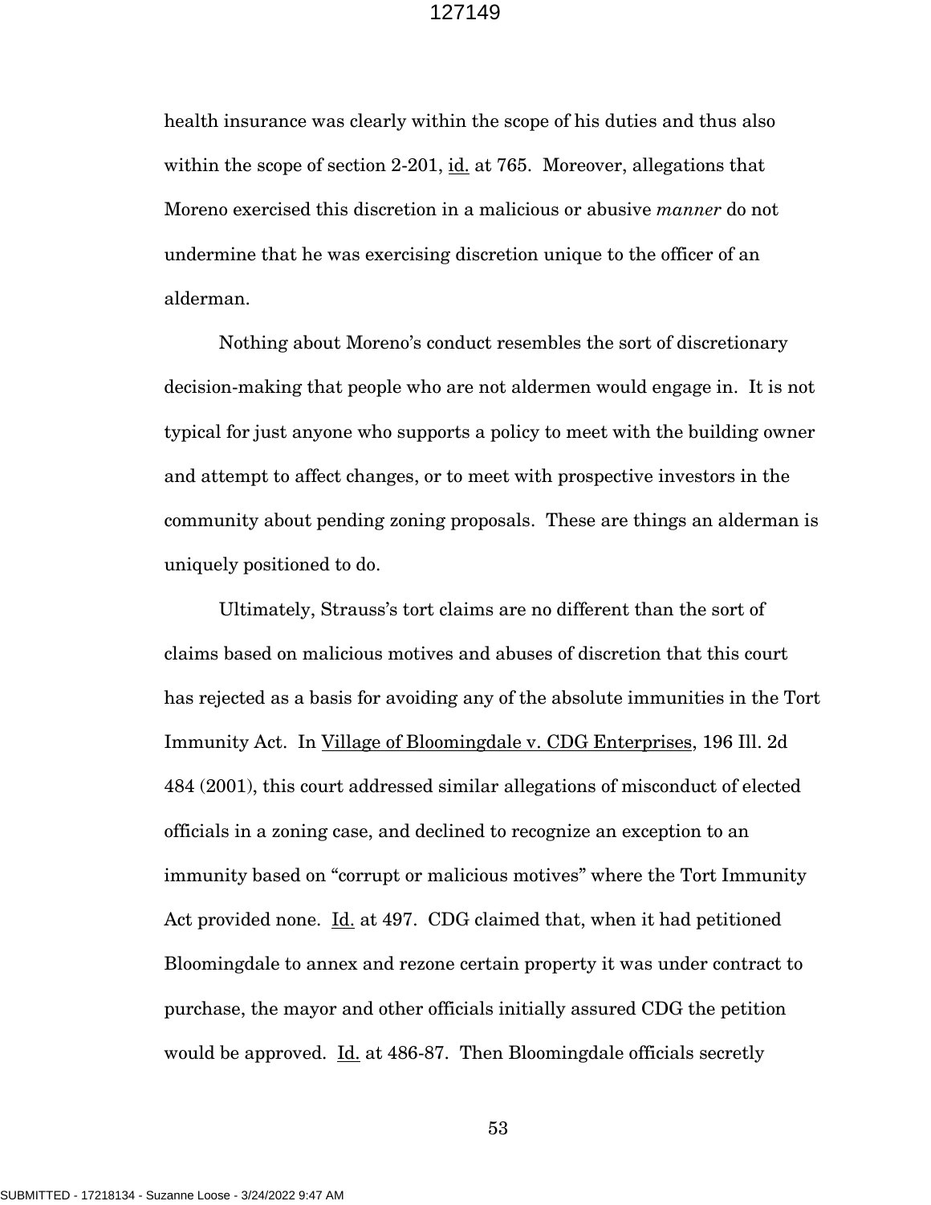health insurance was clearly within the scope of his duties and thus also within the scope of section 2-201, id. at 765. Moreover, allegations that Moreno exercised this discretion in a malicious or abusive *manner* do not undermine that he was exercising discretion unique to the officer of an alderman.

Nothing about Moreno's conduct resembles the sort of discretionary decision-making that people who are not aldermen would engage in. It is not typical for just anyone who supports a policy to meet with the building owner and attempt to affect changes, or to meet with prospective investors in the community about pending zoning proposals. These are things an alderman is uniquely positioned to do.

Ultimately, Strauss's tort claims are no different than the sort of claims based on malicious motives and abuses of discretion that this court has rejected as a basis for avoiding any of the absolute immunities in the Tort Immunity Act. In Village of Bloomingdale v. CDG Enterprises, 196 Ill. 2d 484 (2001), this court addressed similar allegations of misconduct of elected officials in a zoning case, and declined to recognize an exception to an immunity based on "corrupt or malicious motives" where the Tort Immunity Act provided none. Id. at 497. CDG claimed that, when it had petitioned Bloomingdale to annex and rezone certain property it was under contract to purchase, the mayor and other officials initially assured CDG the petition would be approved. Id. at 486-87. Then Bloomingdale officials secretly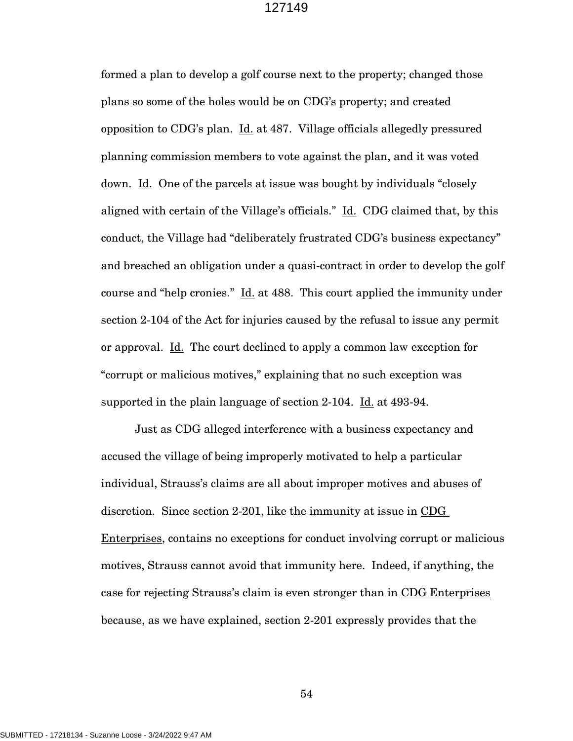formed a plan to develop a golf course next to the property; changed those plans so some of the holes would be on CDG's property; and created opposition to CDG's plan. Id. at 487. Village officials allegedly pressured planning commission members to vote against the plan, and it was voted down. Id. One of the parcels at issue was bought by individuals "closely aligned with certain of the Village's officials." Id. CDG claimed that, by this conduct, the Village had "deliberately frustrated CDG's business expectancy" and breached an obligation under a quasi-contract in order to develop the golf course and "help cronies." Id. at 488. This court applied the immunity under section 2-104 of the Act for injuries caused by the refusal to issue any permit or approval. Id. The court declined to apply a common law exception for "corrupt or malicious motives," explaining that no such exception was supported in the plain language of section 2-104. Id. at 493-94.

Just as CDG alleged interference with a business expectancy and accused the village of being improperly motivated to help a particular individual, Strauss's claims are all about improper motives and abuses of discretion. Since section 2-201, like the immunity at issue in CDG Enterprises, contains no exceptions for conduct involving corrupt or malicious motives, Strauss cannot avoid that immunity here. Indeed, if anything, the case for rejecting Strauss's claim is even stronger than in CDG Enterprises because, as we have explained, section 2-201 expressly provides that the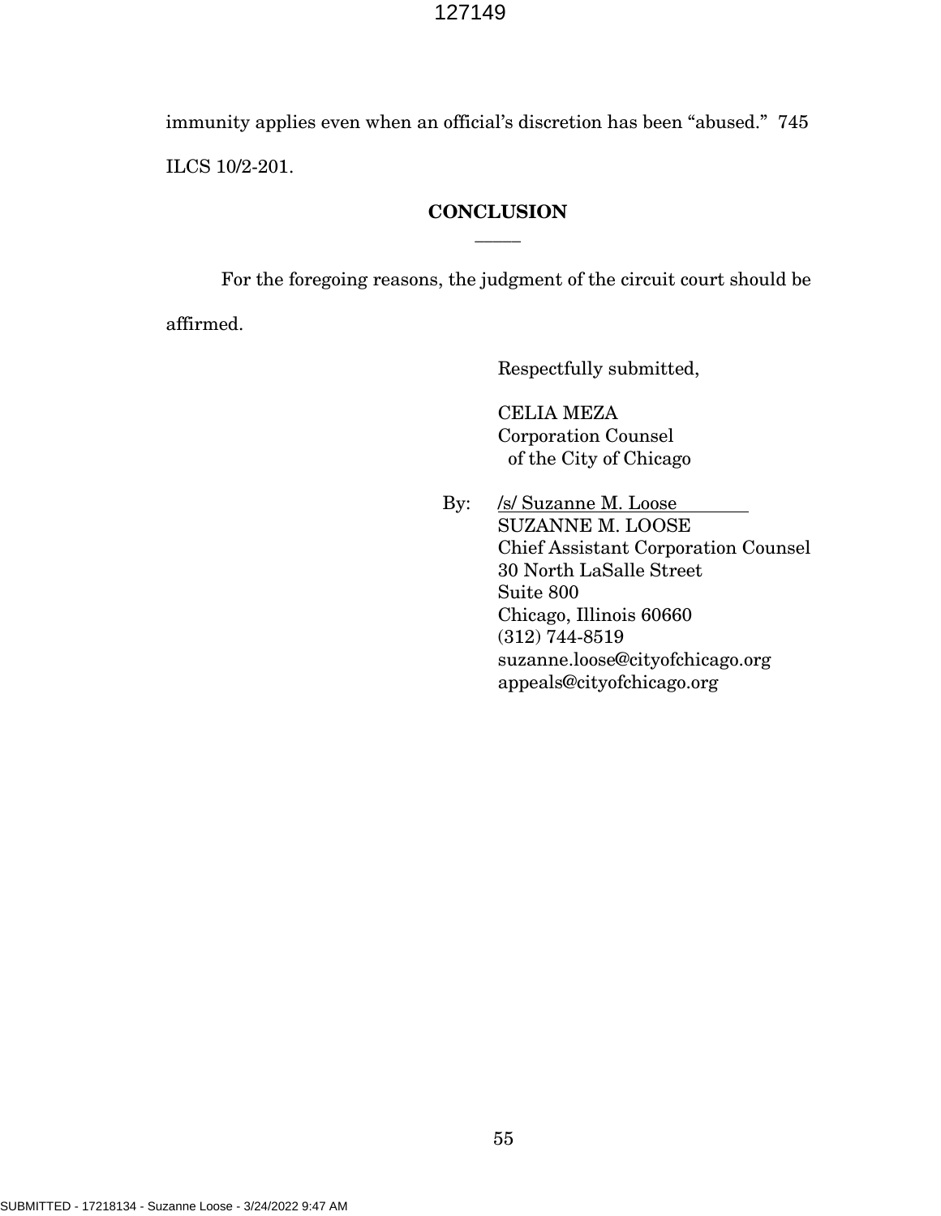immunity applies even when an official's discretion has been "abused." 745 ILCS 10/2-201.

## CONCLUSION

For the foregoing reasons, the judgment of the circuit court should be affirmed.

Respectfully submitted,

CELIA MEZA
Corporation Counsel
of the City of Chicago

By: /s/ Suzanne M. Loose
SUZANNE M. LOOSE
Chief Assistant Corporation Counsel
30 North LaSalle Street
Suite 800
Chicago, Illinois 60660
(312) 744-8519
suzanne.loose@cityofchicago.org
appeals@cityofchicago.org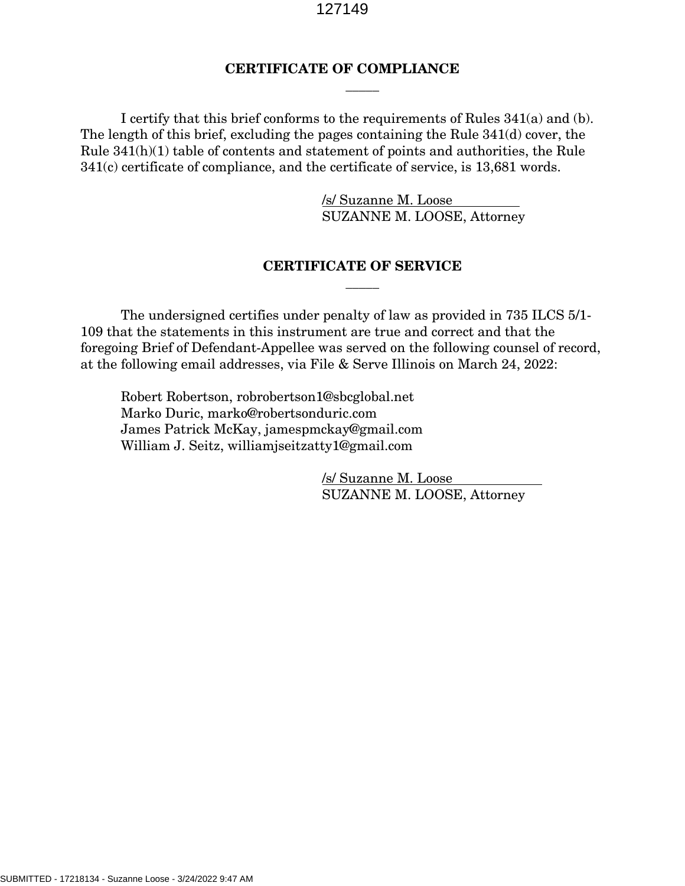## CERTIFICATE OF COMPLIANCE

I certify that this brief conforms to the requirements of Rules 341(a) and (b). The length of this brief, excluding the pages containing the Rule 341(d) cover, the Rule 341(h)(1) table of contents and statement of points and authorities, the Rule 341(c) certificate of compliance, and the certificate of service, is 13,681 words.

/s/ Suzanne M. Loose
SUZANNE M. LOOSE, Attorney

## CERTIFICATE OF SERVICE

The undersigned certifies under penalty of law as provided in 735 ILCS 5/1-109 that the statements in this instrument are true and correct and that the foregoing Brief of Defendant-Appellee was served on the following counsel of record, at the following email addresses, via File & Serve Illinois on March 24, 2022:

Robert Robertson, robrobertson1@sbcglobal.net
Marko Duric, marko@robertsonduric.com
James Patrick McKay, jamespmckay@gmail.com
William J. Seitz, williamjseitzatty1@gmail.com

/s/ Suzanne M. Loose
SUZANNE M. LOOSE, Attorney